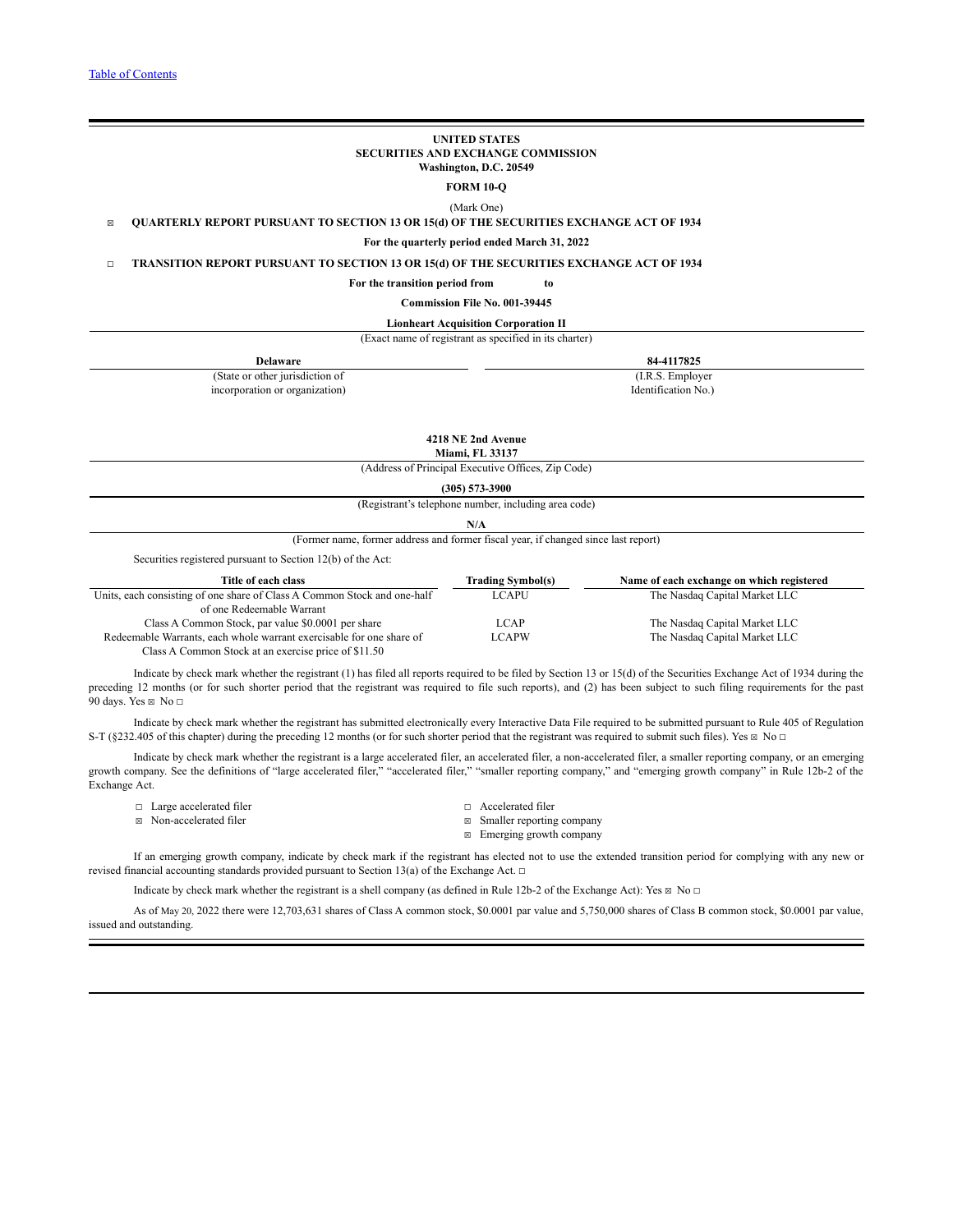[Table of Contents]

**UNITED STATES**
**SECURITIES AND EXCHANGE COMMISSION**
**Washington, D.C. 20549**

**FORM 10-Q**

(Mark One)

☒ **QUARTERLY REPORT PURSUANT TO SECTION 13 OR 15(d) OF THE SECURITIES EXCHANGE ACT OF 1934**

**For the quarterly period ended March 31, 2022**

☐ **TRANSITION REPORT PURSUANT TO SECTION 13 OR 15(d) OF THE SECURITIES EXCHANGE ACT OF 1934**

**For the transition period from to**

**Commission File No. 001-39445**

**Lionheart Acquisition Corporation II**

(Exact name of registrant as specified in its charter)

| **Delaware** | **84-4117825** |
|---|---|
| (State or other jurisdiction of incorporation or organization) | (I.R.S. Employer Identification No.) |

**4218 NE 2nd Avenue**
**Miami, FL 33137**

(Address of Principal Executive Offices, Zip Code)

**(305) 573-3900**

(Registrant's telephone number, including area code)

**N/A**

(Former name, former address and former fiscal year, if changed since last report)

Securities registered pursuant to Section 12(b) of the Act:

| Title of each class | Trading Symbol(s) | Name of each exchange on which registered |
|---|---|---|
| Units, each consisting of one share of Class A Common Stock and one-half of one Redeemable Warrant | LCAPU | The Nasdaq Capital Market LLC |
| Class A Common Stock, par value $0.0001 per share | LCAP | The Nasdaq Capital Market LLC |
| Redeemable Warrants, each whole warrant exercisable for one share of Class A Common Stock at an exercise price of $11.50 | LCAPW | The Nasdaq Capital Market LLC |

Indicate by check mark whether the registrant (1) has filed all reports required to be filed by Section 13 or 15(d) of the Securities Exchange Act of 1934 during the preceding 12 months (or for such shorter period that the registrant was required to file such reports), and (2) has been subject to such filing requirements for the past 90 days. Yes ☒ No ☐

Indicate by check mark whether the registrant has submitted electronically every Interactive Data File required to be submitted pursuant to Rule 405 of Regulation S-T (§232.405 of this chapter) during the preceding 12 months (or for such shorter period that the registrant was required to submit such files). Yes ☒ No ☐

Indicate by check mark whether the registrant is a large accelerated filer, an accelerated filer, a non-accelerated filer, a smaller reporting company, or an emerging growth company. See the definitions of "large accelerated filer," "accelerated filer," "smaller reporting company," and "emerging growth company" in Rule 12b-2 of the Exchange Act.

| | |
|---|---|
| ☐ Large accelerated filer | ☐ Accelerated filer |
| ☒ Non-accelerated filer | ☒ Smaller reporting company |
| | ☒ Emerging growth company |

If an emerging growth company, indicate by check mark if the registrant has elected not to use the extended transition period for complying with any new or revised financial accounting standards provided pursuant to Section 13(a) of the Exchange Act. ☐

Indicate by check mark whether the registrant is a shell company (as defined in Rule 12b-2 of the Exchange Act): Yes ☒ No ☐

As of May 20, 2022 there were 12,703,631 shares of Class A common stock, $0.0001 par value and 5,750,000 shares of Class B common stock, $0.0001 par value, issued and outstanding.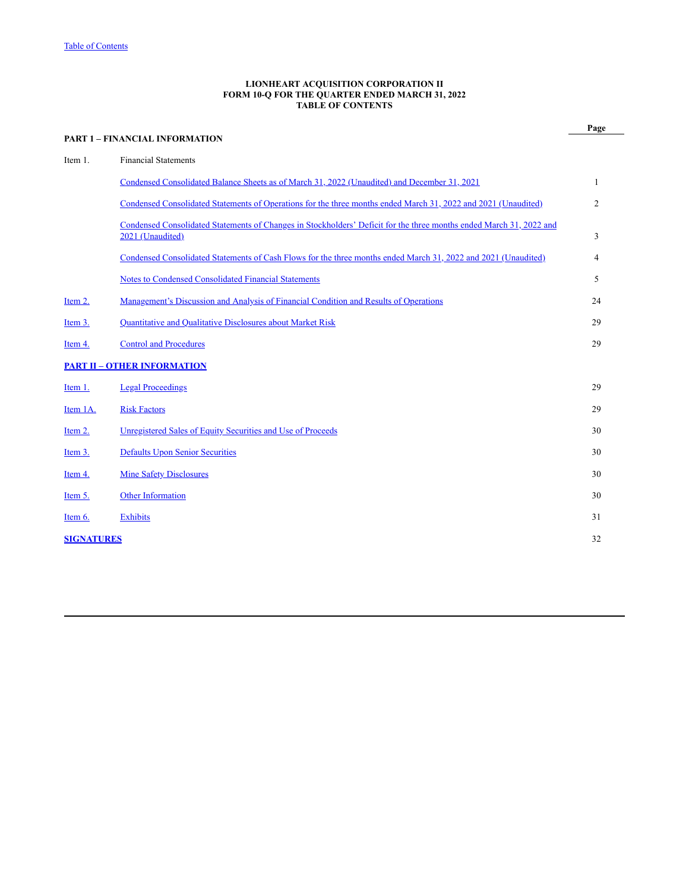[Table of Contents]

**LIONHEART ACQUISITION CORPORATION II**
**FORM 10-Q FOR THE QUARTER ENDED MARCH 31, 2022**
**TABLE OF CONTENTS**

| | | Page |
|---|---|---|
| **PART 1 – FINANCIAL INFORMATION** | | |
| Item 1. | Financial Statements | |
| | Condensed Consolidated Balance Sheets as of March 31, 2022 (Unaudited) and December 31, 2021 | 1 |
| | Condensed Consolidated Statements of Operations for the three months ended March 31, 2022 and 2021 (Unaudited) | 2 |
| | Condensed Consolidated Statements of Changes in Stockholders' Deficit for the three months ended March 31, 2022 and 2021 (Unaudited) | 3 |
| | Condensed Consolidated Statements of Cash Flows for the three months ended March 31, 2022 and 2021 (Unaudited) | 4 |
| | Notes to Condensed Consolidated Financial Statements | 5 |
| Item 2. | Management's Discussion and Analysis of Financial Condition and Results of Operations | 24 |
| Item 3. | Quantitative and Qualitative Disclosures about Market Risk | 29 |
| Item 4. | Control and Procedures | 29 |
| **PART II – OTHER INFORMATION** | | |
| Item 1. | Legal Proceedings | 29 |
| Item 1A. | Risk Factors | 29 |
| Item 2. | Unregistered Sales of Equity Securities and Use of Proceeds | 30 |
| Item 3. | Defaults Upon Senior Securities | 30 |
| Item 4. | Mine Safety Disclosures | 30 |
| Item 5. | Other Information | 30 |
| Item 6. | Exhibits | 31 |
| **SIGNATURES** | | 32 |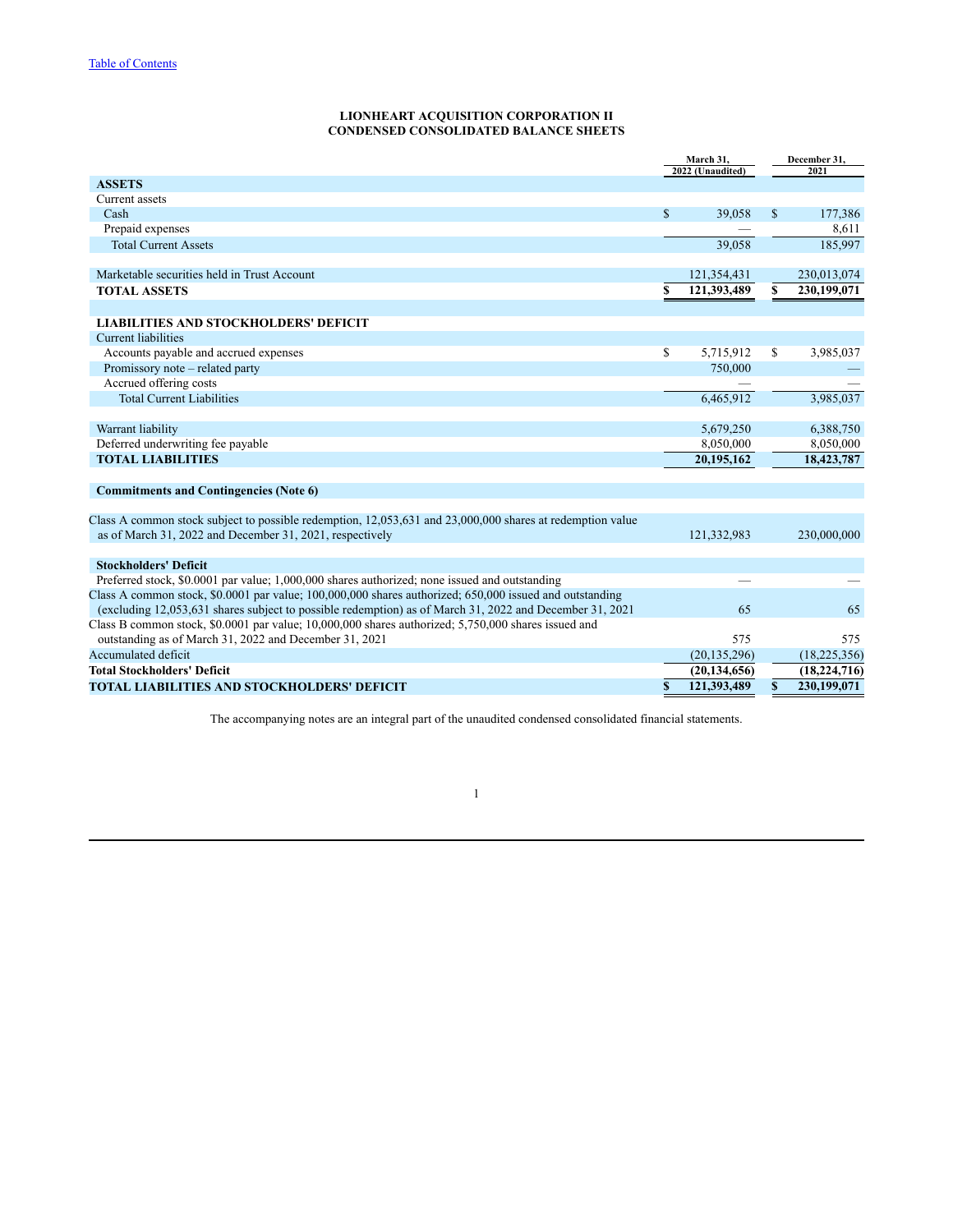[Table of Contents]

**LIONHEART ACQUISITION CORPORATION II**
**CONDENSED CONSOLIDATED BALANCE SHEETS**

| | March 31, 2022 (Unaudited) | December 31, 2021 |
|---|---|---|
| **ASSETS** | | |
| Current assets | | |
| Cash | $ 39,058 | $ 177,386 |
| Prepaid expenses | — | 8,611 |
| Total Current Assets | 39,058 | 185,997 |
| | | |
| Marketable securities held in Trust Account | 121,354,431 | 230,013,074 |
| **TOTAL ASSETS** | **$ 121,393,489** | **$ 230,199,071** |
| | | |
| **LIABILITIES AND STOCKHOLDERS' DEFICIT** | | |
| Current liabilities | | |
| Accounts payable and accrued expenses | $ 5,715,912 | $ 3,985,037 |
| Promissory note – related party | 750,000 | — |
| Accrued offering costs | — | — |
| Total Current Liabilities | 6,465,912 | 3,985,037 |
| | | |
| Warrant liability | 5,679,250 | 6,388,750 |
| Deferred underwriting fee payable | 8,050,000 | 8,050,000 |
| **TOTAL LIABILITIES** | **20,195,162** | **18,423,787** |
| | | |
| **Commitments and Contingencies (Note 6)** | | |
| | | |
| Class A common stock subject to possible redemption, 12,053,631 and 23,000,000 shares at redemption value as of March 31, 2022 and December 31, 2021, respectively | 121,332,983 | 230,000,000 |
| | | |
| **Stockholders' Deficit** | | |
| Preferred stock, $0.0001 par value; 1,000,000 shares authorized; none issued and outstanding | — | — |
| Class A common stock, $0.0001 par value; 100,000,000 shares authorized; 650,000 issued and outstanding (excluding 12,053,631 shares subject to possible redemption) as of March 31, 2022 and December 31, 2021 | 65 | 65 |
| Class B common stock, $0.0001 par value; 10,000,000 shares authorized; 5,750,000 shares issued and outstanding as of March 31, 2022 and December 31, 2021 | 575 | 575 |
| Accumulated deficit | (20,135,296) | (18,225,356) |
| **Total Stockholders' Deficit** | **(20,134,656)** | **(18,224,716)** |
| **TOTAL LIABILITIES AND STOCKHOLDERS' DEFICIT** | **$ 121,393,489** | **$ 230,199,071** |

The accompanying notes are an integral part of the unaudited condensed consolidated financial statements.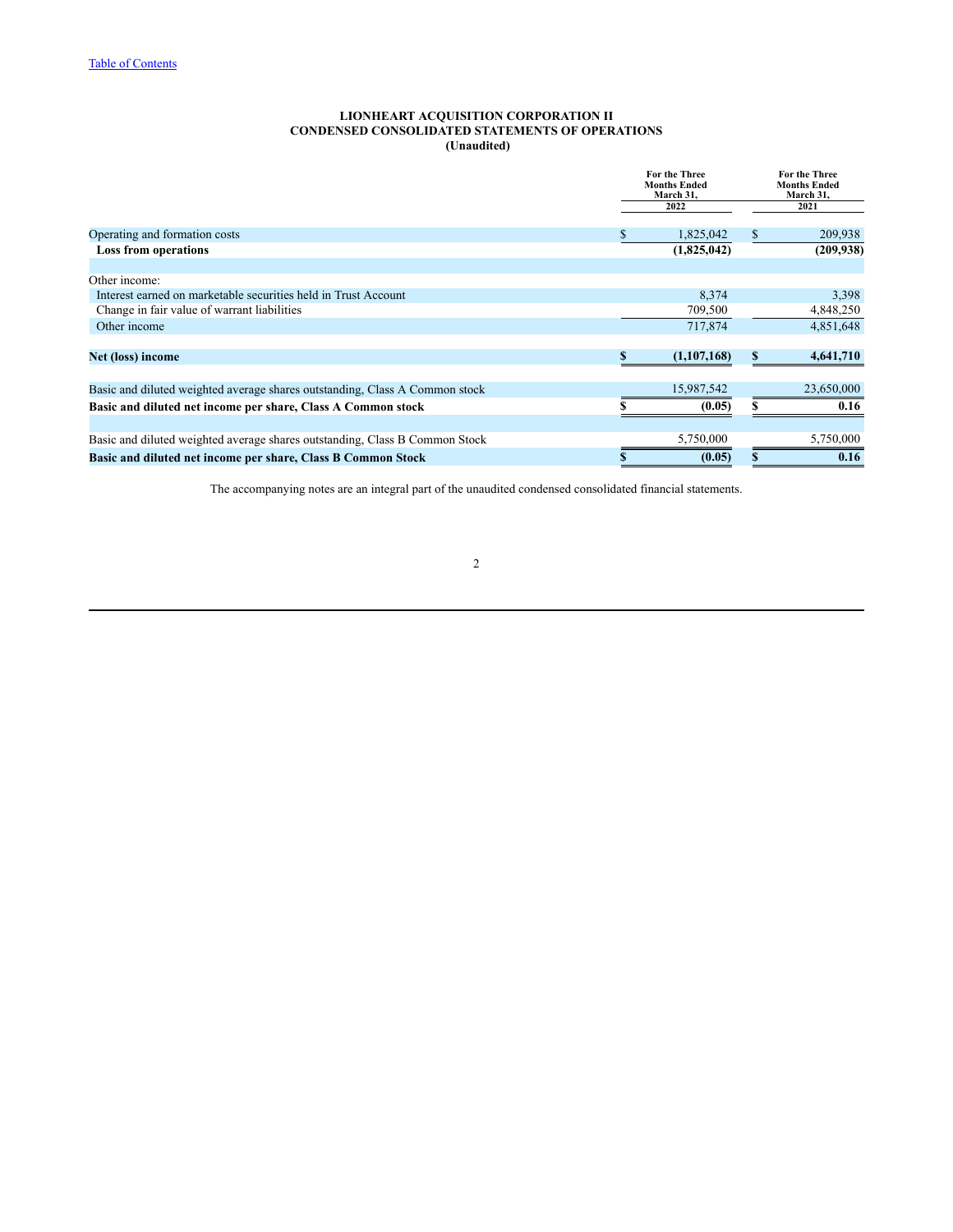**LIONHEART ACQUISITION CORPORATION II**
**CONDENSED CONSOLIDATED STATEMENTS OF OPERATIONS**
**(Unaudited)**

| | For the Three Months Ended March 31, 2022 | For the Three Months Ended March 31, 2021 |
|---|---|---|
| Operating and formation costs | $ 1,825,042 | $ 209,938 |
| **Loss from operations** | **(1,825,042)** | **(209,938)** |
| | | |
| Other income: | | |
| Interest earned on marketable securities held in Trust Account | 8,374 | 3,398 |
| Change in fair value of warrant liabilities | 709,500 | 4,848,250 |
| Other income | 717,874 | 4,851,648 |
| | | |
| **Net (loss) income** | **$ (1,107,168)** | **$ 4,641,710** |
| | | |
| Basic and diluted weighted average shares outstanding, Class A Common stock | 15,987,542 | 23,650,000 |
| **Basic and diluted net income per share, Class A Common stock** | **$ (0.05)** | **$ 0.16** |
| | | |
| Basic and diluted weighted average shares outstanding, Class B Common Stock | 5,750,000 | 5,750,000 |
| **Basic and diluted net income per share, Class B Common Stock** | **$ (0.05)** | **$ 0.16** |

The accompanying notes are an integral part of the unaudited condensed consolidated financial statements.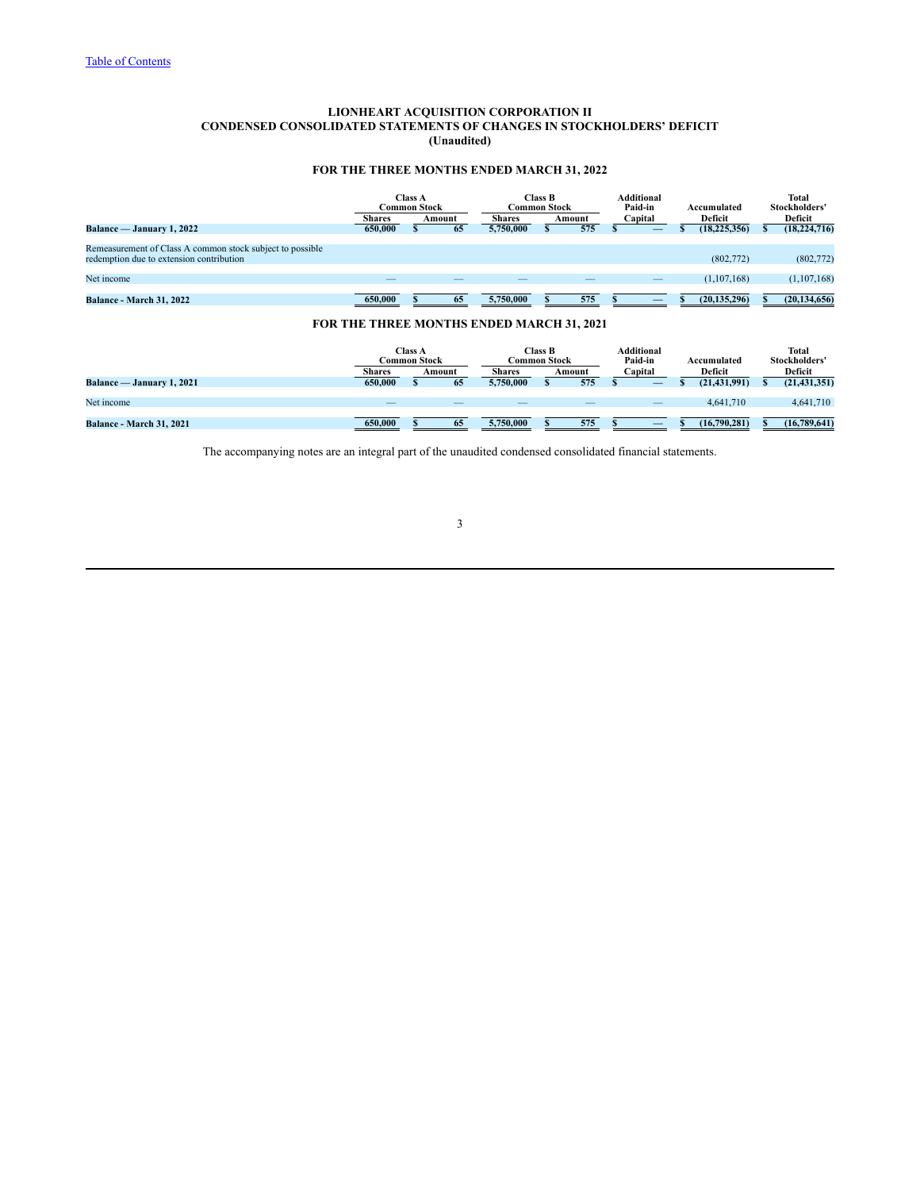# LIONHEART ACQUISITION CORPORATION II
## CONDENSED CONSOLIDATED STATEMENTS OF CHANGES IN STOCKHOLDERS' DEFICIT
### (Unaudited)

### FOR THE THREE MONTHS ENDED MARCH 31, 2022

| | Class A Common Stock | | Class B Common Stock | | Additional Paid-in Capital | Accumulated Deficit | Total Stockholders' Deficit |
|---|---|---|---|---|---|---|---|
| | Shares | Amount | Shares | Amount | | | |
| **Balance — January 1, 2022** | **650,000** | **$ 65** | **5,750,000** | **$ 575** | **$ —** | **$ (18,225,356)** | **$ (18,224,716)** |
| Remeasurement of Class A common stock subject to possible redemption due to extension contribution | | | | | | (802,772) | (802,772) |
| Net income | — | — | — | — | — | (1,107,168) | (1,107,168) |
| **Balance - March 31, 2022** | **650,000** | **$ 65** | **5,750,000** | **$ 575** | **$ —** | **$ (20,135,296)** | **$ (20,134,656)** |

### FOR THE THREE MONTHS ENDED MARCH 31, 2021

| | Class A Common Stock | | Class B Common Stock | | Additional Paid-in Capital | Accumulated Deficit | Total Stockholders' Deficit |
|---|---|---|---|---|---|---|---|
| | Shares | Amount | Shares | Amount | | | |
| **Balance — January 1, 2021** | **650,000** | **$ 65** | **5,750,000** | **$ 575** | **$ —** | **$ (21,431,991)** | **$ (21,431,351)** |
| Net income | — | — | — | — | — | 4,641,710 | 4,641,710 |
| **Balance - March 31, 2021** | **650,000** | **$ 65** | **5,750,000** | **$ 575** | **$ —** | **$ (16,790,281)** | **$ (16,789,641)** |

The accompanying notes are an integral part of the unaudited condensed consolidated financial statements.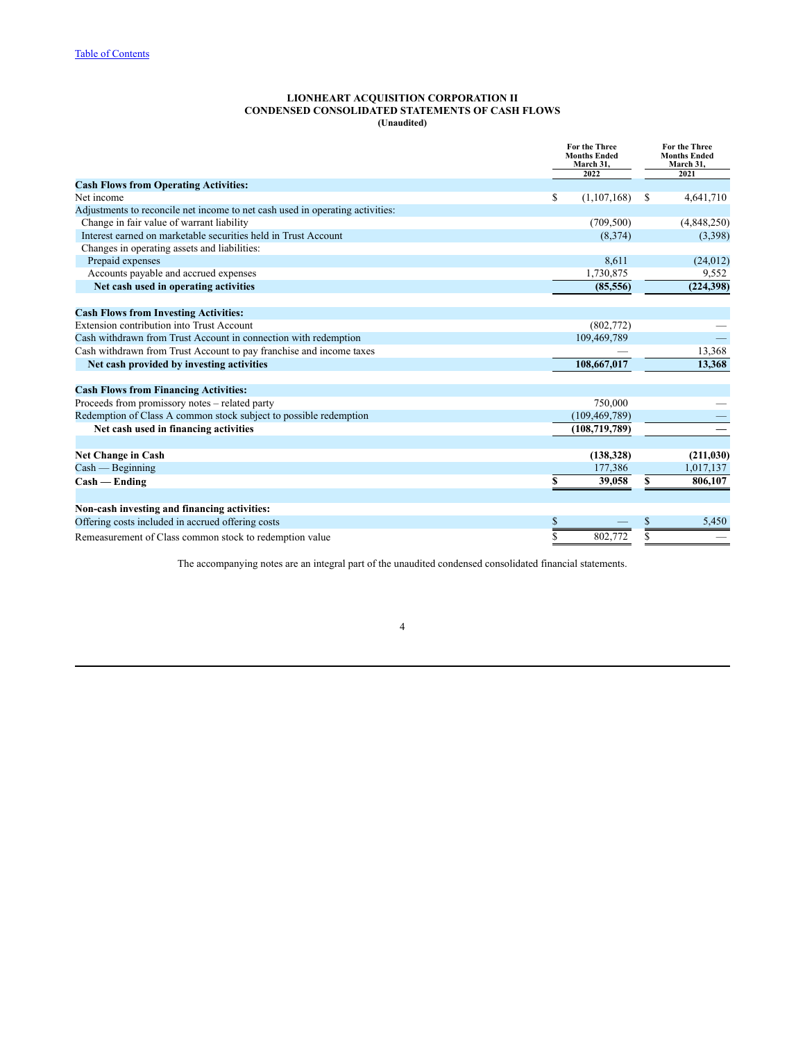Table of Contents

**LIONHEART ACQUISITION CORPORATION II**
**CONDENSED CONSOLIDATED STATEMENTS OF CASH FLOWS**
**(Unaudited)**

| | For the Three Months Ended March 31, 2022 | For the Three Months Ended March 31, 2021 |
|---|---|---|
| **Cash Flows from Operating Activities:** | | |
| Net income | $ (1,107,168) | $ 4,641,710 |
| Adjustments to reconcile net income to net cash used in operating activities: | | |
| Change in fair value of warrant liability | (709,500) | (4,848,250) |
| Interest earned on marketable securities held in Trust Account | (8,374) | (3,398) |
| Changes in operating assets and liabilities: | | |
| Prepaid expenses | 8,611 | (24,012) |
| Accounts payable and accrued expenses | 1,730,875 | 9,552 |
| **Net cash used in operating activities** | **(85,556)** | **(224,398)** |
| **Cash Flows from Investing Activities:** | | |
| Extension contribution into Trust Account | (802,772) | — |
| Cash withdrawn from Trust Account in connection with redemption | 109,469,789 | — |
| Cash withdrawn from Trust Account to pay franchise and income taxes | — | 13,368 |
| **Net cash provided by investing activities** | **108,667,017** | **13,368** |
| **Cash Flows from Financing Activities:** | | |
| Proceeds from promissory notes – related party | 750,000 | — |
| Redemption of Class A common stock subject to possible redemption | (109,469,789) | — |
| **Net cash used in financing activities** | **(108,719,789)** | **—** |
| **Net Change in Cash** | **(138,328)** | **(211,030)** |
| Cash — Beginning | 177,386 | 1,017,137 |
| **Cash — Ending** | **$ 39,058** | **$ 806,107** |
| **Non-cash investing and financing activities:** | | |
| Offering costs included in accrued offering costs | $ — | $ 5,450 |
| Remeasurement of Class common stock to redemption value | $ 802,772 | $ — |

The accompanying notes are an integral part of the unaudited condensed consolidated financial statements.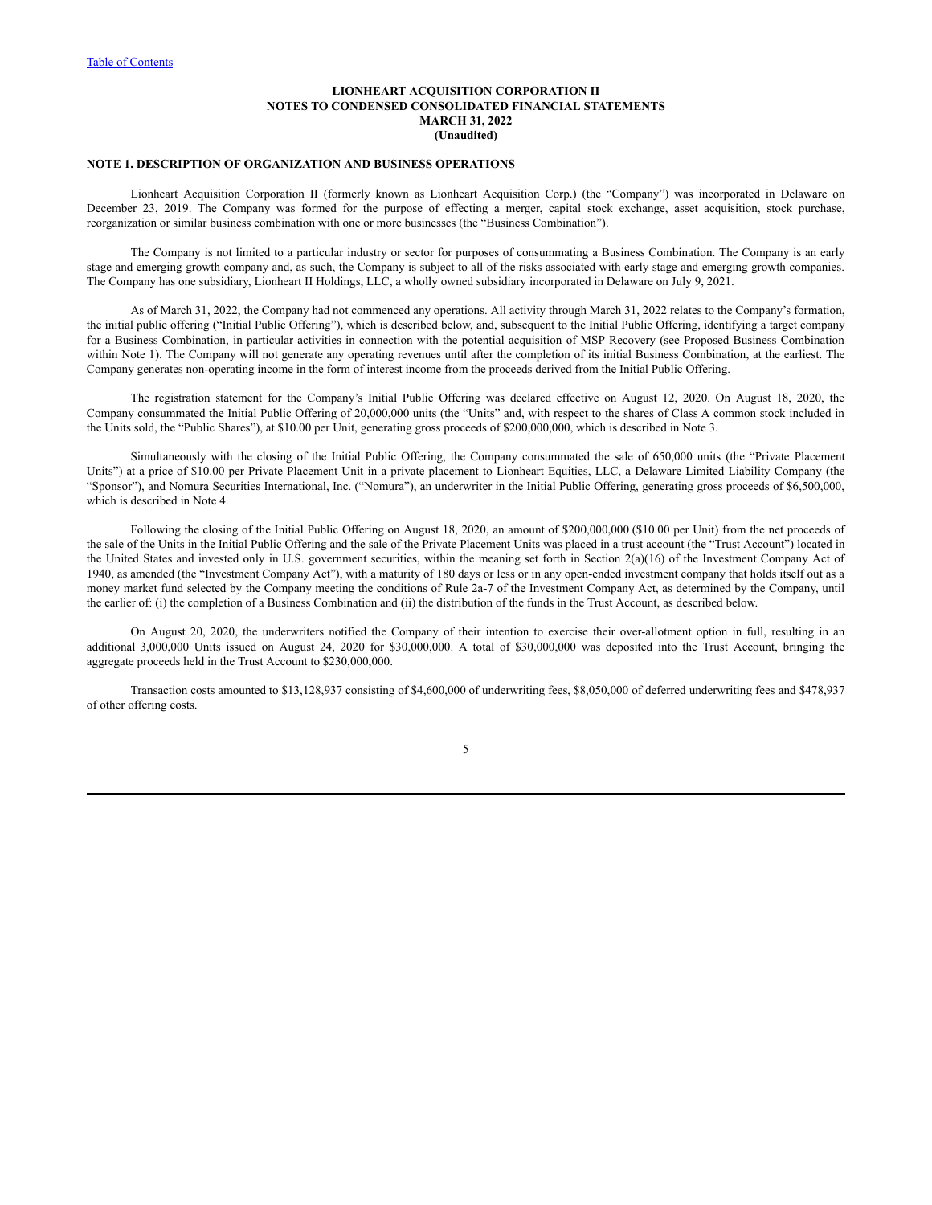**LIONHEART ACQUISITION CORPORATION II**
**NOTES TO CONDENSED CONSOLIDATED FINANCIAL STATEMENTS**
**MARCH 31, 2022**
**(Unaudited)**

**NOTE 1. DESCRIPTION OF ORGANIZATION AND BUSINESS OPERATIONS**

Lionheart Acquisition Corporation II (formerly known as Lionheart Acquisition Corp.) (the "Company") was incorporated in Delaware on December 23, 2019. The Company was formed for the purpose of effecting a merger, capital stock exchange, asset acquisition, stock purchase, reorganization or similar business combination with one or more businesses (the "Business Combination").

The Company is not limited to a particular industry or sector for purposes of consummating a Business Combination. The Company is an early stage and emerging growth company and, as such, the Company is subject to all of the risks associated with early stage and emerging growth companies. The Company has one subsidiary, Lionheart II Holdings, LLC, a wholly owned subsidiary incorporated in Delaware on July 9, 2021.

As of March 31, 2022, the Company had not commenced any operations. All activity through March 31, 2022 relates to the Company's formation, the initial public offering ("Initial Public Offering"), which is described below, and, subsequent to the Initial Public Offering, identifying a target company for a Business Combination, in particular activities in connection with the potential acquisition of MSP Recovery (see Proposed Business Combination within Note 1). The Company will not generate any operating revenues until after the completion of its initial Business Combination, at the earliest. The Company generates non-operating income in the form of interest income from the proceeds derived from the Initial Public Offering.

The registration statement for the Company's Initial Public Offering was declared effective on August 12, 2020. On August 18, 2020, the Company consummated the Initial Public Offering of 20,000,000 units (the "Units" and, with respect to the shares of Class A common stock included in the Units sold, the "Public Shares"), at $10.00 per Unit, generating gross proceeds of $200,000,000, which is described in Note 3.

Simultaneously with the closing of the Initial Public Offering, the Company consummated the sale of 650,000 units (the "Private Placement Units") at a price of $10.00 per Private Placement Unit in a private placement to Lionheart Equities, LLC, a Delaware Limited Liability Company (the "Sponsor"), and Nomura Securities International, Inc. ("Nomura"), an underwriter in the Initial Public Offering, generating gross proceeds of $6,500,000, which is described in Note 4.

Following the closing of the Initial Public Offering on August 18, 2020, an amount of $200,000,000 ($10.00 per Unit) from the net proceeds of the sale of the Units in the Initial Public Offering and the sale of the Private Placement Units was placed in a trust account (the "Trust Account") located in the United States and invested only in U.S. government securities, within the meaning set forth in Section 2(a)(16) of the Investment Company Act of 1940, as amended (the "Investment Company Act"), with a maturity of 180 days or less or in any open-ended investment company that holds itself out as a money market fund selected by the Company meeting the conditions of Rule 2a-7 of the Investment Company Act, as determined by the Company, until the earlier of: (i) the completion of a Business Combination and (ii) the distribution of the funds in the Trust Account, as described below.

On August 20, 2020, the underwriters notified the Company of their intention to exercise their over-allotment option in full, resulting in an additional 3,000,000 Units issued on August 24, 2020 for $30,000,000. A total of $30,000,000 was deposited into the Trust Account, bringing the aggregate proceeds held in the Trust Account to $230,000,000.

Transaction costs amounted to $13,128,937 consisting of $4,600,000 of underwriting fees, $8,050,000 of deferred underwriting fees and $478,937 of other offering costs.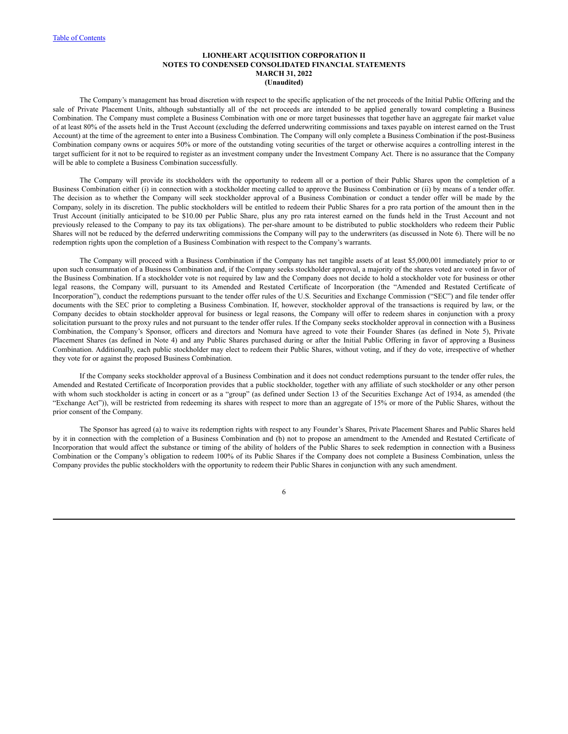The Company's management has broad discretion with respect to the specific application of the net proceeds of the Initial Public Offering and the sale of Private Placement Units, although substantially all of the net proceeds are intended to be applied generally toward completing a Business Combination. The Company must complete a Business Combination with one or more target businesses that together have an aggregate fair market value of at least 80% of the assets held in the Trust Account (excluding the deferred underwriting commissions and taxes payable on interest earned on the Trust Account) at the time of the agreement to enter into a Business Combination. The Company will only complete a Business Combination if the post-Business Combination company owns or acquires 50% or more of the outstanding voting securities of the target or otherwise acquires a controlling interest in the target sufficient for it not to be required to register as an investment company under the Investment Company Act. There is no assurance that the Company will be able to complete a Business Combination successfully.

The Company will provide its stockholders with the opportunity to redeem all or a portion of their Public Shares upon the completion of a Business Combination either (i) in connection with a stockholder meeting called to approve the Business Combination or (ii) by means of a tender offer. The decision as to whether the Company will seek stockholder approval of a Business Combination or conduct a tender offer will be made by the Company, solely in its discretion. The public stockholders will be entitled to redeem their Public Shares for a pro rata portion of the amount then in the Trust Account (initially anticipated to be $10.00 per Public Share, plus any pro rata interest earned on the funds held in the Trust Account and not previously released to the Company to pay its tax obligations). The per-share amount to be distributed to public stockholders who redeem their Public Shares will not be reduced by the deferred underwriting commissions the Company will pay to the underwriters (as discussed in Note 6). There will be no redemption rights upon the completion of a Business Combination with respect to the Company's warrants.

The Company will proceed with a Business Combination if the Company has net tangible assets of at least $5,000,001 immediately prior to or upon such consummation of a Business Combination and, if the Company seeks stockholder approval, a majority of the shares voted are voted in favor of the Business Combination. If a stockholder vote is not required by law and the Company does not decide to hold a stockholder vote for business or other legal reasons, the Company will, pursuant to its Amended and Restated Certificate of Incorporation (the "Amended and Restated Certificate of Incorporation"), conduct the redemptions pursuant to the tender offer rules of the U.S. Securities and Exchange Commission ("SEC") and file tender offer documents with the SEC prior to completing a Business Combination. If, however, stockholder approval of the transactions is required by law, or the Company decides to obtain stockholder approval for business or legal reasons, the Company will offer to redeem shares in conjunction with a proxy solicitation pursuant to the proxy rules and not pursuant to the tender offer rules. If the Company seeks stockholder approval in connection with a Business Combination, the Company's Sponsor, officers and directors and Nomura have agreed to vote their Founder Shares (as defined in Note 5), Private Placement Shares (as defined in Note 4) and any Public Shares purchased during or after the Initial Public Offering in favor of approving a Business Combination. Additionally, each public stockholder may elect to redeem their Public Shares, without voting, and if they do vote, irrespective of whether they vote for or against the proposed Business Combination.

If the Company seeks stockholder approval of a Business Combination and it does not conduct redemptions pursuant to the tender offer rules, the Amended and Restated Certificate of Incorporation provides that a public stockholder, together with any affiliate of such stockholder or any other person with whom such stockholder is acting in concert or as a "group" (as defined under Section 13 of the Securities Exchange Act of 1934, as amended (the "Exchange Act")), will be restricted from redeeming its shares with respect to more than an aggregate of 15% or more of the Public Shares, without the prior consent of the Company.

The Sponsor has agreed (a) to waive its redemption rights with respect to any Founder's Shares, Private Placement Shares and Public Shares held by it in connection with the completion of a Business Combination and (b) not to propose an amendment to the Amended and Restated Certificate of Incorporation that would affect the substance or timing of the ability of holders of the Public Shares to seek redemption in connection with a Business Combination or the Company's obligation to redeem 100% of its Public Shares if the Company does not complete a Business Combination, unless the Company provides the public stockholders with the opportunity to redeem their Public Shares in conjunction with any such amendment.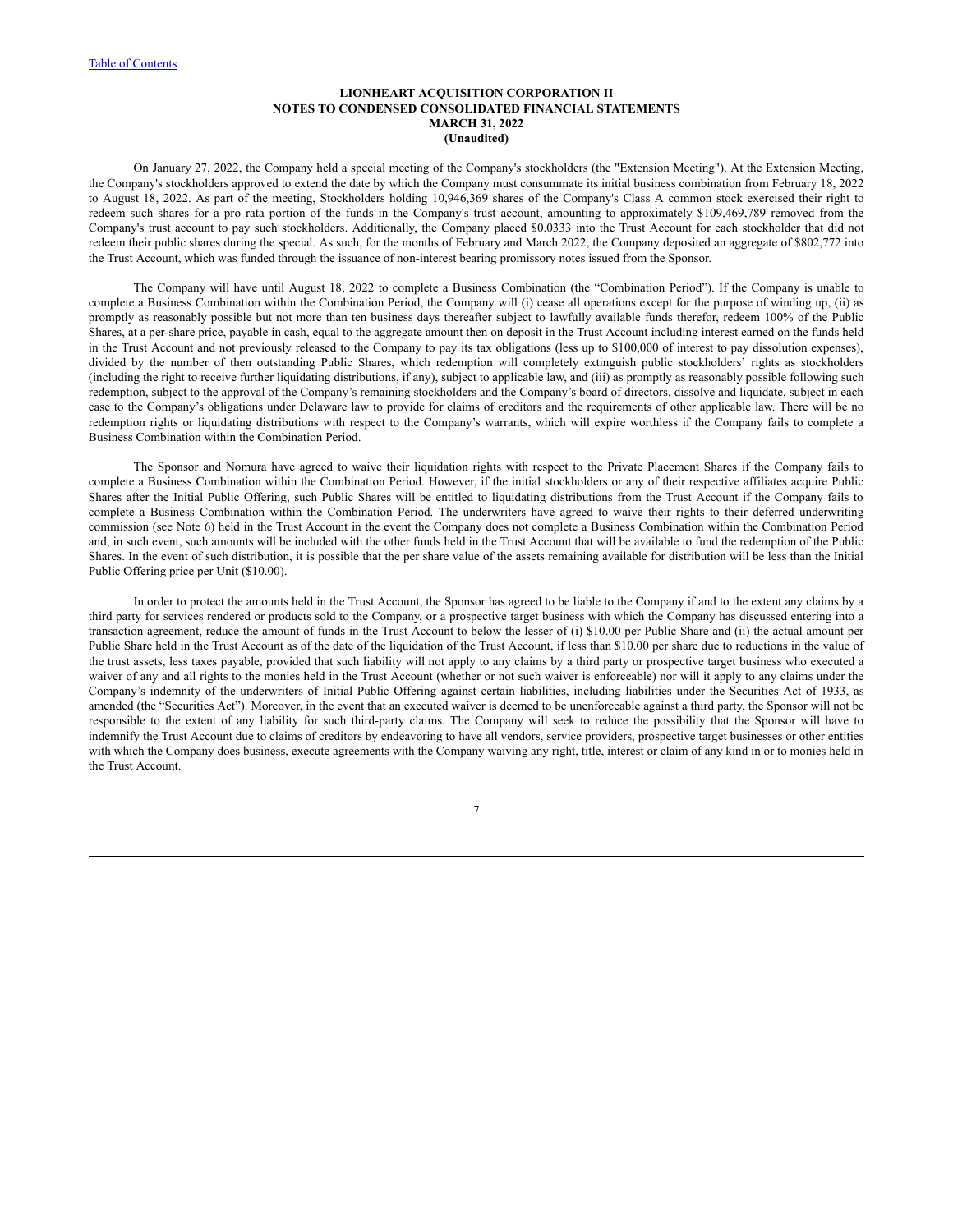**LIONHEART ACQUISITION CORPORATION II**
**NOTES TO CONDENSED CONSOLIDATED FINANCIAL STATEMENTS**
**MARCH 31, 2022**
**(Unaudited)**

On January 27, 2022, the Company held a special meeting of the Company's stockholders (the "Extension Meeting"). At the Extension Meeting, the Company's stockholders approved to extend the date by which the Company must consummate its initial business combination from February 18, 2022 to August 18, 2022. As part of the meeting, Stockholders holding 10,946,369 shares of the Company's Class A common stock exercised their right to redeem such shares for a pro rata portion of the funds in the Company's trust account, amounting to approximately $109,469,789 removed from the Company's trust account to pay such stockholders. Additionally, the Company placed $0.0333 into the Trust Account for each stockholder that did not redeem their public shares during the special. As such, for the months of February and March 2022, the Company deposited an aggregate of $802,772 into the Trust Account, which was funded through the issuance of non-interest bearing promissory notes issued from the Sponsor.

The Company will have until August 18, 2022 to complete a Business Combination (the "Combination Period"). If the Company is unable to complete a Business Combination within the Combination Period, the Company will (i) cease all operations except for the purpose of winding up, (ii) as promptly as reasonably possible but not more than ten business days thereafter subject to lawfully available funds therefor, redeem 100% of the Public Shares, at a per-share price, payable in cash, equal to the aggregate amount then on deposit in the Trust Account including interest earned on the funds held in the Trust Account and not previously released to the Company to pay its tax obligations (less up to $100,000 of interest to pay dissolution expenses), divided by the number of then outstanding Public Shares, which redemption will completely extinguish public stockholders' rights as stockholders (including the right to receive further liquidating distributions, if any), subject to applicable law, and (iii) as promptly as reasonably possible following such redemption, subject to the approval of the Company's remaining stockholders and the Company's board of directors, dissolve and liquidate, subject in each case to the Company's obligations under Delaware law to provide for claims of creditors and the requirements of other applicable law. There will be no redemption rights or liquidating distributions with respect to the Company's warrants, which will expire worthless if the Company fails to complete a Business Combination within the Combination Period.

The Sponsor and Nomura have agreed to waive their liquidation rights with respect to the Private Placement Shares if the Company fails to complete a Business Combination within the Combination Period. However, if the initial stockholders or any of their respective affiliates acquire Public Shares after the Initial Public Offering, such Public Shares will be entitled to liquidating distributions from the Trust Account if the Company fails to complete a Business Combination within the Combination Period. The underwriters have agreed to waive their rights to their deferred underwriting commission (see Note 6) held in the Trust Account in the event the Company does not complete a Business Combination within the Combination Period and, in such event, such amounts will be included with the other funds held in the Trust Account that will be available to fund the redemption of the Public Shares. In the event of such distribution, it is possible that the per share value of the assets remaining available for distribution will be less than the Initial Public Offering price per Unit ($10.00).

In order to protect the amounts held in the Trust Account, the Sponsor has agreed to be liable to the Company if and to the extent any claims by a third party for services rendered or products sold to the Company, or a prospective target business with which the Company has discussed entering into a transaction agreement, reduce the amount of funds in the Trust Account to below the lesser of (i) $10.00 per Public Share and (ii) the actual amount per Public Share held in the Trust Account as of the date of the liquidation of the Trust Account, if less than $10.00 per share due to reductions in the value of the trust assets, less taxes payable, provided that such liability will not apply to any claims by a third party or prospective target business who executed a waiver of any and all rights to the monies held in the Trust Account (whether or not such waiver is enforceable) nor will it apply to any claims under the Company's indemnity of the underwriters of Initial Public Offering against certain liabilities, including liabilities under the Securities Act of 1933, as amended (the "Securities Act"). Moreover, in the event that an executed waiver is deemed to be unenforceable against a third party, the Sponsor will not be responsible to the extent of any liability for such third-party claims. The Company will seek to reduce the possibility that the Sponsor will have to indemnify the Trust Account due to claims of creditors by endeavoring to have all vendors, service providers, prospective target businesses or other entities with which the Company does business, execute agreements with the Company waiving any right, title, interest or claim of any kind in or to monies held in the Trust Account.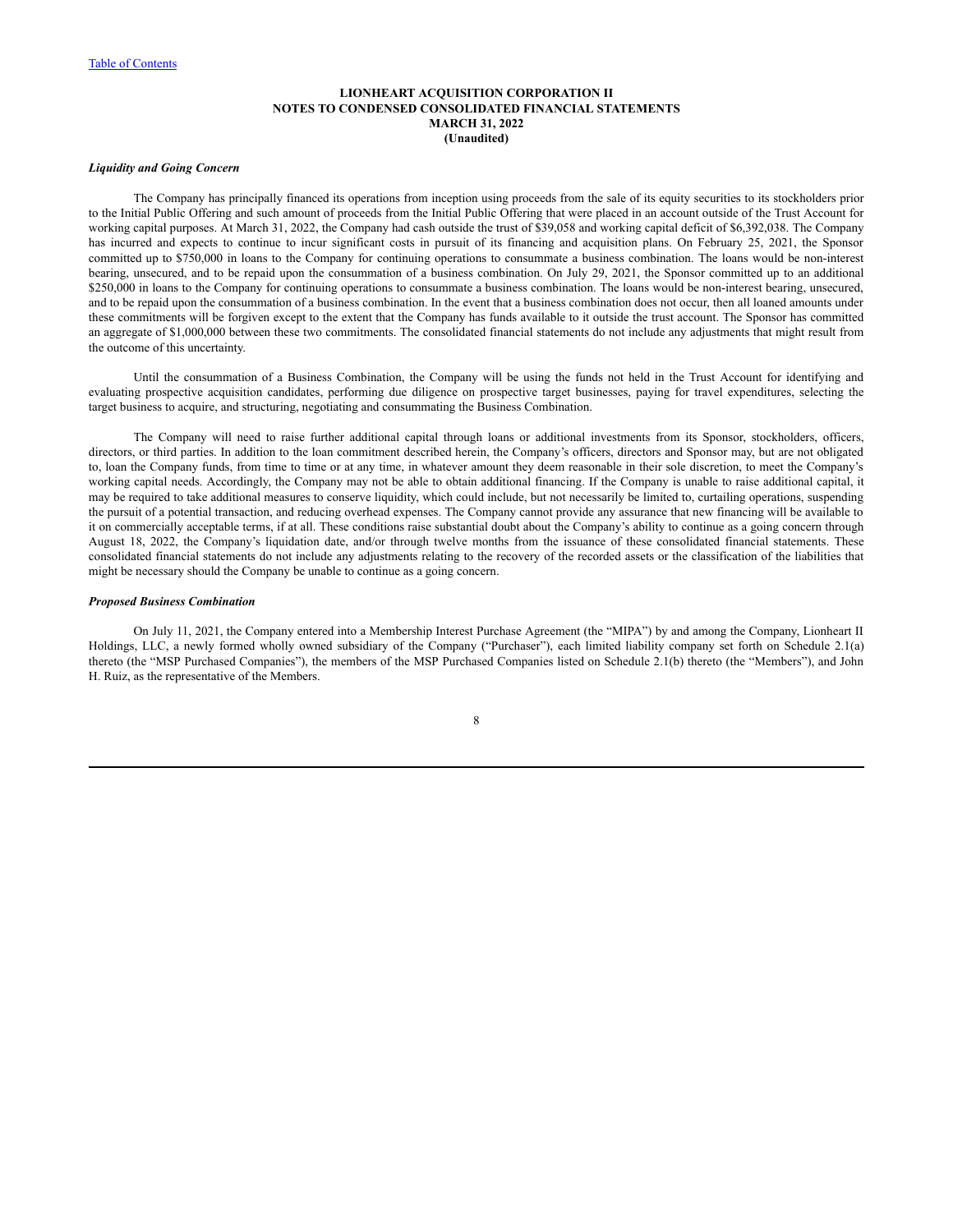### LIONHEART ACQUISITION CORPORATION II
### NOTES TO CONDENSED CONSOLIDATED FINANCIAL STATEMENTS
### MARCH 31, 2022
### (Unaudited)

***Liquidity and Going Concern***

The Company has principally financed its operations from inception using proceeds from the sale of its equity securities to its stockholders prior to the Initial Public Offering and such amount of proceeds from the Initial Public Offering that were placed in an account outside of the Trust Account for working capital purposes. At March 31, 2022, the Company had cash outside the trust of $39,058 and working capital deficit of $6,392,038. The Company has incurred and expects to continue to incur significant costs in pursuit of its financing and acquisition plans. On February 25, 2021, the Sponsor committed up to $750,000 in loans to the Company for continuing operations to consummate a business combination. The loans would be non-interest bearing, unsecured, and to be repaid upon the consummation of a business combination. On July 29, 2021, the Sponsor committed up to an additional $250,000 in loans to the Company for continuing operations to consummate a business combination. The loans would be non-interest bearing, unsecured, and to be repaid upon the consummation of a business combination. In the event that a business combination does not occur, then all loaned amounts under these commitments will be forgiven except to the extent that the Company has funds available to it outside the trust account. The Sponsor has committed an aggregate of $1,000,000 between these two commitments. The consolidated financial statements do not include any adjustments that might result from the outcome of this uncertainty.

Until the consummation of a Business Combination, the Company will be using the funds not held in the Trust Account for identifying and evaluating prospective acquisition candidates, performing due diligence on prospective target businesses, paying for travel expenditures, selecting the target business to acquire, and structuring, negotiating and consummating the Business Combination.

The Company will need to raise further additional capital through loans or additional investments from its Sponsor, stockholders, officers, directors, or third parties. In addition to the loan commitment described herein, the Company's officers, directors and Sponsor may, but are not obligated to, loan the Company funds, from time to time or at any time, in whatever amount they deem reasonable in their sole discretion, to meet the Company's working capital needs. Accordingly, the Company may not be able to obtain additional financing. If the Company is unable to raise additional capital, it may be required to take additional measures to conserve liquidity, which could include, but not necessarily be limited to, curtailing operations, suspending the pursuit of a potential transaction, and reducing overhead expenses. The Company cannot provide any assurance that new financing will be available to it on commercially acceptable terms, if at all. These conditions raise substantial doubt about the Company's ability to continue as a going concern through August 18, 2022, the Company's liquidation date, and/or through twelve months from the issuance of these consolidated financial statements. These consolidated financial statements do not include any adjustments relating to the recovery of the recorded assets or the classification of the liabilities that might be necessary should the Company be unable to continue as a going concern.

***Proposed Business Combination***

On July 11, 2021, the Company entered into a Membership Interest Purchase Agreement (the "MIPA") by and among the Company, Lionheart II Holdings, LLC, a newly formed wholly owned subsidiary of the Company ("Purchaser"), each limited liability company set forth on Schedule 2.1(a) thereto (the "MSP Purchased Companies"), the members of the MSP Purchased Companies listed on Schedule 2.1(b) thereto (the "Members"), and John H. Ruiz, as the representative of the Members.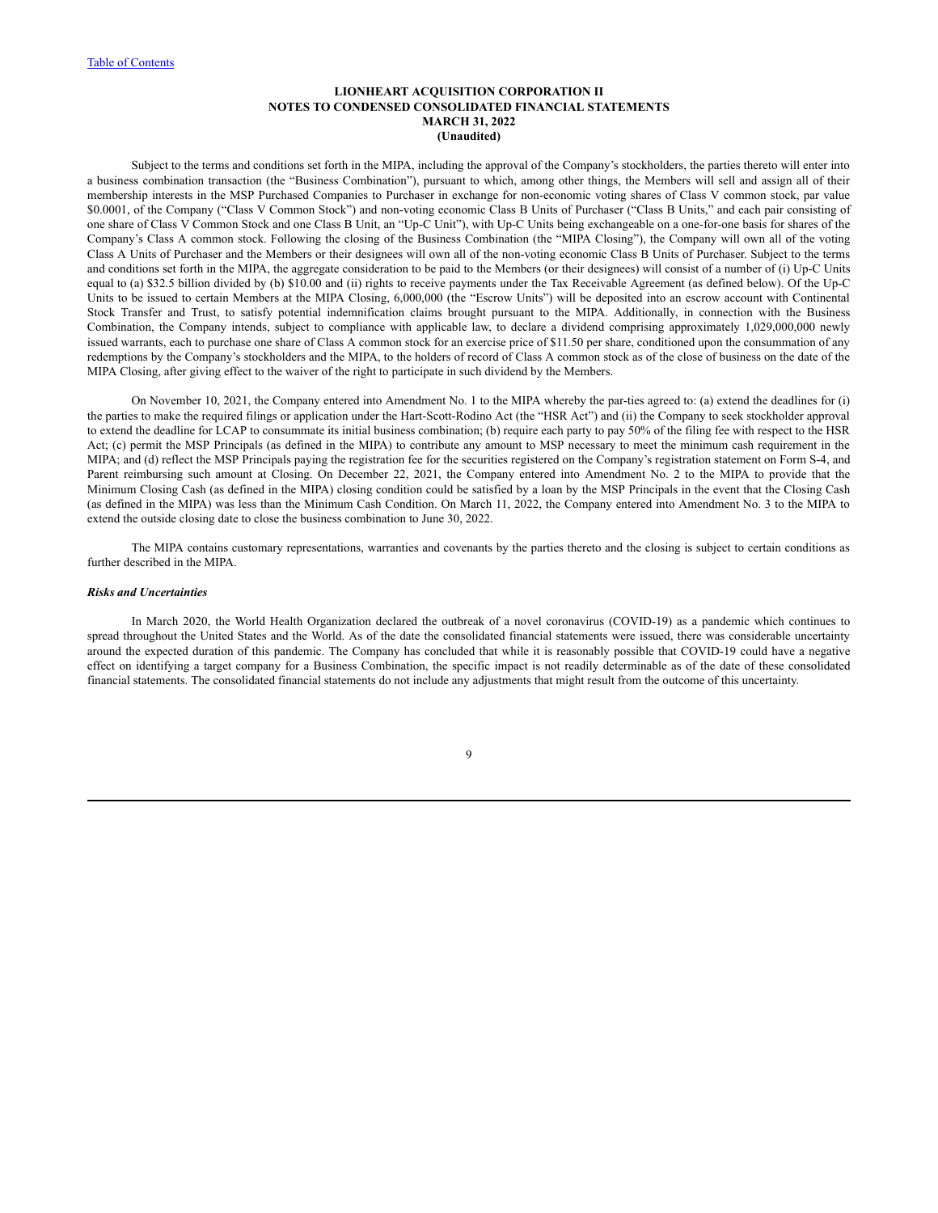Subject to the terms and conditions set forth in the MIPA, including the approval of the Company's stockholders, the parties thereto will enter into a business combination transaction (the "Business Combination"), pursuant to which, among other things, the Members will sell and assign all of their membership interests in the MSP Purchased Companies to Purchaser in exchange for non-economic voting shares of Class V common stock, par value \$0.0001, of the Company ("Class V Common Stock") and non-voting economic Class B Units of Purchaser ("Class B Units," and each pair consisting of one share of Class V Common Stock and one Class B Unit, an "Up-C Unit"), with Up-C Units being exchangeable on a one-for-one basis for shares of the Company's Class A common stock. Following the closing of the Business Combination (the "MIPA Closing"), the Company will own all of the voting Class A Units of Purchaser and the Members or their designees will own all of the non-voting economic Class B Units of Purchaser. Subject to the terms and conditions set forth in the MIPA, the aggregate consideration to be paid to the Members (or their designees) will consist of a number of (i) Up-C Units equal to (a) \$32.5 billion divided by (b) \$10.00 and (ii) rights to receive payments under the Tax Receivable Agreement (as defined below). Of the Up-C Units to be issued to certain Members at the MIPA Closing, 6,000,000 (the "Escrow Units") will be deposited into an escrow account with Continental Stock Transfer and Trust, to satisfy potential indemnification claims brought pursuant to the MIPA. Additionally, in connection with the Business Combination, the Company intends, subject to compliance with applicable law, to declare a dividend comprising approximately 1,029,000,000 newly issued warrants, each to purchase one share of Class A common stock for an exercise price of \$11.50 per share, conditioned upon the consummation of any redemptions by the Company's stockholders and the MIPA, to the holders of record of Class A common stock as of the close of business on the date of the MIPA Closing, after giving effect to the waiver of the right to participate in such dividend by the Members.

On November 10, 2021, the Company entered into Amendment No. 1 to the MIPA whereby the par-ties agreed to: (a) extend the deadlines for (i) the parties to make the required filings or application under the Hart-Scott-Rodino Act (the "HSR Act") and (ii) the Company to seek stockholder approval to extend the deadline for LCAP to consummate its initial business combination; (b) require each party to pay 50% of the filing fee with respect to the HSR Act; (c) permit the MSP Principals (as defined in the MIPA) to contribute any amount to MSP necessary to meet the minimum cash requirement in the MIPA; and (d) reflect the MSP Principals paying the registration fee for the securities registered on the Company's registration statement on Form S-4, and Parent reimbursing such amount at Closing. On December 22, 2021, the Company entered into Amendment No. 2 to the MIPA to provide that the Minimum Closing Cash (as defined in the MIPA) closing condition could be satisfied by a loan by the MSP Principals in the event that the Closing Cash (as defined in the MIPA) was less than the Minimum Cash Condition. On March 11, 2022, the Company entered into Amendment No. 3 to the MIPA to extend the outside closing date to close the business combination to June 30, 2022.

The MIPA contains customary representations, warranties and covenants by the parties thereto and the closing is subject to certain conditions as further described in the MIPA.

***Risks and Uncertainties***

In March 2020, the World Health Organization declared the outbreak of a novel coronavirus (COVID-19) as a pandemic which continues to spread throughout the United States and the World. As of the date the consolidated financial statements were issued, there was considerable uncertainty around the expected duration of this pandemic. The Company has concluded that while it is reasonably possible that COVID-19 could have a negative effect on identifying a target company for a Business Combination, the specific impact is not readily determinable as of the date of these consolidated financial statements. The consolidated financial statements do not include any adjustments that might result from the outcome of this uncertainty.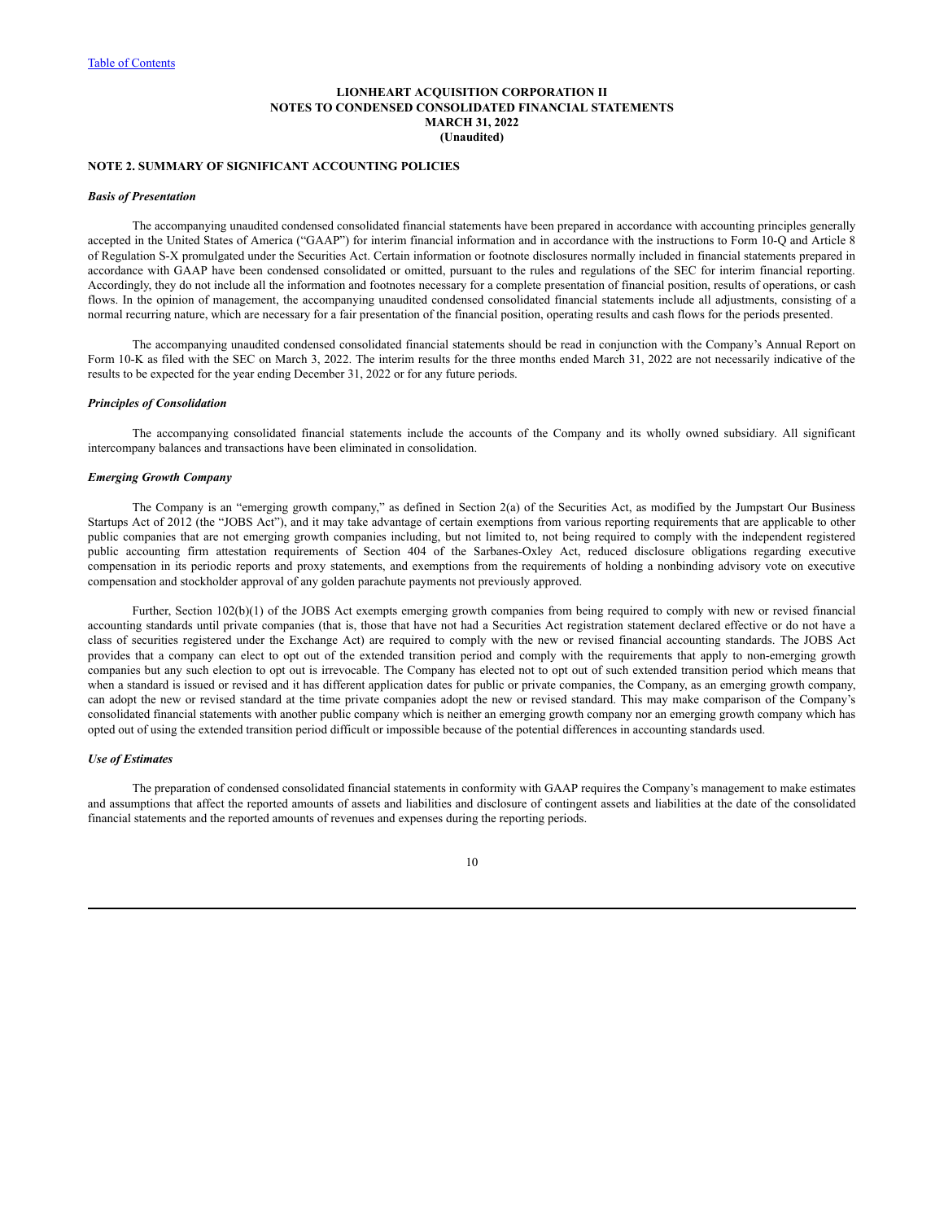**LIONHEART ACQUISITION CORPORATION II**
**NOTES TO CONDENSED CONSOLIDATED FINANCIAL STATEMENTS**
**MARCH 31, 2022**
**(Unaudited)**

## NOTE 2. SUMMARY OF SIGNIFICANT ACCOUNTING POLICIES

***Basis of Presentation***

The accompanying unaudited condensed consolidated financial statements have been prepared in accordance with accounting principles generally accepted in the United States of America ("GAAP") for interim financial information and in accordance with the instructions to Form 10-Q and Article 8 of Regulation S-X promulgated under the Securities Act. Certain information or footnote disclosures normally included in financial statements prepared in accordance with GAAP have been condensed consolidated or omitted, pursuant to the rules and regulations of the SEC for interim financial reporting. Accordingly, they do not include all the information and footnotes necessary for a complete presentation of financial position, results of operations, or cash flows. In the opinion of management, the accompanying unaudited condensed consolidated financial statements include all adjustments, consisting of a normal recurring nature, which are necessary for a fair presentation of the financial position, operating results and cash flows for the periods presented.

The accompanying unaudited condensed consolidated financial statements should be read in conjunction with the Company's Annual Report on Form 10-K as filed with the SEC on March 3, 2022. The interim results for the three months ended March 31, 2022 are not necessarily indicative of the results to be expected for the year ending December 31, 2022 or for any future periods.

***Principles of Consolidation***

The accompanying consolidated financial statements include the accounts of the Company and its wholly owned subsidiary. All significant intercompany balances and transactions have been eliminated in consolidation.

***Emerging Growth Company***

The Company is an "emerging growth company," as defined in Section 2(a) of the Securities Act, as modified by the Jumpstart Our Business Startups Act of 2012 (the "JOBS Act"), and it may take advantage of certain exemptions from various reporting requirements that are applicable to other public companies that are not emerging growth companies including, but not limited to, not being required to comply with the independent registered public accounting firm attestation requirements of Section 404 of the Sarbanes-Oxley Act, reduced disclosure obligations regarding executive compensation in its periodic reports and proxy statements, and exemptions from the requirements of holding a nonbinding advisory vote on executive compensation and stockholder approval of any golden parachute payments not previously approved.

Further, Section 102(b)(1) of the JOBS Act exempts emerging growth companies from being required to comply with new or revised financial accounting standards until private companies (that is, those that have not had a Securities Act registration statement declared effective or do not have a class of securities registered under the Exchange Act) are required to comply with the new or revised financial accounting standards. The JOBS Act provides that a company can elect to opt out of the extended transition period and comply with the requirements that apply to non-emerging growth companies but any such election to opt out is irrevocable. The Company has elected not to opt out of such extended transition period which means that when a standard is issued or revised and it has different application dates for public or private companies, the Company, as an emerging growth company, can adopt the new or revised standard at the time private companies adopt the new or revised standard. This may make comparison of the Company's consolidated financial statements with another public company which is neither an emerging growth company nor an emerging growth company which has opted out of using the extended transition period difficult or impossible because of the potential differences in accounting standards used.

***Use of Estimates***

The preparation of condensed consolidated financial statements in conformity with GAAP requires the Company's management to make estimates and assumptions that affect the reported amounts of assets and liabilities and disclosure of contingent assets and liabilities at the date of the consolidated financial statements and the reported amounts of revenues and expenses during the reporting periods.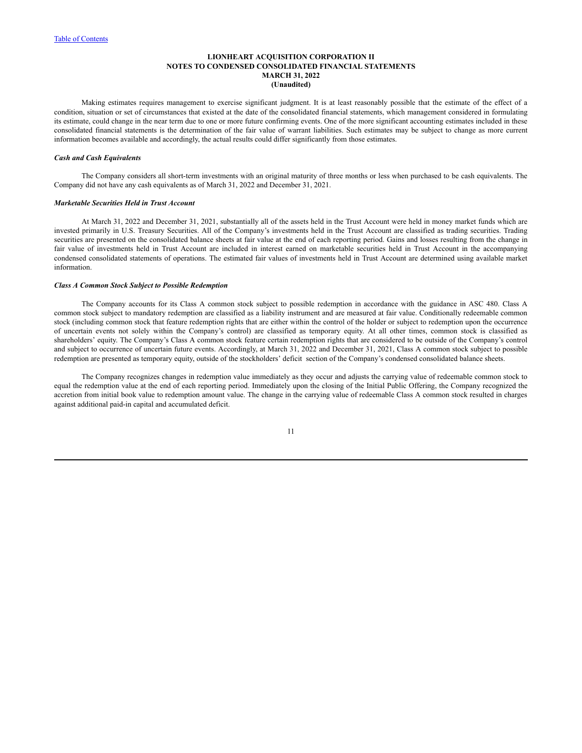Making estimates requires management to exercise significant judgment. It is at least reasonably possible that the estimate of the effect of a condition, situation or set of circumstances that existed at the date of the consolidated financial statements, which management considered in formulating its estimate, could change in the near term due to one or more future confirming events. One of the more significant accounting estimates included in these consolidated financial statements is the determination of the fair value of warrant liabilities. Such estimates may be subject to change as more current information becomes available and accordingly, the actual results could differ significantly from those estimates.

***Cash and Cash Equivalents***

The Company considers all short-term investments with an original maturity of three months or less when purchased to be cash equivalents. The Company did not have any cash equivalents as of March 31, 2022 and December 31, 2021.

***Marketable Securities Held in Trust Account***

At March 31, 2022 and December 31, 2021, substantially all of the assets held in the Trust Account were held in money market funds which are invested primarily in U.S. Treasury Securities. All of the Company's investments held in the Trust Account are classified as trading securities. Trading securities are presented on the consolidated balance sheets at fair value at the end of each reporting period. Gains and losses resulting from the change in fair value of investments held in Trust Account are included in interest earned on marketable securities held in Trust Account in the accompanying condensed consolidated statements of operations. The estimated fair values of investments held in Trust Account are determined using available market information.

***Class A Common Stock Subject to Possible Redemption***

The Company accounts for its Class A common stock subject to possible redemption in accordance with the guidance in ASC 480. Class A common stock subject to mandatory redemption are classified as a liability instrument and are measured at fair value. Conditionally redeemable common stock (including common stock that feature redemption rights that are either within the control of the holder or subject to redemption upon the occurrence of uncertain events not solely within the Company's control) are classified as temporary equity. At all other times, common stock is classified as shareholders' equity. The Company's Class A common stock feature certain redemption rights that are considered to be outside of the Company's control and subject to occurrence of uncertain future events. Accordingly, at March 31, 2022 and December 31, 2021, Class A common stock subject to possible redemption are presented as temporary equity, outside of the stockholders' deficit section of the Company's condensed consolidated balance sheets.

The Company recognizes changes in redemption value immediately as they occur and adjusts the carrying value of redeemable common stock to equal the redemption value at the end of each reporting period. Immediately upon the closing of the Initial Public Offering, the Company recognized the accretion from initial book value to redemption amount value. The change in the carrying value of redeemable Class A common stock resulted in charges against additional paid-in capital and accumulated deficit.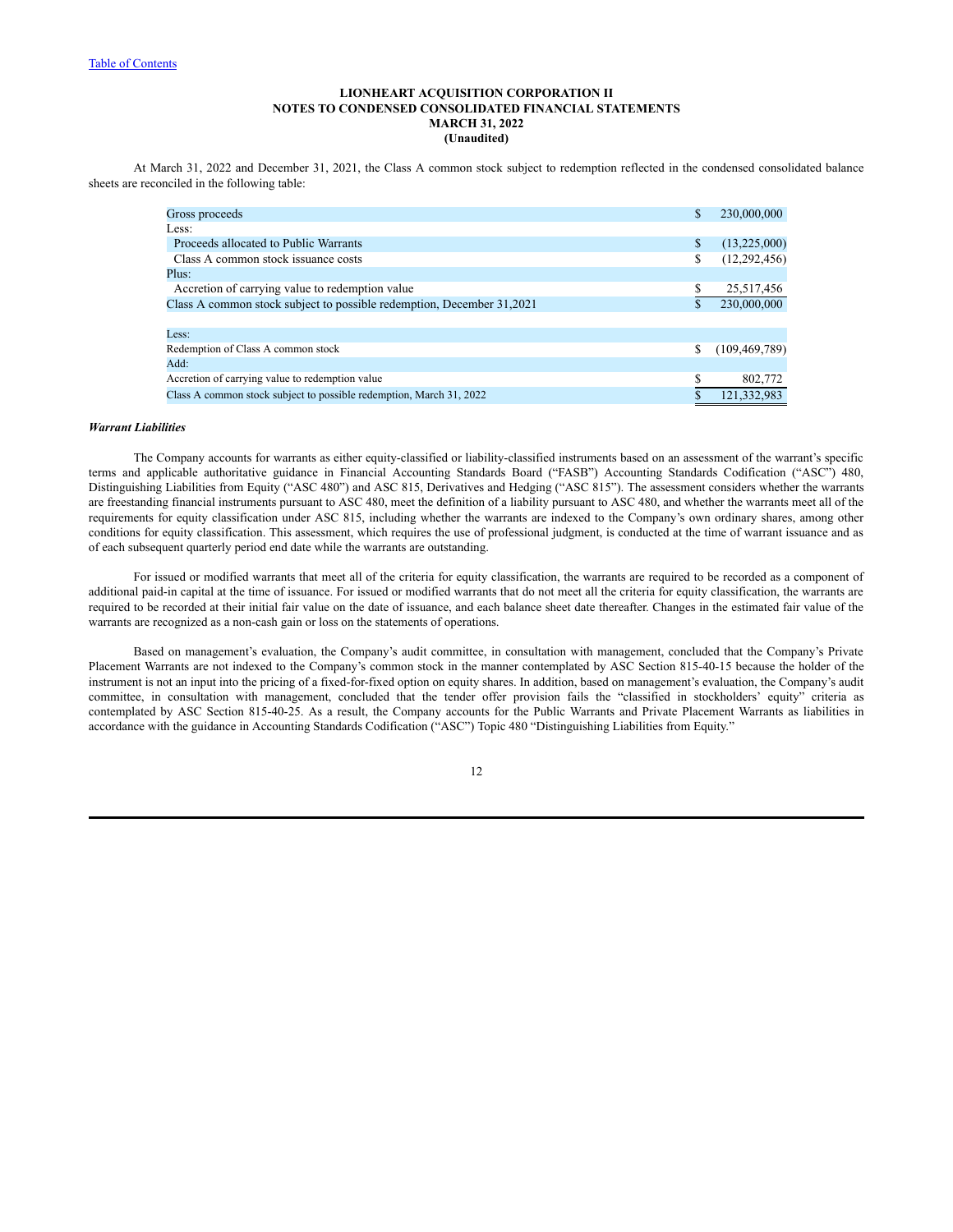LIONHEART ACQUISITION CORPORATION II
NOTES TO CONDENSED CONSOLIDATED FINANCIAL STATEMENTS
MARCH 31, 2022
(Unaudited)

At March 31, 2022 and December 31, 2021, the Class A common stock subject to redemption reflected in the condensed consolidated balance sheets are reconciled in the following table:

| | | |
|---|---|---|
| Gross proceeds | $ | 230,000,000 |
| Less: | | |
| Proceeds allocated to Public Warrants | $ | (13,225,000) |
| Class A common stock issuance costs | $ | (12,292,456) |
| Plus: | | |
| Accretion of carrying value to redemption value | $ | 25,517,456 |
| Class A common stock subject to possible redemption, December 31,2021 | $ | 230,000,000 |
| | | |
| Less: | | |
| Redemption of Class A common stock | $ | (109,469,789) |
| Add: | | |
| Accretion of carrying value to redemption value | $ | 802,772 |
| Class A common stock subject to possible redemption, March 31, 2022 | $ | 121,332,983 |

***Warrant Liabilities***

The Company accounts for warrants as either equity-classified or liability-classified instruments based on an assessment of the warrant's specific terms and applicable authoritative guidance in Financial Accounting Standards Board ("FASB") Accounting Standards Codification ("ASC") 480, Distinguishing Liabilities from Equity ("ASC 480") and ASC 815, Derivatives and Hedging ("ASC 815"). The assessment considers whether the warrants are freestanding financial instruments pursuant to ASC 480, meet the definition of a liability pursuant to ASC 480, and whether the warrants meet all of the requirements for equity classification under ASC 815, including whether the warrants are indexed to the Company's own ordinary shares, among other conditions for equity classification. This assessment, which requires the use of professional judgment, is conducted at the time of warrant issuance and as of each subsequent quarterly period end date while the warrants are outstanding.

For issued or modified warrants that meet all of the criteria for equity classification, the warrants are required to be recorded as a component of additional paid-in capital at the time of issuance. For issued or modified warrants that do not meet all the criteria for equity classification, the warrants are required to be recorded at their initial fair value on the date of issuance, and each balance sheet date thereafter. Changes in the estimated fair value of the warrants are recognized as a non-cash gain or loss on the statements of operations.

Based on management's evaluation, the Company's audit committee, in consultation with management, concluded that the Company's Private Placement Warrants are not indexed to the Company's common stock in the manner contemplated by ASC Section 815-40-15 because the holder of the instrument is not an input into the pricing of a fixed-for-fixed option on equity shares. In addition, based on management's evaluation, the Company's audit committee, in consultation with management, concluded that the tender offer provision fails the "classified in stockholders' equity" criteria as contemplated by ASC Section 815-40-25. As a result, the Company accounts for the Public Warrants and Private Placement Warrants as liabilities in accordance with the guidance in Accounting Standards Codification ("ASC") Topic 480 "Distinguishing Liabilities from Equity."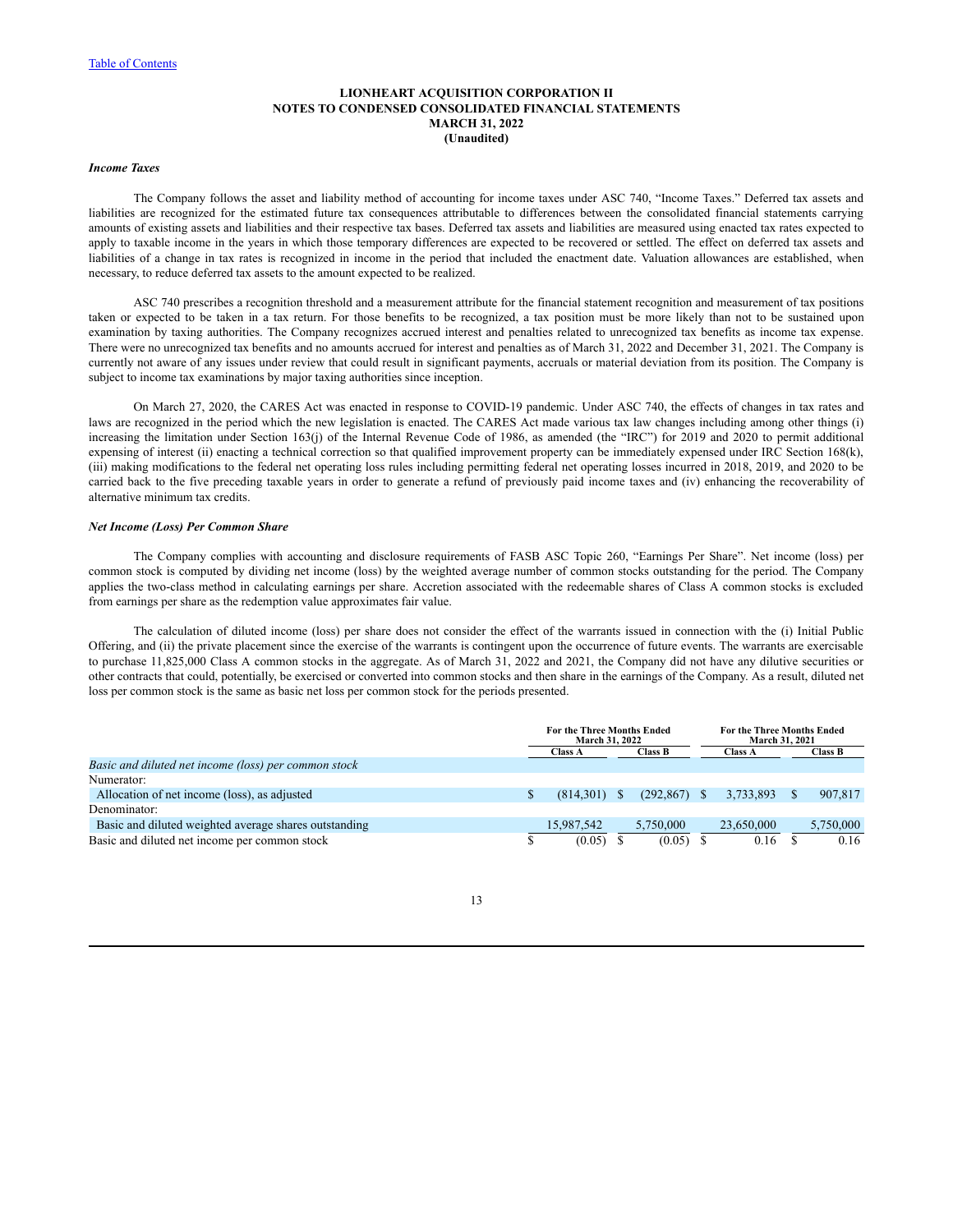**LIONHEART ACQUISITION CORPORATION II**
**NOTES TO CONDENSED CONSOLIDATED FINANCIAL STATEMENTS**
**MARCH 31, 2022**
**(Unaudited)**

***Income Taxes***

The Company follows the asset and liability method of accounting for income taxes under ASC 740, "Income Taxes." Deferred tax assets and liabilities are recognized for the estimated future tax consequences attributable to differences between the consolidated financial statements carrying amounts of existing assets and liabilities and their respective tax bases. Deferred tax assets and liabilities are measured using enacted tax rates expected to apply to taxable income in the years in which those temporary differences are expected to be recovered or settled. The effect on deferred tax assets and liabilities of a change in tax rates is recognized in income in the period that included the enactment date. Valuation allowances are established, when necessary, to reduce deferred tax assets to the amount expected to be realized.

ASC 740 prescribes a recognition threshold and a measurement attribute for the financial statement recognition and measurement of tax positions taken or expected to be taken in a tax return. For those benefits to be recognized, a tax position must be more likely than not to be sustained upon examination by taxing authorities. The Company recognizes accrued interest and penalties related to unrecognized tax benefits as income tax expense. There were no unrecognized tax benefits and no amounts accrued for interest and penalties as of March 31, 2022 and December 31, 2021. The Company is currently not aware of any issues under review that could result in significant payments, accruals or material deviation from its position. The Company is subject to income tax examinations by major taxing authorities since inception.

On March 27, 2020, the CARES Act was enacted in response to COVID-19 pandemic. Under ASC 740, the effects of changes in tax rates and laws are recognized in the period which the new legislation is enacted. The CARES Act made various tax law changes including among other things (i) increasing the limitation under Section 163(j) of the Internal Revenue Code of 1986, as amended (the "IRC") for 2019 and 2020 to permit additional expensing of interest (ii) enacting a technical correction so that qualified improvement property can be immediately expensed under IRC Section 168(k), (iii) making modifications to the federal net operating loss rules including permitting federal net operating losses incurred in 2018, 2019, and 2020 to be carried back to the five preceding taxable years in order to generate a refund of previously paid income taxes and (iv) enhancing the recoverability of alternative minimum tax credits.

***Net Income (Loss) Per Common Share***

The Company complies with accounting and disclosure requirements of FASB ASC Topic 260, "Earnings Per Share". Net income (loss) per common stock is computed by dividing net income (loss) by the weighted average number of common stocks outstanding for the period. The Company applies the two-class method in calculating earnings per share. Accretion associated with the redeemable shares of Class A common stocks is excluded from earnings per share as the redemption value approximates fair value.

The calculation of diluted income (loss) per share does not consider the effect of the warrants issued in connection with the (i) Initial Public Offering, and (ii) the private placement since the exercise of the warrants is contingent upon the occurrence of future events. The warrants are exercisable to purchase 11,825,000 Class A common stocks in the aggregate. As of March 31, 2022 and 2021, the Company did not have any dilutive securities or other contracts that could, potentially, be exercised or converted into common stocks and then share in the earnings of the Company. As a result, diluted net loss per common stock is the same as basic net loss per common stock for the periods presented.

| | For the Three Months Ended March 31, 2022 | | For the Three Months Ended March 31, 2021 | |
|---|---|---|---|---|
| | Class A | Class B | Class A | Class B |
| *Basic and diluted net income (loss) per common stock* | | | | |
| Numerator: | | | | |
| Allocation of net income (loss), as adjusted | $ (814,301) | $ (292,867) | $ 3,733,893 | $ 907,817 |
| Denominator: | | | | |
| Basic and diluted weighted average shares outstanding | 15,987,542 | 5,750,000 | 23,650,000 | 5,750,000 |
| Basic and diluted net income per common stock | $ (0.05) | $ (0.05) | $ 0.16 | $ 0.16 |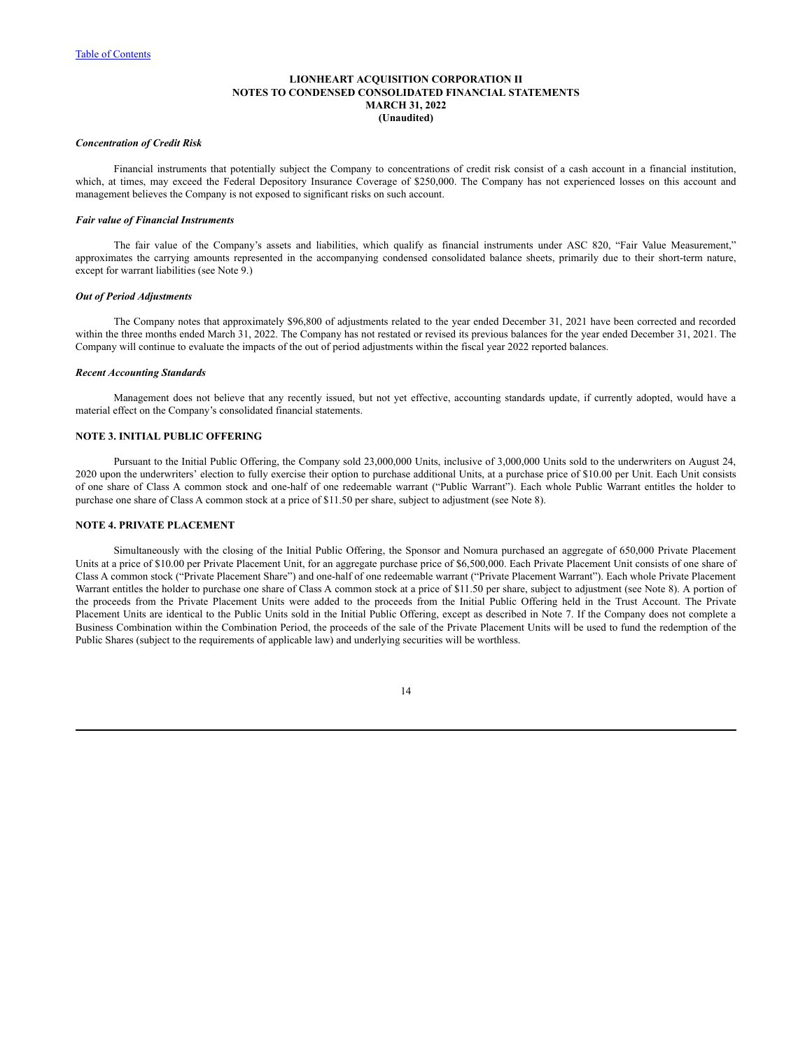### *Concentration of Credit Risk*

Financial instruments that potentially subject the Company to concentrations of credit risk consist of a cash account in a financial institution, which, at times, may exceed the Federal Depository Insurance Coverage of $250,000. The Company has not experienced losses on this account and management believes the Company is not exposed to significant risks on such account.

### *Fair value of Financial Instruments*

The fair value of the Company's assets and liabilities, which qualify as financial instruments under ASC 820, "Fair Value Measurement," approximates the carrying amounts represented in the accompanying condensed consolidated balance sheets, primarily due to their short-term nature, except for warrant liabilities (see Note 9.)

### *Out of Period Adjustments*

The Company notes that approximately $96,800 of adjustments related to the year ended December 31, 2021 have been corrected and recorded within the three months ended March 31, 2022. The Company has not restated or revised its previous balances for the year ended December 31, 2021. The Company will continue to evaluate the impacts of the out of period adjustments within the fiscal year 2022 reported balances.

### *Recent Accounting Standards*

Management does not believe that any recently issued, but not yet effective, accounting standards update, if currently adopted, would have a material effect on the Company's consolidated financial statements.

## NOTE 3. INITIAL PUBLIC OFFERING

Pursuant to the Initial Public Offering, the Company sold 23,000,000 Units, inclusive of 3,000,000 Units sold to the underwriters on August 24, 2020 upon the underwriters' election to fully exercise their option to purchase additional Units, at a purchase price of $10.00 per Unit. Each Unit consists of one share of Class A common stock and one-half of one redeemable warrant ("Public Warrant"). Each whole Public Warrant entitles the holder to purchase one share of Class A common stock at a price of $11.50 per share, subject to adjustment (see Note 8).

## NOTE 4. PRIVATE PLACEMENT

Simultaneously with the closing of the Initial Public Offering, the Sponsor and Nomura purchased an aggregate of 650,000 Private Placement Units at a price of $10.00 per Private Placement Unit, for an aggregate purchase price of $6,500,000. Each Private Placement Unit consists of one share of Class A common stock ("Private Placement Share") and one-half of one redeemable warrant ("Private Placement Warrant"). Each whole Private Placement Warrant entitles the holder to purchase one share of Class A common stock at a price of $11.50 per share, subject to adjustment (see Note 8). A portion of the proceeds from the Private Placement Units were added to the proceeds from the Initial Public Offering held in the Trust Account. The Private Placement Units are identical to the Public Units sold in the Initial Public Offering, except as described in Note 7. If the Company does not complete a Business Combination within the Combination Period, the proceeds of the sale of the Private Placement Units will be used to fund the redemption of the Public Shares (subject to the requirements of applicable law) and underlying securities will be worthless.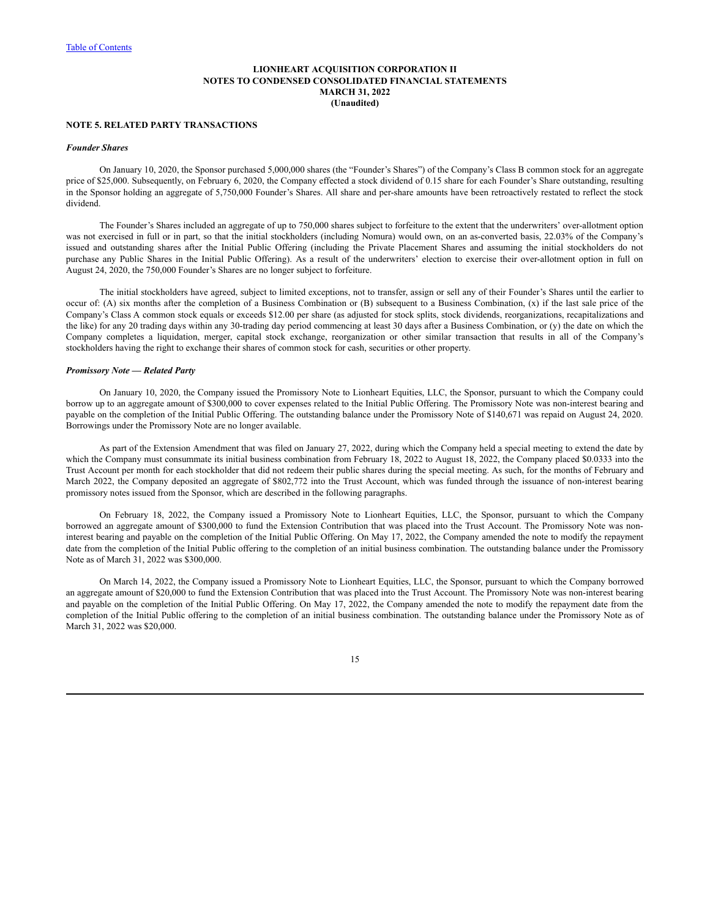# LIONHEART ACQUISITION CORPORATION II
## NOTES TO CONDENSED CONSOLIDATED FINANCIAL STATEMENTS
## MARCH 31, 2022
## (Unaudited)

### NOTE 5. RELATED PARTY TRANSACTIONS

***Founder Shares***

On January 10, 2020, the Sponsor purchased 5,000,000 shares (the "Founder's Shares") of the Company's Class B common stock for an aggregate price of $25,000. Subsequently, on February 6, 2020, the Company effected a stock dividend of 0.15 share for each Founder's Share outstanding, resulting in the Sponsor holding an aggregate of 5,750,000 Founder's Shares. All share and per-share amounts have been retroactively restated to reflect the stock dividend.

The Founder's Shares included an aggregate of up to 750,000 shares subject to forfeiture to the extent that the underwriters' over-allotment option was not exercised in full or in part, so that the initial stockholders (including Nomura) would own, on an as-converted basis, 22.03% of the Company's issued and outstanding shares after the Initial Public Offering (including the Private Placement Shares and assuming the initial stockholders do not purchase any Public Shares in the Initial Public Offering). As a result of the underwriters' election to exercise their over-allotment option in full on August 24, 2020, the 750,000 Founder's Shares are no longer subject to forfeiture.

The initial stockholders have agreed, subject to limited exceptions, not to transfer, assign or sell any of their Founder's Shares until the earlier to occur of: (A) six months after the completion of a Business Combination or (B) subsequent to a Business Combination, (x) if the last sale price of the Company's Class A common stock equals or exceeds $12.00 per share (as adjusted for stock splits, stock dividends, reorganizations, recapitalizations and the like) for any 20 trading days within any 30-trading day period commencing at least 30 days after a Business Combination, or (y) the date on which the Company completes a liquidation, merger, capital stock exchange, reorganization or other similar transaction that results in all of the Company's stockholders having the right to exchange their shares of common stock for cash, securities or other property.

***Promissory Note — Related Party***

On January 10, 2020, the Company issued the Promissory Note to Lionheart Equities, LLC, the Sponsor, pursuant to which the Company could borrow up to an aggregate amount of $300,000 to cover expenses related to the Initial Public Offering. The Promissory Note was non-interest bearing and payable on the completion of the Initial Public Offering. The outstanding balance under the Promissory Note of $140,671 was repaid on August 24, 2020. Borrowings under the Promissory Note are no longer available.

As part of the Extension Amendment that was filed on January 27, 2022, during which the Company held a special meeting to extend the date by which the Company must consummate its initial business combination from February 18, 2022 to August 18, 2022, the Company placed $0.0333 into the Trust Account per month for each stockholder that did not redeem their public shares during the special meeting. As such, for the months of February and March 2022, the Company deposited an aggregate of $802,772 into the Trust Account, which was funded through the issuance of non-interest bearing promissory notes issued from the Sponsor, which are described in the following paragraphs.

On February 18, 2022, the Company issued a Promissory Note to Lionheart Equities, LLC, the Sponsor, pursuant to which the Company borrowed an aggregate amount of $300,000 to fund the Extension Contribution that was placed into the Trust Account. The Promissory Note was non-interest bearing and payable on the completion of the Initial Public Offering. On May 17, 2022, the Company amended the note to modify the repayment date from the completion of the Initial Public offering to the completion of an initial business combination. The outstanding balance under the Promissory Note as of March 31, 2022 was $300,000.

On March 14, 2022, the Company issued a Promissory Note to Lionheart Equities, LLC, the Sponsor, pursuant to which the Company borrowed an aggregate amount of $20,000 to fund the Extension Contribution that was placed into the Trust Account. The Promissory Note was non-interest bearing and payable on the completion of the Initial Public Offering. On May 17, 2022, the Company amended the note to modify the repayment date from the completion of the Initial Public offering to the completion of an initial business combination. The outstanding balance under the Promissory Note as of March 31, 2022 was $20,000.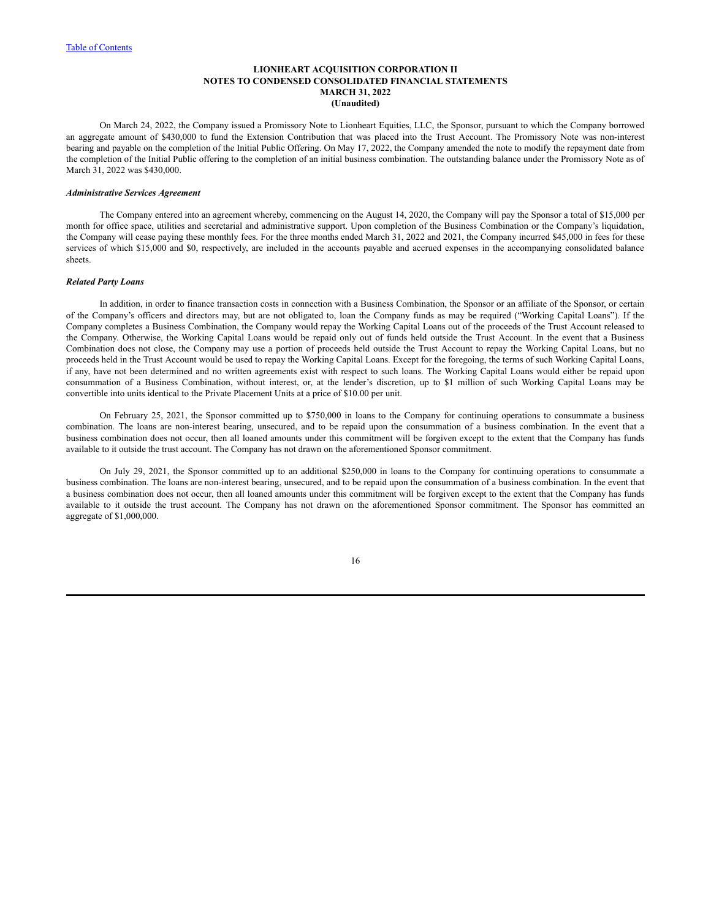On March 24, 2022, the Company issued a Promissory Note to Lionheart Equities, LLC, the Sponsor, pursuant to which the Company borrowed an aggregate amount of $430,000 to fund the Extension Contribution that was placed into the Trust Account. The Promissory Note was non-interest bearing and payable on the completion of the Initial Public Offering. On May 17, 2022, the Company amended the note to modify the repayment date from the completion of the Initial Public offering to the completion of an initial business combination. The outstanding balance under the Promissory Note as of March 31, 2022 was $430,000.

***Administrative Services Agreement***

The Company entered into an agreement whereby, commencing on the August 14, 2020, the Company will pay the Sponsor a total of $15,000 per month for office space, utilities and secretarial and administrative support. Upon completion of the Business Combination or the Company's liquidation, the Company will cease paying these monthly fees. For the three months ended March 31, 2022 and 2021, the Company incurred $45,000 in fees for these services of which $15,000 and $0, respectively, are included in the accounts payable and accrued expenses in the accompanying consolidated balance sheets.

***Related Party Loans***

In addition, in order to finance transaction costs in connection with a Business Combination, the Sponsor or an affiliate of the Sponsor, or certain of the Company's officers and directors may, but are not obligated to, loan the Company funds as may be required ("Working Capital Loans"). If the Company completes a Business Combination, the Company would repay the Working Capital Loans out of the proceeds of the Trust Account released to the Company. Otherwise, the Working Capital Loans would be repaid only out of funds held outside the Trust Account. In the event that a Business Combination does not close, the Company may use a portion of proceeds held outside the Trust Account to repay the Working Capital Loans, but no proceeds held in the Trust Account would be used to repay the Working Capital Loans. Except for the foregoing, the terms of such Working Capital Loans, if any, have not been determined and no written agreements exist with respect to such loans. The Working Capital Loans would either be repaid upon consummation of a Business Combination, without interest, or, at the lender's discretion, up to $1 million of such Working Capital Loans may be convertible into units identical to the Private Placement Units at a price of $10.00 per unit.

On February 25, 2021, the Sponsor committed up to $750,000 in loans to the Company for continuing operations to consummate a business combination. The loans are non-interest bearing, unsecured, and to be repaid upon the consummation of a business combination. In the event that a business combination does not occur, then all loaned amounts under this commitment will be forgiven except to the extent that the Company has funds available to it outside the trust account. The Company has not drawn on the aforementioned Sponsor commitment.

On July 29, 2021, the Sponsor committed up to an additional $250,000 in loans to the Company for continuing operations to consummate a business combination. The loans are non-interest bearing, unsecured, and to be repaid upon the consummation of a business combination. In the event that a business combination does not occur, then all loaned amounts under this commitment will be forgiven except to the extent that the Company has funds available to it outside the trust account. The Company has not drawn on the aforementioned Sponsor commitment. The Sponsor has committed an aggregate of $1,000,000.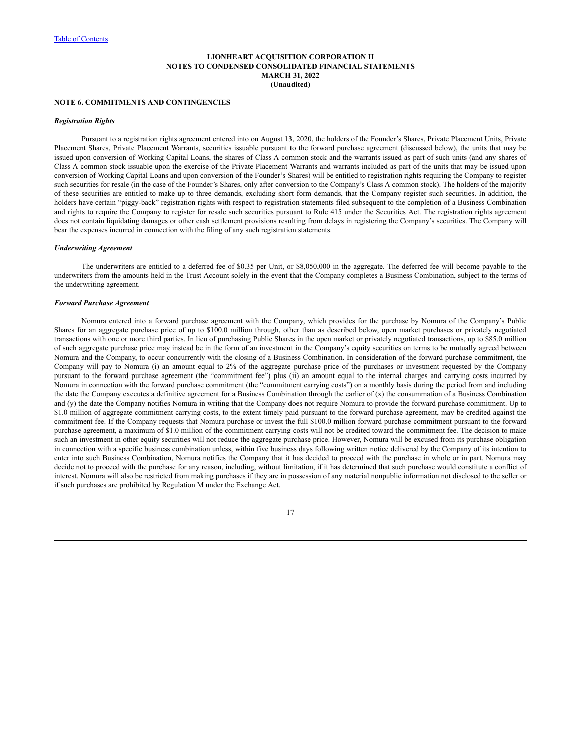**LIONHEART ACQUISITION CORPORATION II**
**NOTES TO CONDENSED CONSOLIDATED FINANCIAL STATEMENTS**
**MARCH 31, 2022**
**(Unaudited)**

## NOTE 6. COMMITMENTS AND CONTINGENCIES

***Registration Rights***

Pursuant to a registration rights agreement entered into on August 13, 2020, the holders of the Founder's Shares, Private Placement Units, Private Placement Shares, Private Placement Warrants, securities issuable pursuant to the forward purchase agreement (discussed below), the units that may be issued upon conversion of Working Capital Loans, the shares of Class A common stock and the warrants issued as part of such units (and any shares of Class A common stock issuable upon the exercise of the Private Placement Warrants and warrants included as part of the units that may be issued upon conversion of Working Capital Loans and upon conversion of the Founder's Shares) will be entitled to registration rights requiring the Company to register such securities for resale (in the case of the Founder's Shares, only after conversion to the Company's Class A common stock). The holders of the majority of these securities are entitled to make up to three demands, excluding short form demands, that the Company register such securities. In addition, the holders have certain "piggy-back" registration rights with respect to registration statements filed subsequent to the completion of a Business Combination and rights to require the Company to register for resale such securities pursuant to Rule 415 under the Securities Act. The registration rights agreement does not contain liquidating damages or other cash settlement provisions resulting from delays in registering the Company's securities. The Company will bear the expenses incurred in connection with the filing of any such registration statements.

***Underwriting Agreement***

The underwriters are entitled to a deferred fee of $0.35 per Unit, or $8,050,000 in the aggregate. The deferred fee will become payable to the underwriters from the amounts held in the Trust Account solely in the event that the Company completes a Business Combination, subject to the terms of the underwriting agreement.

***Forward Purchase Agreement***

Nomura entered into a forward purchase agreement with the Company, which provides for the purchase by Nomura of the Company's Public Shares for an aggregate purchase price of up to $100.0 million through, other than as described below, open market purchases or privately negotiated transactions with one or more third parties. In lieu of purchasing Public Shares in the open market or privately negotiated transactions, up to $85.0 million of such aggregate purchase price may instead be in the form of an investment in the Company's equity securities on terms to be mutually agreed between Nomura and the Company, to occur concurrently with the closing of a Business Combination. In consideration of the forward purchase commitment, the Company will pay to Nomura (i) an amount equal to 2% of the aggregate purchase price of the purchases or investment requested by the Company pursuant to the forward purchase agreement (the "commitment fee") plus (ii) an amount equal to the internal charges and carrying costs incurred by Nomura in connection with the forward purchase commitment (the "commitment carrying costs") on a monthly basis during the period from and including the date the Company executes a definitive agreement for a Business Combination through the earlier of (x) the consummation of a Business Combination and (y) the date the Company notifies Nomura in writing that the Company does not require Nomura to provide the forward purchase commitment. Up to $1.0 million of aggregate commitment carrying costs, to the extent timely paid pursuant to the forward purchase agreement, may be credited against the commitment fee. If the Company requests that Nomura purchase or invest the full $100.0 million forward purchase commitment pursuant to the forward purchase agreement, a maximum of $1.0 million of the commitment carrying costs will not be credited toward the commitment fee. The decision to make such an investment in other equity securities will not reduce the aggregate purchase price. However, Nomura will be excused from its purchase obligation in connection with a specific business combination unless, within five business days following written notice delivered by the Company of its intention to enter into such Business Combination, Nomura notifies the Company that it has decided to proceed with the purchase in whole or in part. Nomura may decide not to proceed with the purchase for any reason, including, without limitation, if it has determined that such purchase would constitute a conflict of interest. Nomura will also be restricted from making purchases if they are in possession of any material nonpublic information not disclosed to the seller or if such purchases are prohibited by Regulation M under the Exchange Act.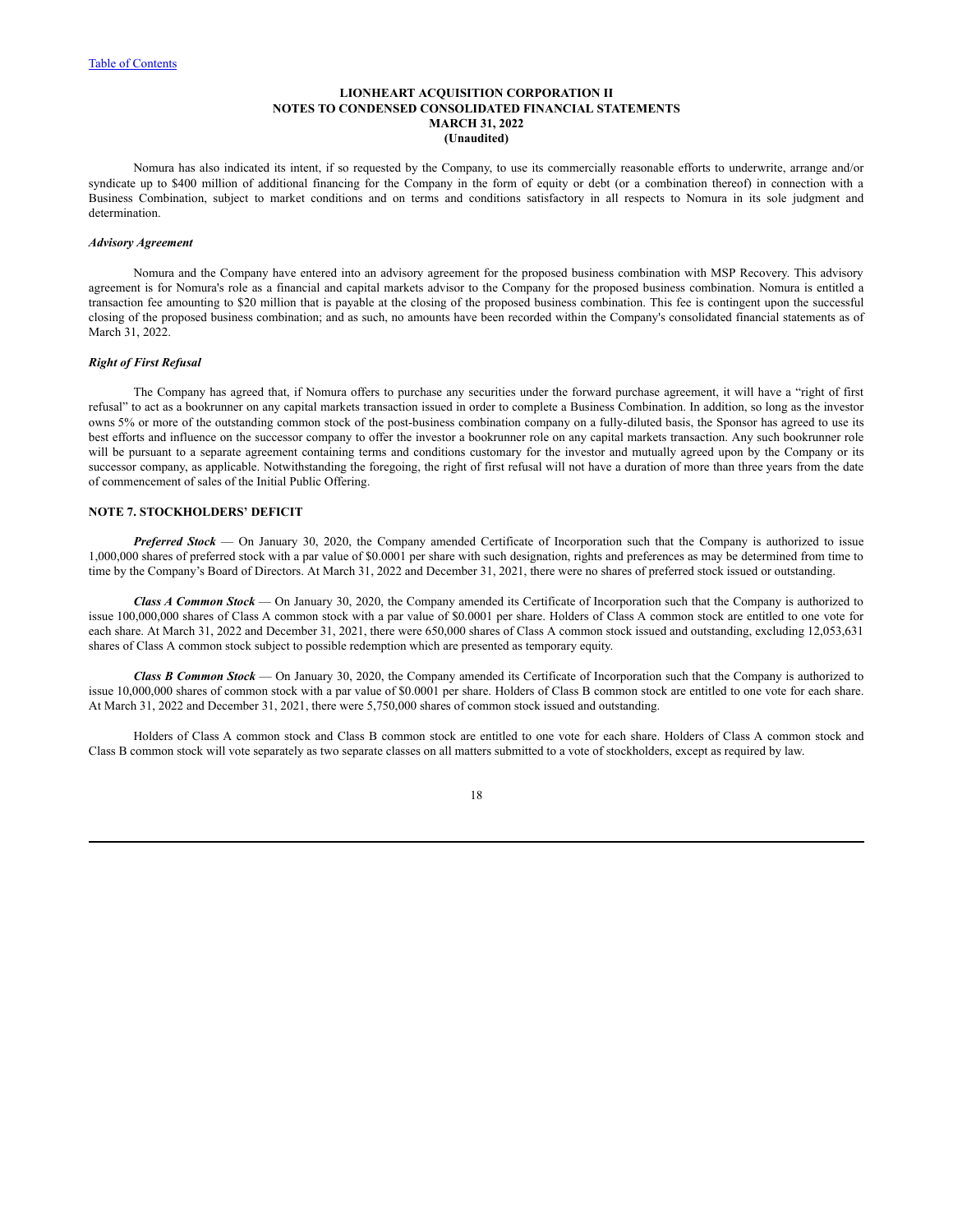Nomura has also indicated its intent, if so requested by the Company, to use its commercially reasonable efforts to underwrite, arrange and/or syndicate up to $400 million of additional financing for the Company in the form of equity or debt (or a combination thereof) in connection with a Business Combination, subject to market conditions and on terms and conditions satisfactory in all respects to Nomura in its sole judgment and determination.

***Advisory Agreement***

Nomura and the Company have entered into an advisory agreement for the proposed business combination with MSP Recovery. This advisory agreement is for Nomura's role as a financial and capital markets advisor to the Company for the proposed business combination. Nomura is entitled a transaction fee amounting to $20 million that is payable at the closing of the proposed business combination. This fee is contingent upon the successful closing of the proposed business combination; and as such, no amounts have been recorded within the Company's consolidated financial statements as of March 31, 2022.

***Right of First Refusal***

The Company has agreed that, if Nomura offers to purchase any securities under the forward purchase agreement, it will have a "right of first refusal" to act as a bookrunner on any capital markets transaction issued in order to complete a Business Combination. In addition, so long as the investor owns 5% or more of the outstanding common stock of the post-business combination company on a fully-diluted basis, the Sponsor has agreed to use its best efforts and influence on the successor company to offer the investor a bookrunner role on any capital markets transaction. Any such bookrunner role will be pursuant to a separate agreement containing terms and conditions customary for the investor and mutually agreed upon by the Company or its successor company, as applicable. Notwithstanding the foregoing, the right of first refusal will not have a duration of more than three years from the date of commencement of sales of the Initial Public Offering.

## NOTE 7. STOCKHOLDERS' DEFICIT

***Preferred Stock*** — On January 30, 2020, the Company amended Certificate of Incorporation such that the Company is authorized to issue 1,000,000 shares of preferred stock with a par value of $0.0001 per share with such designation, rights and preferences as may be determined from time to time by the Company's Board of Directors. At March 31, 2022 and December 31, 2021, there were no shares of preferred stock issued or outstanding.

***Class A Common Stock*** — On January 30, 2020, the Company amended its Certificate of Incorporation such that the Company is authorized to issue 100,000,000 shares of Class A common stock with a par value of $0.0001 per share. Holders of Class A common stock are entitled to one vote for each share. At March 31, 2022 and December 31, 2021, there were 650,000 shares of Class A common stock issued and outstanding, excluding 12,053,631 shares of Class A common stock subject to possible redemption which are presented as temporary equity.

***Class B Common Stock*** — On January 30, 2020, the Company amended its Certificate of Incorporation such that the Company is authorized to issue 10,000,000 shares of common stock with a par value of $0.0001 per share. Holders of Class B common stock are entitled to one vote for each share. At March 31, 2022 and December 31, 2021, there were 5,750,000 shares of common stock issued and outstanding.

Holders of Class A common stock and Class B common stock are entitled to one vote for each share. Holders of Class A common stock and Class B common stock will vote separately as two separate classes on all matters submitted to a vote of stockholders, except as required by law.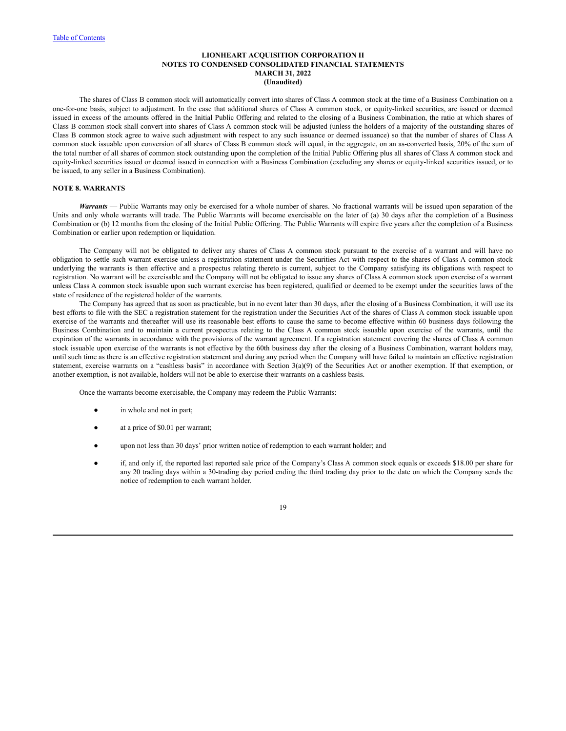The shares of Class B common stock will automatically convert into shares of Class A common stock at the time of a Business Combination on a one-for-one basis, subject to adjustment. In the case that additional shares of Class A common stock, or equity-linked securities, are issued or deemed issued in excess of the amounts offered in the Initial Public Offering and related to the closing of a Business Combination, the ratio at which shares of Class B common stock shall convert into shares of Class A common stock will be adjusted (unless the holders of a majority of the outstanding shares of Class B common stock agree to waive such adjustment with respect to any such issuance or deemed issuance) so that the number of shares of Class A common stock issuable upon conversion of all shares of Class B common stock will equal, in the aggregate, on an as-converted basis, 20% of the sum of the total number of all shares of common stock outstanding upon the completion of the Initial Public Offering plus all shares of Class A common stock and equity-linked securities issued or deemed issued in connection with a Business Combination (excluding any shares or equity-linked securities issued, or to be issued, to any seller in a Business Combination).

## NOTE 8. WARRANTS

***Warrants*** — Public Warrants may only be exercised for a whole number of shares. No fractional warrants will be issued upon separation of the Units and only whole warrants will trade. The Public Warrants will become exercisable on the later of (a) 30 days after the completion of a Business Combination or (b) 12 months from the closing of the Initial Public Offering. The Public Warrants will expire five years after the completion of a Business Combination or earlier upon redemption or liquidation.

The Company will not be obligated to deliver any shares of Class A common stock pursuant to the exercise of a warrant and will have no obligation to settle such warrant exercise unless a registration statement under the Securities Act with respect to the shares of Class A common stock underlying the warrants is then effective and a prospectus relating thereto is current, subject to the Company satisfying its obligations with respect to registration. No warrant will be exercisable and the Company will not be obligated to issue any shares of Class A common stock upon exercise of a warrant unless Class A common stock issuable upon such warrant exercise has been registered, qualified or deemed to be exempt under the securities laws of the state of residence of the registered holder of the warrants.

The Company has agreed that as soon as practicable, but in no event later than 30 days, after the closing of a Business Combination, it will use its best efforts to file with the SEC a registration statement for the registration under the Securities Act of the shares of Class A common stock issuable upon exercise of the warrants and thereafter will use its reasonable best efforts to cause the same to become effective within 60 business days following the Business Combination and to maintain a current prospectus relating to the Class A common stock issuable upon exercise of the warrants, until the expiration of the warrants in accordance with the provisions of the warrant agreement. If a registration statement covering the shares of Class A common stock issuable upon exercise of the warrants is not effective by the 60th business day after the closing of a Business Combination, warrant holders may, until such time as there is an effective registration statement and during any period when the Company will have failed to maintain an effective registration statement, exercise warrants on a "cashless basis" in accordance with Section 3(a)(9) of the Securities Act or another exemption. If that exemption, or another exemption, is not available, holders will not be able to exercise their warrants on a cashless basis.

Once the warrants become exercisable, the Company may redeem the Public Warrants:

- in whole and not in part;
- at a price of $0.01 per warrant;
- upon not less than 30 days' prior written notice of redemption to each warrant holder; and
- if, and only if, the reported last reported sale price of the Company's Class A common stock equals or exceeds $18.00 per share for any 20 trading days within a 30-trading day period ending the third trading day prior to the date on which the Company sends the notice of redemption to each warrant holder.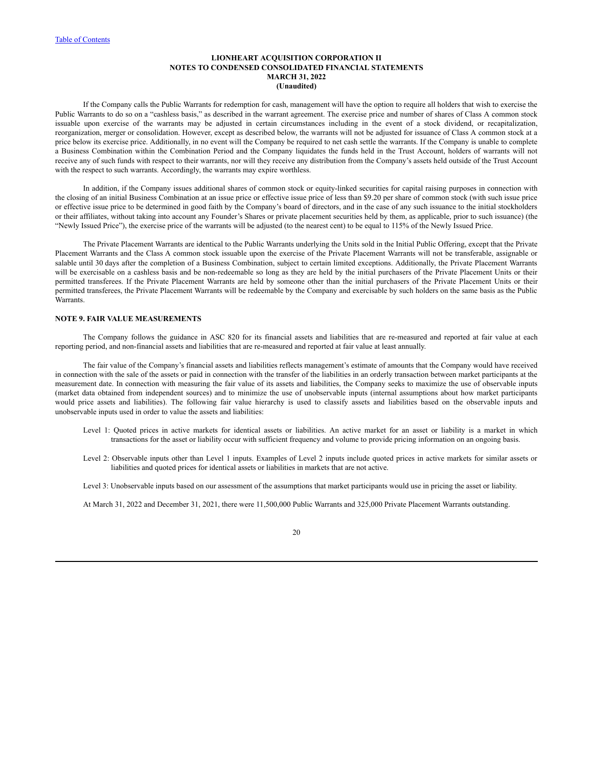If the Company calls the Public Warrants for redemption for cash, management will have the option to require all holders that wish to exercise the Public Warrants to do so on a "cashless basis," as described in the warrant agreement. The exercise price and number of shares of Class A common stock issuable upon exercise of the warrants may be adjusted in certain circumstances including in the event of a stock dividend, or recapitalization, reorganization, merger or consolidation. However, except as described below, the warrants will not be adjusted for issuance of Class A common stock at a price below its exercise price. Additionally, in no event will the Company be required to net cash settle the warrants. If the Company is unable to complete a Business Combination within the Combination Period and the Company liquidates the funds held in the Trust Account, holders of warrants will not receive any of such funds with respect to their warrants, nor will they receive any distribution from the Company's assets held outside of the Trust Account with the respect to such warrants. Accordingly, the warrants may expire worthless.

In addition, if the Company issues additional shares of common stock or equity-linked securities for capital raising purposes in connection with the closing of an initial Business Combination at an issue price or effective issue price of less than $9.20 per share of common stock (with such issue price or effective issue price to be determined in good faith by the Company's board of directors, and in the case of any such issuance to the initial stockholders or their affiliates, without taking into account any Founder's Shares or private placement securities held by them, as applicable, prior to such issuance) (the "Newly Issued Price"), the exercise price of the warrants will be adjusted (to the nearest cent) to be equal to 115% of the Newly Issued Price.

The Private Placement Warrants are identical to the Public Warrants underlying the Units sold in the Initial Public Offering, except that the Private Placement Warrants and the Class A common stock issuable upon the exercise of the Private Placement Warrants will not be transferable, assignable or salable until 30 days after the completion of a Business Combination, subject to certain limited exceptions. Additionally, the Private Placement Warrants will be exercisable on a cashless basis and be non-redeemable so long as they are held by the initial purchasers of the Private Placement Units or their permitted transferees. If the Private Placement Warrants are held by someone other than the initial purchasers of the Private Placement Units or their permitted transferees, the Private Placement Warrants will be redeemable by the Company and exercisable by such holders on the same basis as the Public Warrants.

## NOTE 9. FAIR VALUE MEASUREMENTS

The Company follows the guidance in ASC 820 for its financial assets and liabilities that are re-measured and reported at fair value at each reporting period, and non-financial assets and liabilities that are re-measured and reported at fair value at least annually.

The fair value of the Company's financial assets and liabilities reflects management's estimate of amounts that the Company would have received in connection with the sale of the assets or paid in connection with the transfer of the liabilities in an orderly transaction between market participants at the measurement date. In connection with measuring the fair value of its assets and liabilities, the Company seeks to maximize the use of observable inputs (market data obtained from independent sources) and to minimize the use of unobservable inputs (internal assumptions about how market participants would price assets and liabilities). The following fair value hierarchy is used to classify assets and liabilities based on the observable inputs and unobservable inputs used in order to value the assets and liabilities:

Level 1: Quoted prices in active markets for identical assets or liabilities. An active market for an asset or liability is a market in which transactions for the asset or liability occur with sufficient frequency and volume to provide pricing information on an ongoing basis.

Level 2: Observable inputs other than Level 1 inputs. Examples of Level 2 inputs include quoted prices in active markets for similar assets or liabilities and quoted prices for identical assets or liabilities in markets that are not active.

Level 3: Unobservable inputs based on our assessment of the assumptions that market participants would use in pricing the asset or liability.

At March 31, 2022 and December 31, 2021, there were 11,500,000 Public Warrants and 325,000 Private Placement Warrants outstanding.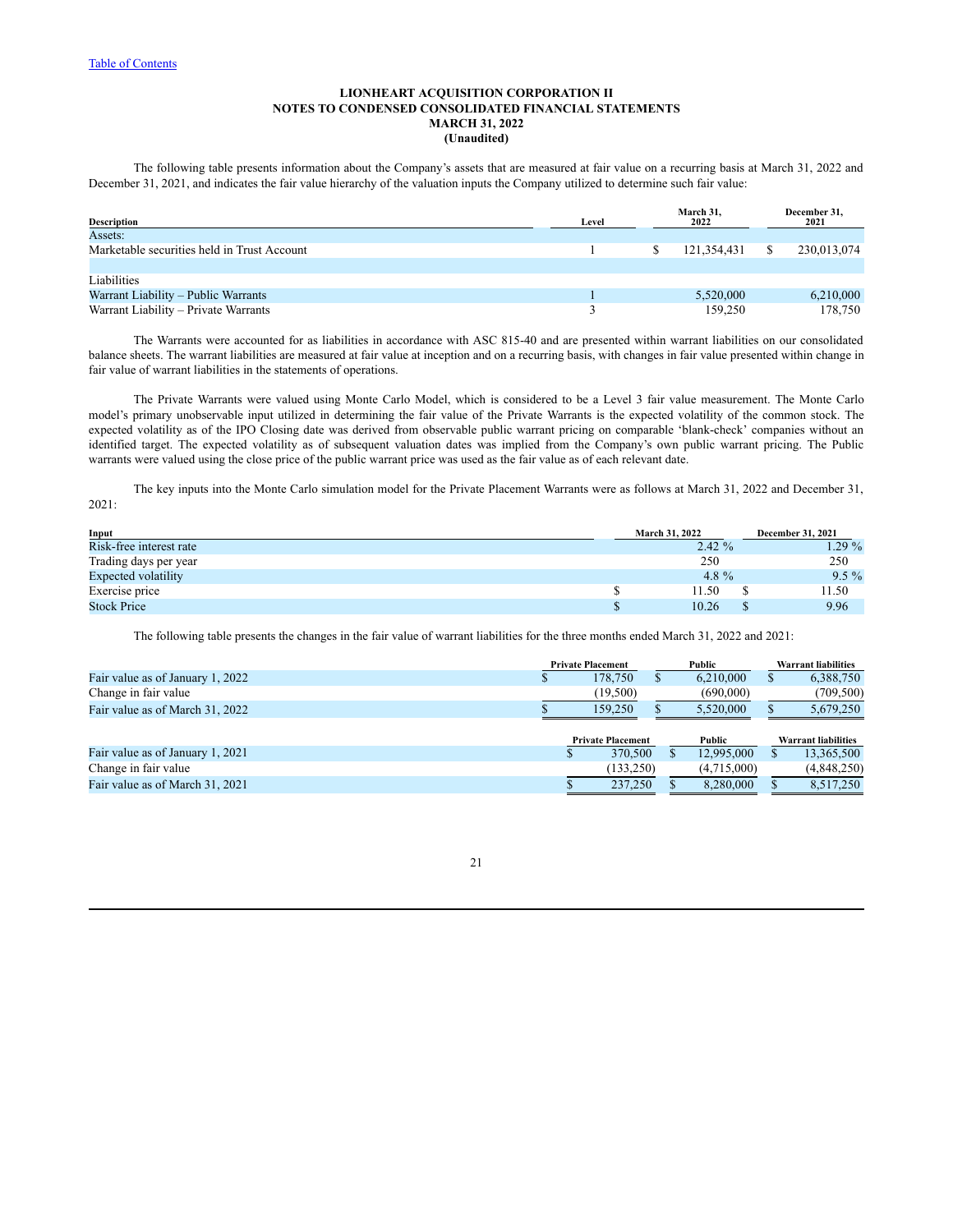LIONHEART ACQUISITION CORPORATION II
NOTES TO CONDENSED CONSOLIDATED FINANCIAL STATEMENTS
MARCH 31, 2022
(Unaudited)

The following table presents information about the Company's assets that are measured at fair value on a recurring basis at March 31, 2022 and December 31, 2021, and indicates the fair value hierarchy of the valuation inputs the Company utilized to determine such fair value:

| Description | Level | March 31, 2022 | December 31, 2021 |
|---|---|---|---|
| Assets: | | | |
| Marketable securities held in Trust Account | 1 | $ 121,354,431 | $ 230,013,074 |
| | | | |
| Liabilities | | | |
| Warrant Liability – Public Warrants | 1 | 5,520,000 | 6,210,000 |
| Warrant Liability – Private Warrants | 3 | 159,250 | 178,750 |

The Warrants were accounted for as liabilities in accordance with ASC 815-40 and are presented within warrant liabilities on our consolidated balance sheets. The warrant liabilities are measured at fair value at inception and on a recurring basis, with changes in fair value presented within change in fair value of warrant liabilities in the statements of operations.

The Private Warrants were valued using Monte Carlo Model, which is considered to be a Level 3 fair value measurement. The Monte Carlo model's primary unobservable input utilized in determining the fair value of the Private Warrants is the expected volatility of the common stock. The expected volatility as of the IPO Closing date was derived from observable public warrant pricing on comparable 'blank-check' companies without an identified target. The expected volatility as of subsequent valuation dates was implied from the Company's own public warrant pricing. The Public warrants were valued using the close price of the public warrant price was used as the fair value as of each relevant date.

The key inputs into the Monte Carlo simulation model for the Private Placement Warrants were as follows at March 31, 2022 and December 31, 2021:

| Input | March 31, 2022 | December 31, 2021 |
|---|---|---|
| Risk-free interest rate | 2.42 % | 1.29 % |
| Trading days per year | 250 | 250 |
| Expected volatility | 4.8 % | 9.5 % |
| Exercise price | $ 11.50 | $ 11.50 |
| Stock Price | $ 10.26 | $ 9.96 |

The following table presents the changes in the fair value of warrant liabilities for the three months ended March 31, 2022 and 2021:

| | Private Placement | Public | Warrant liabilities |
|---|---|---|---|
| Fair value as of January 1, 2022 | $ 178,750 | $ 6,210,000 | $ 6,388,750 |
| Change in fair value | (19,500) | (690,000) | (709,500) |
| Fair value as of March 31, 2022 | $ 159,250 | $ 5,520,000 | $ 5,679,250 |

| | Private Placement | Public | Warrant liabilities |
|---|---|---|---|
| Fair value as of January 1, 2021 | $ 370,500 | $ 12,995,000 | $ 13,365,500 |
| Change in fair value | (133,250) | (4,715,000) | (4,848,250) |
| Fair value as of March 31, 2021 | $ 237,250 | $ 8,280,000 | $ 8,517,250 |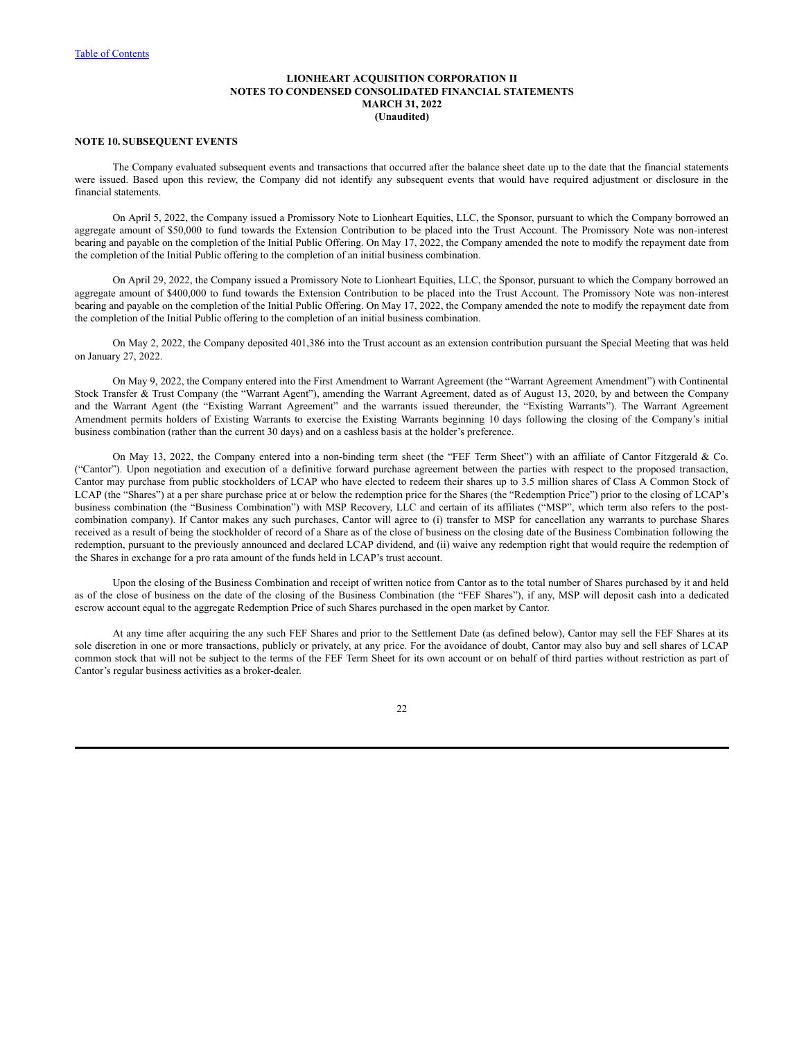**LIONHEART ACQUISITION CORPORATION II**
**NOTES TO CONDENSED CONSOLIDATED FINANCIAL STATEMENTS**
**MARCH 31, 2022**
**(Unaudited)**

**NOTE 10. SUBSEQUENT EVENTS**

The Company evaluated subsequent events and transactions that occurred after the balance sheet date up to the date that the financial statements were issued. Based upon this review, the Company did not identify any subsequent events that would have required adjustment or disclosure in the financial statements.

On April 5, 2022, the Company issued a Promissory Note to Lionheart Equities, LLC, the Sponsor, pursuant to which the Company borrowed an aggregate amount of $50,000 to fund towards the Extension Contribution to be placed into the Trust Account. The Promissory Note was non-interest bearing and payable on the completion of the Initial Public Offering. On May 17, 2022, the Company amended the note to modify the repayment date from the completion of the Initial Public offering to the completion of an initial business combination.

On April 29, 2022, the Company issued a Promissory Note to Lionheart Equities, LLC, the Sponsor, pursuant to which the Company borrowed an aggregate amount of $400,000 to fund towards the Extension Contribution to be placed into the Trust Account. The Promissory Note was non-interest bearing and payable on the completion of the Initial Public Offering. On May 17, 2022, the Company amended the note to modify the repayment date from the completion of the Initial Public offering to the completion of an initial business combination.

On May 2, 2022, the Company deposited 401,386 into the Trust account as an extension contribution pursuant the Special Meeting that was held on January 27, 2022.

On May 9, 2022, the Company entered into the First Amendment to Warrant Agreement (the "Warrant Agreement Amendment") with Continental Stock Transfer & Trust Company (the "Warrant Agent"), amending the Warrant Agreement, dated as of August 13, 2020, by and between the Company and the Warrant Agent (the "Existing Warrant Agreement" and the warrants issued thereunder, the "Existing Warrants"). The Warrant Agreement Amendment permits holders of Existing Warrants to exercise the Existing Warrants beginning 10 days following the closing of the Company's initial business combination (rather than the current 30 days) and on a cashless basis at the holder's preference.

On May 13, 2022, the Company entered into a non-binding term sheet (the "FEF Term Sheet") with an affiliate of Cantor Fitzgerald & Co. ("Cantor"). Upon negotiation and execution of a definitive forward purchase agreement between the parties with respect to the proposed transaction, Cantor may purchase from public stockholders of LCAP who have elected to redeem their shares up to 3.5 million shares of Class A Common Stock of LCAP (the "Shares") at a per share purchase price at or below the redemption price for the Shares (the "Redemption Price") prior to the closing of LCAP's business combination (the "Business Combination") with MSP Recovery, LLC and certain of its affiliates ("MSP", which term also refers to the post-combination company). If Cantor makes any such purchases, Cantor will agree to (i) transfer to MSP for cancellation any warrants to purchase Shares received as a result of being the stockholder of record of a Share as of the close of business on the closing date of the Business Combination following the redemption, pursuant to the previously announced and declared LCAP dividend, and (ii) waive any redemption right that would require the redemption of the Shares in exchange for a pro rata amount of the funds held in LCAP's trust account.

Upon the closing of the Business Combination and receipt of written notice from Cantor as to the total number of Shares purchased by it and held as of the close of business on the date of the closing of the Business Combination (the "FEF Shares"), if any, MSP will deposit cash into a dedicated escrow account equal to the aggregate Redemption Price of such Shares purchased in the open market by Cantor.

At any time after acquiring the any such FEF Shares and prior to the Settlement Date (as defined below), Cantor may sell the FEF Shares at its sole discretion in one or more transactions, publicly or privately, at any price. For the avoidance of doubt, Cantor may also buy and sell shares of LCAP common stock that will not be subject to the terms of the FEF Term Sheet for its own account or on behalf of third parties without restriction as part of Cantor's regular business activities as a broker-dealer.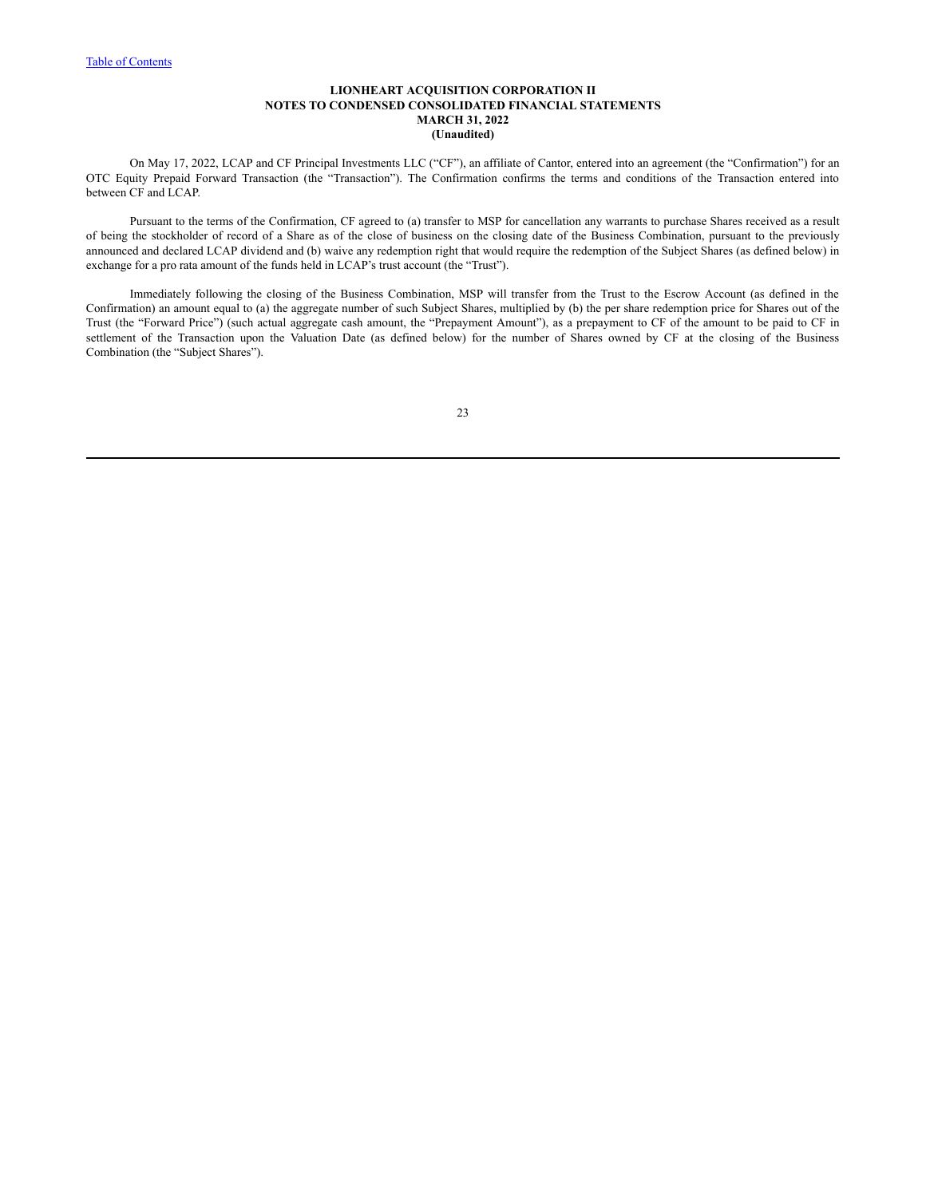**LIONHEART ACQUISITION CORPORATION II**
**NOTES TO CONDENSED CONSOLIDATED FINANCIAL STATEMENTS**
**MARCH 31, 2022**
**(Unaudited)**

On May 17, 2022, LCAP and CF Principal Investments LLC ("CF"), an affiliate of Cantor, entered into an agreement (the "Confirmation") for an OTC Equity Prepaid Forward Transaction (the "Transaction"). The Confirmation confirms the terms and conditions of the Transaction entered into between CF and LCAP.

Pursuant to the terms of the Confirmation, CF agreed to (a) transfer to MSP for cancellation any warrants to purchase Shares received as a result of being the stockholder of record of a Share as of the close of business on the closing date of the Business Combination, pursuant to the previously announced and declared LCAP dividend and (b) waive any redemption right that would require the redemption of the Subject Shares (as defined below) in exchange for a pro rata amount of the funds held in LCAP's trust account (the "Trust").

Immediately following the closing of the Business Combination, MSP will transfer from the Trust to the Escrow Account (as defined in the Confirmation) an amount equal to (a) the aggregate number of such Subject Shares, multiplied by (b) the per share redemption price for Shares out of the Trust (the "Forward Price") (such actual aggregate cash amount, the "Prepayment Amount"), as a prepayment to CF of the amount to be paid to CF in settlement of the Transaction upon the Valuation Date (as defined below) for the number of Shares owned by CF at the closing of the Business Combination (the "Subject Shares").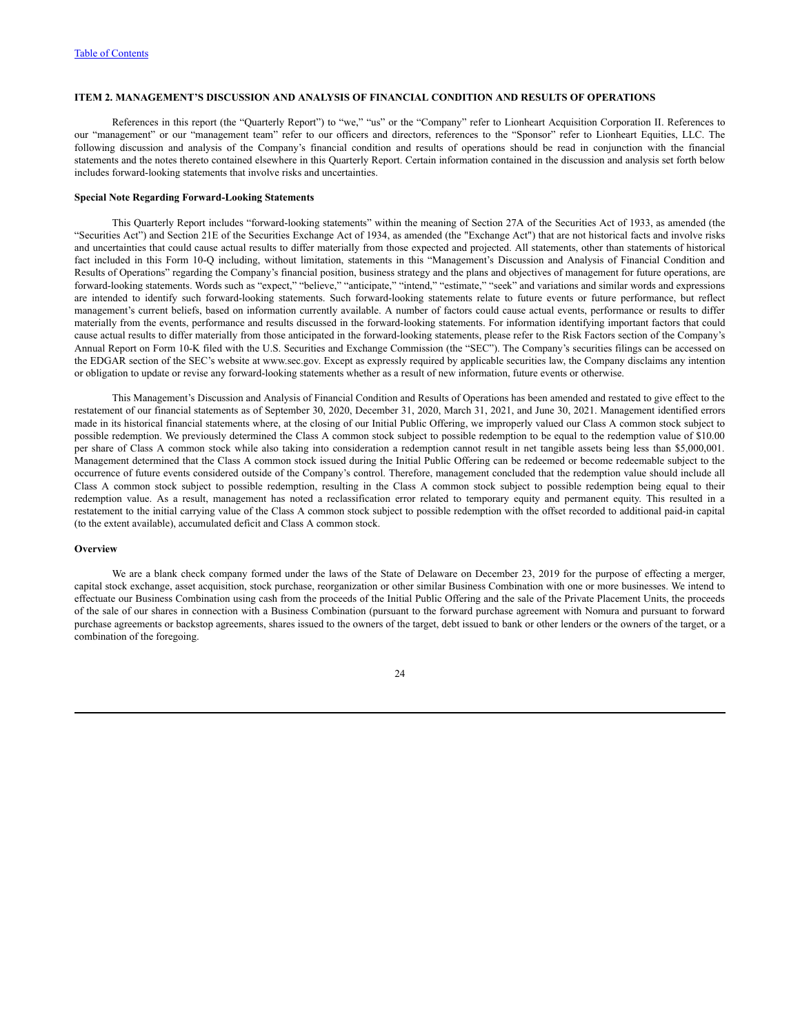## ITEM 2. MANAGEMENT'S DISCUSSION AND ANALYSIS OF FINANCIAL CONDITION AND RESULTS OF OPERATIONS

References in this report (the "Quarterly Report") to "we," "us" or the "Company" refer to Lionheart Acquisition Corporation II. References to our "management" or our "management team" refer to our officers and directors, references to the "Sponsor" refer to Lionheart Equities, LLC. The following discussion and analysis of the Company's financial condition and results of operations should be read in conjunction with the financial statements and the notes thereto contained elsewhere in this Quarterly Report. Certain information contained in the discussion and analysis set forth below includes forward-looking statements that involve risks and uncertainties.

**Special Note Regarding Forward-Looking Statements**

This Quarterly Report includes "forward-looking statements" within the meaning of Section 27A of the Securities Act of 1933, as amended (the "Securities Act") and Section 21E of the Securities Exchange Act of 1934, as amended (the "Exchange Act") that are not historical facts and involve risks and uncertainties that could cause actual results to differ materially from those expected and projected. All statements, other than statements of historical fact included in this Form 10-Q including, without limitation, statements in this "Management's Discussion and Analysis of Financial Condition and Results of Operations" regarding the Company's financial position, business strategy and the plans and objectives of management for future operations, are forward-looking statements. Words such as "expect," "believe," "anticipate," "intend," "estimate," "seek" and variations and similar words and expressions are intended to identify such forward-looking statements. Such forward-looking statements relate to future events or future performance, but reflect management's current beliefs, based on information currently available. A number of factors could cause actual events, performance or results to differ materially from the events, performance and results discussed in the forward-looking statements. For information identifying important factors that could cause actual results to differ materially from those anticipated in the forward-looking statements, please refer to the Risk Factors section of the Company's Annual Report on Form 10-K filed with the U.S. Securities and Exchange Commission (the "SEC"). The Company's securities filings can be accessed on the EDGAR section of the SEC's website at www.sec.gov. Except as expressly required by applicable securities law, the Company disclaims any intention or obligation to update or revise any forward-looking statements whether as a result of new information, future events or otherwise.

This Management's Discussion and Analysis of Financial Condition and Results of Operations has been amended and restated to give effect to the restatement of our financial statements as of September 30, 2020, December 31, 2020, March 31, 2021, and June 30, 2021. Management identified errors made in its historical financial statements where, at the closing of our Initial Public Offering, we improperly valued our Class A common stock subject to possible redemption. We previously determined the Class A common stock subject to possible redemption to be equal to the redemption value of $10.00 per share of Class A common stock while also taking into consideration a redemption cannot result in net tangible assets being less than $5,000,001. Management determined that the Class A common stock issued during the Initial Public Offering can be redeemed or become redeemable subject to the occurrence of future events considered outside of the Company's control. Therefore, management concluded that the redemption value should include all Class A common stock subject to possible redemption, resulting in the Class A common stock subject to possible redemption being equal to their redemption value. As a result, management has noted a reclassification error related to temporary equity and permanent equity. This resulted in a restatement to the initial carrying value of the Class A common stock subject to possible redemption with the offset recorded to additional paid-in capital (to the extent available), accumulated deficit and Class A common stock.

**Overview**

We are a blank check company formed under the laws of the State of Delaware on December 23, 2019 for the purpose of effecting a merger, capital stock exchange, asset acquisition, stock purchase, reorganization or other similar Business Combination with one or more businesses. We intend to effectuate our Business Combination using cash from the proceeds of the Initial Public Offering and the sale of the Private Placement Units, the proceeds of the sale of our shares in connection with a Business Combination (pursuant to the forward purchase agreement with Nomura and pursuant to forward purchase agreements or backstop agreements, shares issued to the owners of the target, debt issued to bank or other lenders or the owners of the target, or a combination of the foregoing.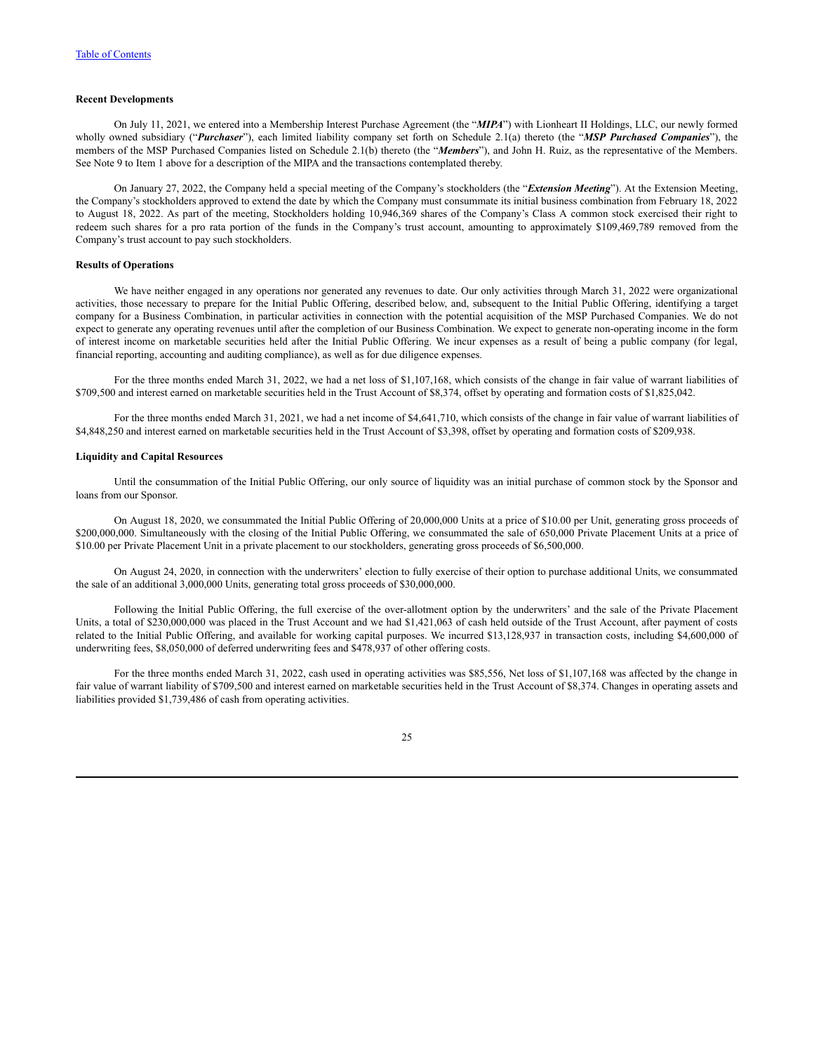**Recent Developments**

On July 11, 2021, we entered into a Membership Interest Purchase Agreement (the "***MIPA***") with Lionheart II Holdings, LLC, our newly formed wholly owned subsidiary ("***Purchaser***"), each limited liability company set forth on Schedule 2.1(a) thereto (the "***MSP Purchased Companies***"), the members of the MSP Purchased Companies listed on Schedule 2.1(b) thereto (the "***Members***"), and John H. Ruiz, as the representative of the Members. See Note 9 to Item 1 above for a description of the MIPA and the transactions contemplated thereby.

On January 27, 2022, the Company held a special meeting of the Company's stockholders (the "***Extension Meeting***"). At the Extension Meeting, the Company's stockholders approved to extend the date by which the Company must consummate its initial business combination from February 18, 2022 to August 18, 2022. As part of the meeting, Stockholders holding 10,946,369 shares of the Company's Class A common stock exercised their right to redeem such shares for a pro rata portion of the funds in the Company's trust account, amounting to approximately $109,469,789 removed from the Company's trust account to pay such stockholders.

**Results of Operations**

We have neither engaged in any operations nor generated any revenues to date. Our only activities through March 31, 2022 were organizational activities, those necessary to prepare for the Initial Public Offering, described below, and, subsequent to the Initial Public Offering, identifying a target company for a Business Combination, in particular activities in connection with the potential acquisition of the MSP Purchased Companies. We do not expect to generate any operating revenues until after the completion of our Business Combination. We expect to generate non-operating income in the form of interest income on marketable securities held after the Initial Public Offering. We incur expenses as a result of being a public company (for legal, financial reporting, accounting and auditing compliance), as well as for due diligence expenses.

For the three months ended March 31, 2022, we had a net loss of $1,107,168, which consists of the change in fair value of warrant liabilities of $709,500 and interest earned on marketable securities held in the Trust Account of $8,374, offset by operating and formation costs of $1,825,042.

For the three months ended March 31, 2021, we had a net income of $4,641,710, which consists of the change in fair value of warrant liabilities of $4,848,250 and interest earned on marketable securities held in the Trust Account of $3,398, offset by operating and formation costs of $209,938.

**Liquidity and Capital Resources**

Until the consummation of the Initial Public Offering, our only source of liquidity was an initial purchase of common stock by the Sponsor and loans from our Sponsor.

On August 18, 2020, we consummated the Initial Public Offering of 20,000,000 Units at a price of $10.00 per Unit, generating gross proceeds of $200,000,000. Simultaneously with the closing of the Initial Public Offering, we consummated the sale of 650,000 Private Placement Units at a price of $10.00 per Private Placement Unit in a private placement to our stockholders, generating gross proceeds of $6,500,000.

On August 24, 2020, in connection with the underwriters' election to fully exercise of their option to purchase additional Units, we consummated the sale of an additional 3,000,000 Units, generating total gross proceeds of $30,000,000.

Following the Initial Public Offering, the full exercise of the over-allotment option by the underwriters' and the sale of the Private Placement Units, a total of $230,000,000 was placed in the Trust Account and we had $1,421,063 of cash held outside of the Trust Account, after payment of costs related to the Initial Public Offering, and available for working capital purposes. We incurred $13,128,937 in transaction costs, including $4,600,000 of underwriting fees, $8,050,000 of deferred underwriting fees and $478,937 of other offering costs.

For the three months ended March 31, 2022, cash used in operating activities was $85,556, Net loss of $1,107,168 was affected by the change in fair value of warrant liability of $709,500 and interest earned on marketable securities held in the Trust Account of $8,374. Changes in operating assets and liabilities provided $1,739,486 of cash from operating activities.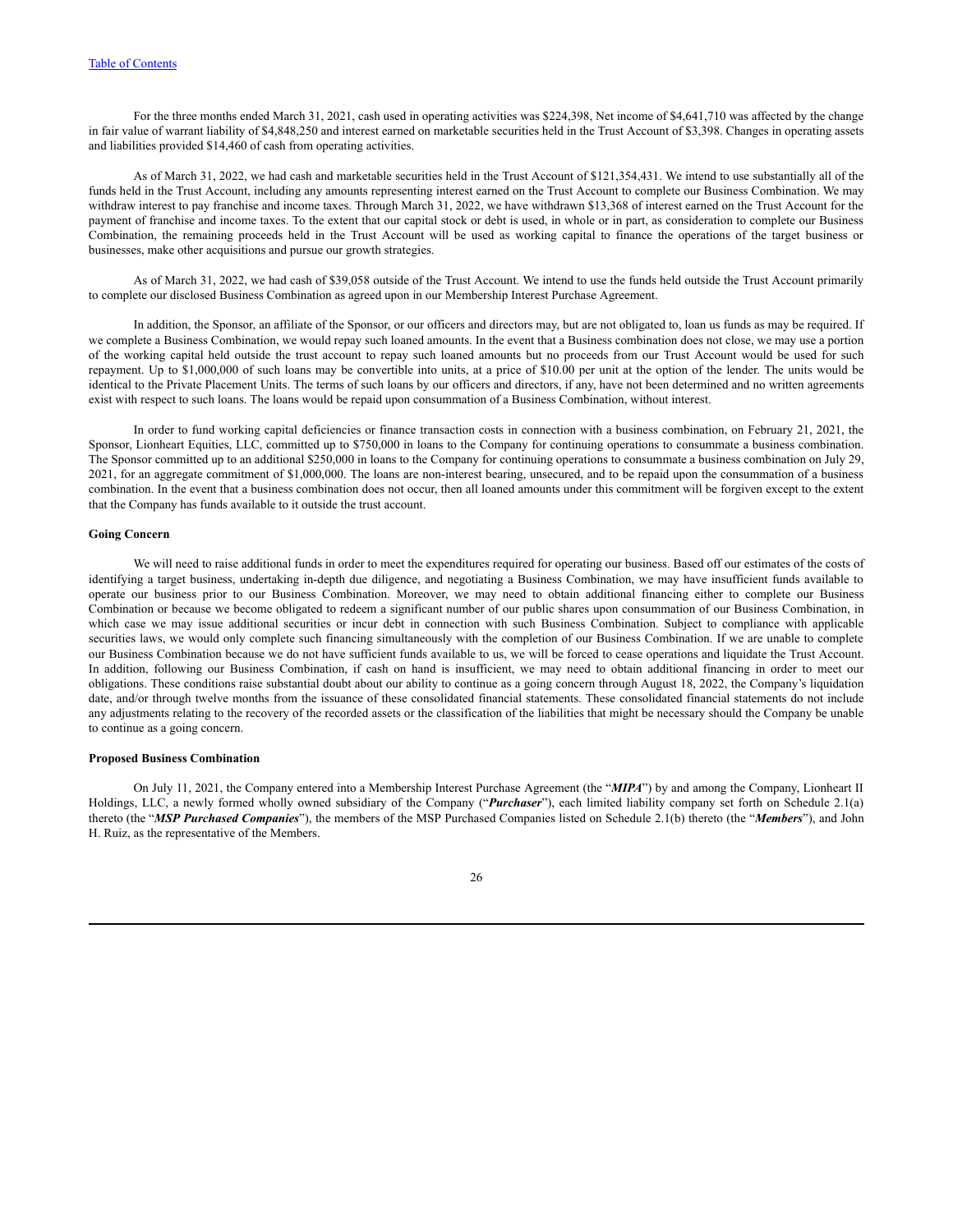For the three months ended March 31, 2021, cash used in operating activities was $224,398, Net income of $4,641,710 was affected by the change in fair value of warrant liability of $4,848,250 and interest earned on marketable securities held in the Trust Account of $3,398. Changes in operating assets and liabilities provided $14,460 of cash from operating activities.

As of March 31, 2022, we had cash and marketable securities held in the Trust Account of $121,354,431. We intend to use substantially all of the funds held in the Trust Account, including any amounts representing interest earned on the Trust Account to complete our Business Combination. We may withdraw interest to pay franchise and income taxes. Through March 31, 2022, we have withdrawn $13,368 of interest earned on the Trust Account for the payment of franchise and income taxes. To the extent that our capital stock or debt is used, in whole or in part, as consideration to complete our Business Combination, the remaining proceeds held in the Trust Account will be used as working capital to finance the operations of the target business or businesses, make other acquisitions and pursue our growth strategies.

As of March 31, 2022, we had cash of $39,058 outside of the Trust Account. We intend to use the funds held outside the Trust Account primarily to complete our disclosed Business Combination as agreed upon in our Membership Interest Purchase Agreement.

In addition, the Sponsor, an affiliate of the Sponsor, or our officers and directors may, but are not obligated to, loan us funds as may be required. If we complete a Business Combination, we would repay such loaned amounts. In the event that a Business combination does not close, we may use a portion of the working capital held outside the trust account to repay such loaned amounts but no proceeds from our Trust Account would be used for such repayment. Up to $1,000,000 of such loans may be convertible into units, at a price of $10.00 per unit at the option of the lender. The units would be identical to the Private Placement Units. The terms of such loans by our officers and directors, if any, have not been determined and no written agreements exist with respect to such loans. The loans would be repaid upon consummation of a Business Combination, without interest.

In order to fund working capital deficiencies or finance transaction costs in connection with a business combination, on February 21, 2021, the Sponsor, Lionheart Equities, LLC, committed up to $750,000 in loans to the Company for continuing operations to consummate a business combination. The Sponsor committed up to an additional $250,000 in loans to the Company for continuing operations to consummate a business combination on July 29, 2021, for an aggregate commitment of $1,000,000. The loans are non-interest bearing, unsecured, and to be repaid upon the consummation of a business combination. In the event that a business combination does not occur, then all loaned amounts under this commitment will be forgiven except to the extent that the Company has funds available to it outside the trust account.

**Going Concern**

We will need to raise additional funds in order to meet the expenditures required for operating our business. Based off our estimates of the costs of identifying a target business, undertaking in-depth due diligence, and negotiating a Business Combination, we may have insufficient funds available to operate our business prior to our Business Combination. Moreover, we may need to obtain additional financing either to complete our Business Combination or because we become obligated to redeem a significant number of our public shares upon consummation of our Business Combination, in which case we may issue additional securities or incur debt in connection with such Business Combination. Subject to compliance with applicable securities laws, we would only complete such financing simultaneously with the completion of our Business Combination. If we are unable to complete our Business Combination because we do not have sufficient funds available to us, we will be forced to cease operations and liquidate the Trust Account. In addition, following our Business Combination, if cash on hand is insufficient, we may need to obtain additional financing in order to meet our obligations. These conditions raise substantial doubt about our ability to continue as a going concern through August 18, 2022, the Company's liquidation date, and/or through twelve months from the issuance of these consolidated financial statements. These consolidated financial statements do not include any adjustments relating to the recovery of the recorded assets or the classification of the liabilities that might be necessary should the Company be unable to continue as a going concern.

**Proposed Business Combination**

On July 11, 2021, the Company entered into a Membership Interest Purchase Agreement (the "***MIPA***") by and among the Company, Lionheart II Holdings, LLC, a newly formed wholly owned subsidiary of the Company ("***Purchaser***"), each limited liability company set forth on Schedule 2.1(a) thereto (the "***MSP Purchased Companies***"), the members of the MSP Purchased Companies listed on Schedule 2.1(b) thereto (the "***Members***"), and John H. Ruiz, as the representative of the Members.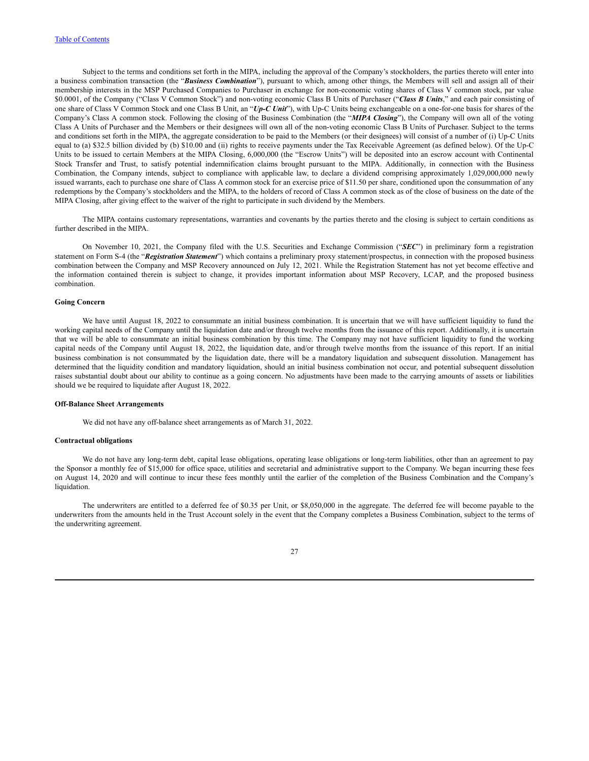Subject to the terms and conditions set forth in the MIPA, including the approval of the Company's stockholders, the parties thereto will enter into a business combination transaction (the "***Business Combination***"), pursuant to which, among other things, the Members will sell and assign all of their membership interests in the MSP Purchased Companies to Purchaser in exchange for non-economic voting shares of Class V common stock, par value $0.0001, of the Company ("Class V Common Stock") and non-voting economic Class B Units of Purchaser ("***Class B Units***," and each pair consisting of one share of Class V Common Stock and one Class B Unit, an "***Up-C Unit***"), with Up-C Units being exchangeable on a one-for-one basis for shares of the Company's Class A common stock. Following the closing of the Business Combination (the "***MIPA Closing***"), the Company will own all of the voting Class A Units of Purchaser and the Members or their designees will own all of the non-voting economic Class B Units of Purchaser. Subject to the terms and conditions set forth in the MIPA, the aggregate consideration to be paid to the Members (or their designees) will consist of a number of (i) Up-C Units equal to (a) $32.5 billion divided by (b) $10.00 and (ii) rights to receive payments under the Tax Receivable Agreement (as defined below). Of the Up-C Units to be issued to certain Members at the MIPA Closing, 6,000,000 (the "Escrow Units") will be deposited into an escrow account with Continental Stock Transfer and Trust, to satisfy potential indemnification claims brought pursuant to the MIPA. Additionally, in connection with the Business Combination, the Company intends, subject to compliance with applicable law, to declare a dividend comprising approximately 1,029,000,000 newly issued warrants, each to purchase one share of Class A common stock for an exercise price of $11.50 per share, conditioned upon the consummation of any redemptions by the Company's stockholders and the MIPA, to the holders of record of Class A common stock as of the close of business on the date of the MIPA Closing, after giving effect to the waiver of the right to participate in such dividend by the Members.

The MIPA contains customary representations, warranties and covenants by the parties thereto and the closing is subject to certain conditions as further described in the MIPA.

On November 10, 2021, the Company filed with the U.S. Securities and Exchange Commission ("***SEC***") in preliminary form a registration statement on Form S-4 (the "***Registration Statement***") which contains a preliminary proxy statement/prospectus, in connection with the proposed business combination between the Company and MSP Recovery announced on July 12, 2021. While the Registration Statement has not yet become effective and the information contained therein is subject to change, it provides important information about MSP Recovery, LCAP, and the proposed business combination.

**Going Concern**

We have until August 18, 2022 to consummate an initial business combination. It is uncertain that we will have sufficient liquidity to fund the working capital needs of the Company until the liquidation date and/or through twelve months from the issuance of this report. Additionally, it is uncertain that we will be able to consummate an initial business combination by this time. The Company may not have sufficient liquidity to fund the working capital needs of the Company until August 18, 2022, the liquidation date, and/or through twelve months from the issuance of this report. If an initial business combination is not consummated by the liquidation date, there will be a mandatory liquidation and subsequent dissolution. Management has determined that the liquidity condition and mandatory liquidation, should an initial business combination not occur, and potential subsequent dissolution raises substantial doubt about our ability to continue as a going concern. No adjustments have been made to the carrying amounts of assets or liabilities should we be required to liquidate after August 18, 2022.

**Off-Balance Sheet Arrangements**

We did not have any off-balance sheet arrangements as of March 31, 2022.

**Contractual obligations**

We do not have any long-term debt, capital lease obligations, operating lease obligations or long-term liabilities, other than an agreement to pay the Sponsor a monthly fee of $15,000 for office space, utilities and secretarial and administrative support to the Company. We began incurring these fees on August 14, 2020 and will continue to incur these fees monthly until the earlier of the completion of the Business Combination and the Company's liquidation.

The underwriters are entitled to a deferred fee of $0.35 per Unit, or $8,050,000 in the aggregate. The deferred fee will become payable to the underwriters from the amounts held in the Trust Account solely in the event that the Company completes a Business Combination, subject to the terms of the underwriting agreement.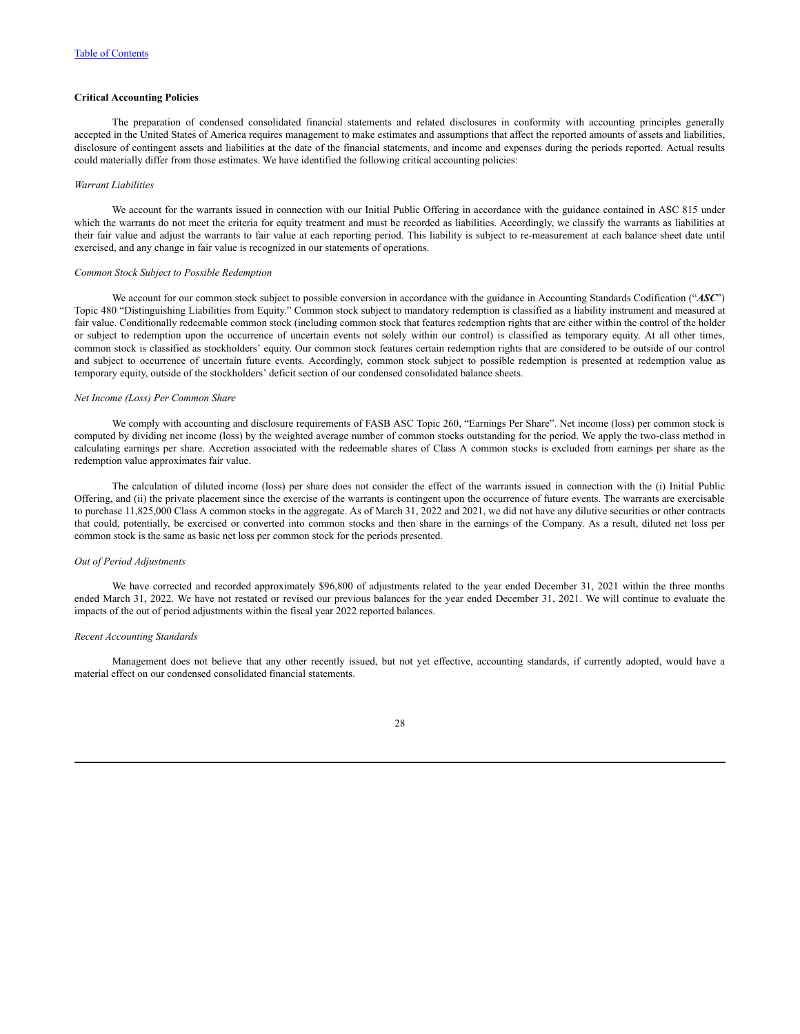[Table of Contents](#)

**Critical Accounting Policies**

The preparation of condensed consolidated financial statements and related disclosures in conformity with accounting principles generally accepted in the United States of America requires management to make estimates and assumptions that affect the reported amounts of assets and liabilities, disclosure of contingent assets and liabilities at the date of the financial statements, and income and expenses during the periods reported. Actual results could materially differ from those estimates. We have identified the following critical accounting policies:

*Warrant Liabilities*

We account for the warrants issued in connection with our Initial Public Offering in accordance with the guidance contained in ASC 815 under which the warrants do not meet the criteria for equity treatment and must be recorded as liabilities. Accordingly, we classify the warrants as liabilities at their fair value and adjust the warrants to fair value at each reporting period. This liability is subject to re-measurement at each balance sheet date until exercised, and any change in fair value is recognized in our statements of operations.

*Common Stock Subject to Possible Redemption*

We account for our common stock subject to possible conversion in accordance with the guidance in Accounting Standards Codification ("***ASC***") Topic 480 "Distinguishing Liabilities from Equity." Common stock subject to mandatory redemption is classified as a liability instrument and measured at fair value. Conditionally redeemable common stock (including common stock that features redemption rights that are either within the control of the holder or subject to redemption upon the occurrence of uncertain events not solely within our control) is classified as temporary equity. At all other times, common stock is classified as stockholders' equity. Our common stock features certain redemption rights that are considered to be outside of our control and subject to occurrence of uncertain future events. Accordingly, common stock subject to possible redemption is presented at redemption value as temporary equity, outside of the stockholders' deficit section of our condensed consolidated balance sheets.

*Net Income (Loss) Per Common Share*

We comply with accounting and disclosure requirements of FASB ASC Topic 260, "Earnings Per Share". Net income (loss) per common stock is computed by dividing net income (loss) by the weighted average number of common stocks outstanding for the period. We apply the two-class method in calculating earnings per share. Accretion associated with the redeemable shares of Class A common stocks is excluded from earnings per share as the redemption value approximates fair value.

The calculation of diluted income (loss) per share does not consider the effect of the warrants issued in connection with the (i) Initial Public Offering, and (ii) the private placement since the exercise of the warrants is contingent upon the occurrence of future events. The warrants are exercisable to purchase 11,825,000 Class A common stocks in the aggregate. As of March 31, 2022 and 2021, we did not have any dilutive securities or other contracts that could, potentially, be exercised or converted into common stocks and then share in the earnings of the Company. As a result, diluted net loss per common stock is the same as basic net loss per common stock for the periods presented.

*Out of Period Adjustments*

We have corrected and recorded approximately $96,800 of adjustments related to the year ended December 31, 2021 within the three months ended March 31, 2022. We have not restated or revised our previous balances for the year ended December 31, 2021. We will continue to evaluate the impacts of the out of period adjustments within the fiscal year 2022 reported balances.

*Recent Accounting Standards*

Management does not believe that any other recently issued, but not yet effective, accounting standards, if currently adopted, would have a material effect on our condensed consolidated financial statements.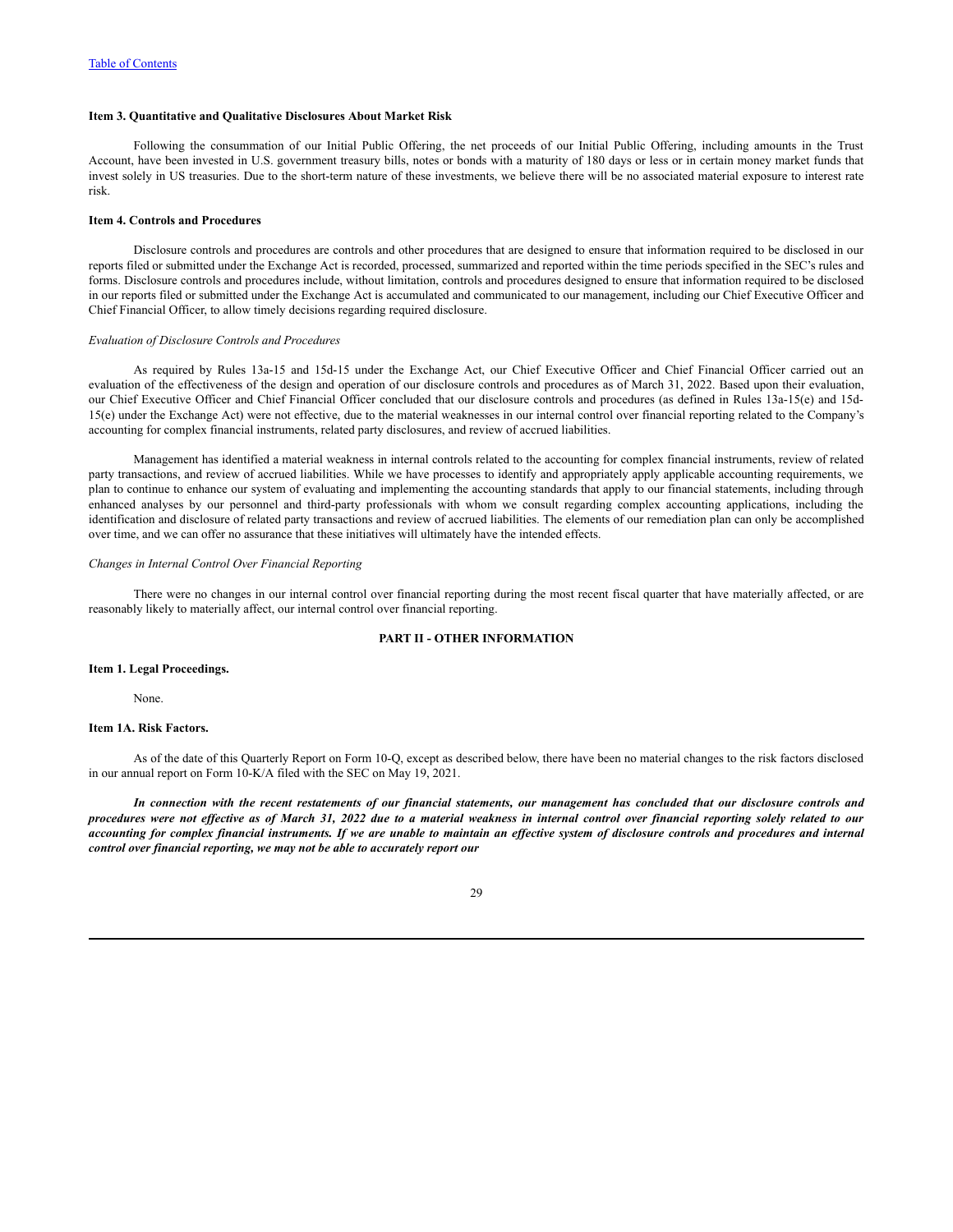### Item 3. Quantitative and Qualitative Disclosures About Market Risk

Following the consummation of our Initial Public Offering, the net proceeds of our Initial Public Offering, including amounts in the Trust Account, have been invested in U.S. government treasury bills, notes or bonds with a maturity of 180 days or less or in certain money market funds that invest solely in US treasuries. Due to the short-term nature of these investments, we believe there will be no associated material exposure to interest rate risk.

### Item 4. Controls and Procedures

Disclosure controls and procedures are controls and other procedures that are designed to ensure that information required to be disclosed in our reports filed or submitted under the Exchange Act is recorded, processed, summarized and reported within the time periods specified in the SEC's rules and forms. Disclosure controls and procedures include, without limitation, controls and procedures designed to ensure that information required to be disclosed in our reports filed or submitted under the Exchange Act is accumulated and communicated to our management, including our Chief Executive Officer and Chief Financial Officer, to allow timely decisions regarding required disclosure.

*Evaluation of Disclosure Controls and Procedures*

As required by Rules 13a-15 and 15d-15 under the Exchange Act, our Chief Executive Officer and Chief Financial Officer carried out an evaluation of the effectiveness of the design and operation of our disclosure controls and procedures as of March 31, 2022. Based upon their evaluation, our Chief Executive Officer and Chief Financial Officer concluded that our disclosure controls and procedures (as defined in Rules 13a-15(e) and 15d-15(e) under the Exchange Act) were not effective, due to the material weaknesses in our internal control over financial reporting related to the Company's accounting for complex financial instruments, related party disclosures, and review of accrued liabilities.

Management has identified a material weakness in internal controls related to the accounting for complex financial instruments, review of related party transactions, and review of accrued liabilities. While we have processes to identify and appropriately apply applicable accounting requirements, we plan to continue to enhance our system of evaluating and implementing the accounting standards that apply to our financial statements, including through enhanced analyses by our personnel and third-party professionals with whom we consult regarding complex accounting applications, including the identification and disclosure of related party transactions and review of accrued liabilities. The elements of our remediation plan can only be accomplished over time, and we can offer no assurance that these initiatives will ultimately have the intended effects.

*Changes in Internal Control Over Financial Reporting*

There were no changes in our internal control over financial reporting during the most recent fiscal quarter that have materially affected, or are reasonably likely to materially affect, our internal control over financial reporting.

## PART II - OTHER INFORMATION

### Item 1. Legal Proceedings.

None.

### Item 1A. Risk Factors.

As of the date of this Quarterly Report on Form 10-Q, except as described below, there have been no material changes to the risk factors disclosed in our annual report on Form 10-K/A filed with the SEC on May 19, 2021.

***In connection with the recent restatements of our financial statements, our management has concluded that our disclosure controls and procedures were not effective as of March 31, 2022 due to a material weakness in internal control over financial reporting solely related to our accounting for complex financial instruments. If we are unable to maintain an effective system of disclosure controls and procedures and internal control over financial reporting, we may not be able to accurately report our***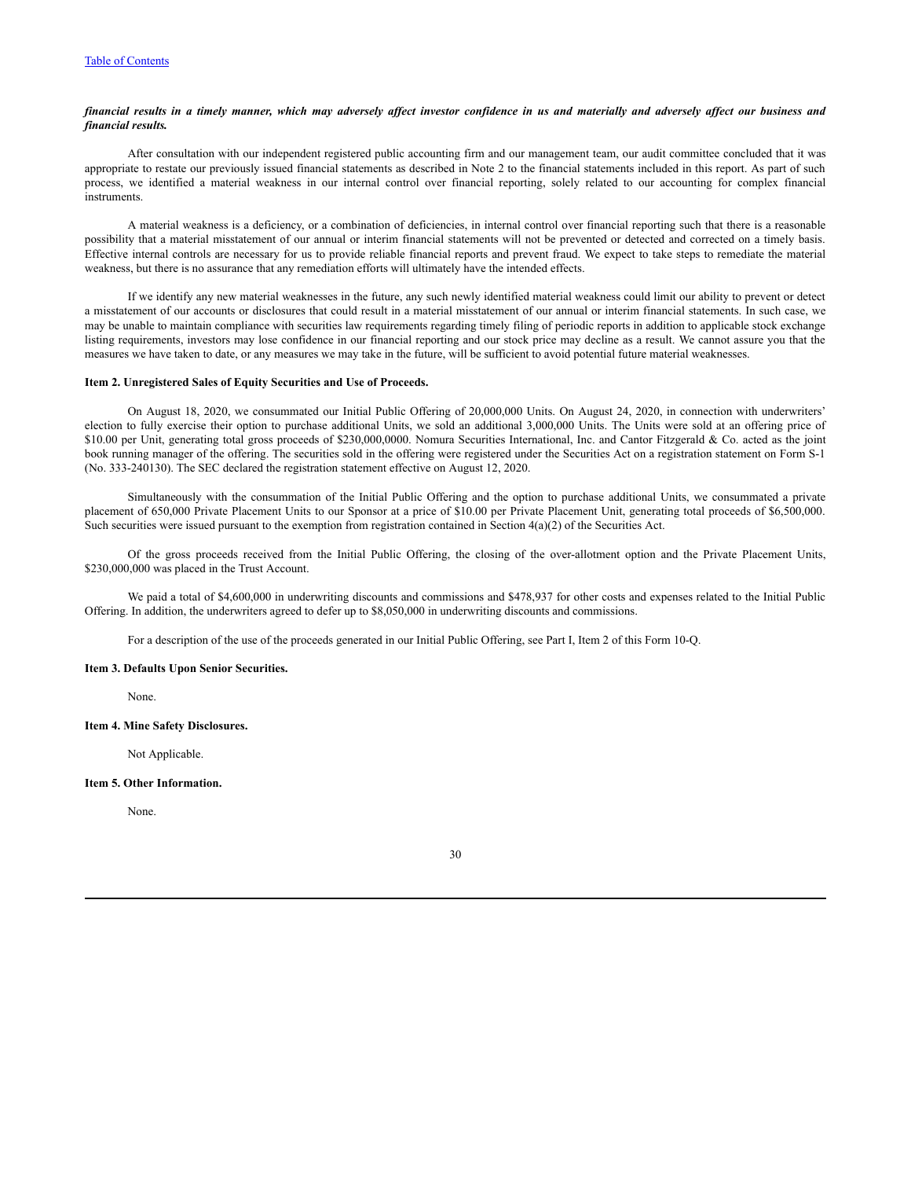***financial results in a timely manner, which may adversely affect investor confidence in us and materially and adversely affect our business and financial results.***

After consultation with our independent registered public accounting firm and our management team, our audit committee concluded that it was appropriate to restate our previously issued financial statements as described in Note 2 to the financial statements included in this report. As part of such process, we identified a material weakness in our internal control over financial reporting, solely related to our accounting for complex financial instruments.

A material weakness is a deficiency, or a combination of deficiencies, in internal control over financial reporting such that there is a reasonable possibility that a material misstatement of our annual or interim financial statements will not be prevented or detected and corrected on a timely basis. Effective internal controls are necessary for us to provide reliable financial reports and prevent fraud. We expect to take steps to remediate the material weakness, but there is no assurance that any remediation efforts will ultimately have the intended effects.

If we identify any new material weaknesses in the future, any such newly identified material weakness could limit our ability to prevent or detect a misstatement of our accounts or disclosures that could result in a material misstatement of our annual or interim financial statements. In such case, we may be unable to maintain compliance with securities law requirements regarding timely filing of periodic reports in addition to applicable stock exchange listing requirements, investors may lose confidence in our financial reporting and our stock price may decline as a result. We cannot assure you that the measures we have taken to date, or any measures we may take in the future, will be sufficient to avoid potential future material weaknesses.

**Item 2. Unregistered Sales of Equity Securities and Use of Proceeds.**

On August 18, 2020, we consummated our Initial Public Offering of 20,000,000 Units. On August 24, 2020, in connection with underwriters' election to fully exercise their option to purchase additional Units, we sold an additional 3,000,000 Units. The Units were sold at an offering price of $10.00 per Unit, generating total gross proceeds of $230,000,0000. Nomura Securities International, Inc. and Cantor Fitzgerald & Co. acted as the joint book running manager of the offering. The securities sold in the offering were registered under the Securities Act on a registration statement on Form S-1 (No. 333-240130). The SEC declared the registration statement effective on August 12, 2020.

Simultaneously with the consummation of the Initial Public Offering and the option to purchase additional Units, we consummated a private placement of 650,000 Private Placement Units to our Sponsor at a price of $10.00 per Private Placement Unit, generating total proceeds of $6,500,000. Such securities were issued pursuant to the exemption from registration contained in Section 4(a)(2) of the Securities Act.

Of the gross proceeds received from the Initial Public Offering, the closing of the over-allotment option and the Private Placement Units, $230,000,000 was placed in the Trust Account.

We paid a total of $4,600,000 in underwriting discounts and commissions and $478,937 for other costs and expenses related to the Initial Public Offering. In addition, the underwriters agreed to defer up to $8,050,000 in underwriting discounts and commissions.

For a description of the use of the proceeds generated in our Initial Public Offering, see Part I, Item 2 of this Form 10-Q.

**Item 3. Defaults Upon Senior Securities.**

None.

**Item 4. Mine Safety Disclosures.**

Not Applicable.

**Item 5. Other Information.**

None.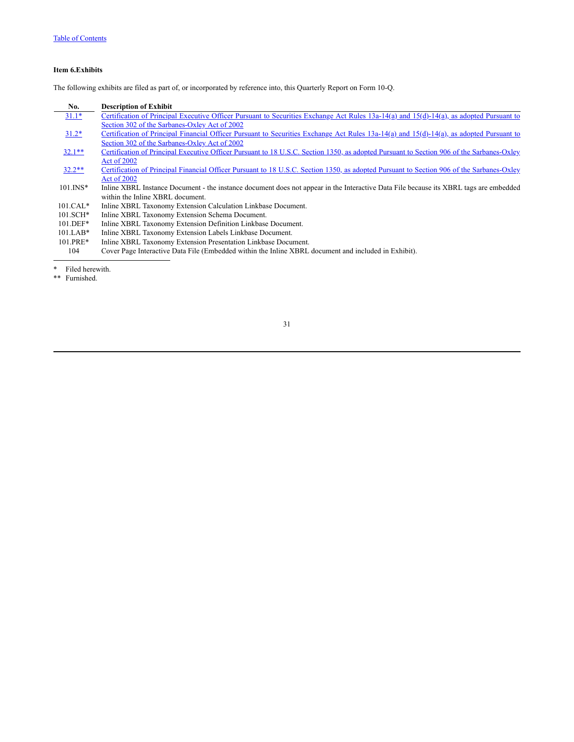### Item 6.Exhibits

The following exhibits are filed as part of, or incorporated by reference into, this Quarterly Report on Form 10-Q.

| No. | Description of Exhibit |
|---|---|
| 31.1* | Certification of Principal Executive Officer Pursuant to Securities Exchange Act Rules 13a-14(a) and 15(d)-14(a), as adopted Pursuant to Section 302 of the Sarbanes-Oxley Act of 2002 |
| 31.2* | Certification of Principal Financial Officer Pursuant to Securities Exchange Act Rules 13a-14(a) and 15(d)-14(a), as adopted Pursuant to Section 302 of the Sarbanes-Oxley Act of 2002 |
| 32.1** | Certification of Principal Executive Officer Pursuant to 18 U.S.C. Section 1350, as adopted Pursuant to Section 906 of the Sarbanes-Oxley Act of 2002 |
| 32.2** | Certification of Principal Financial Officer Pursuant to 18 U.S.C. Section 1350, as adopted Pursuant to Section 906 of the Sarbanes-Oxley Act of 2002 |
| 101.INS* | Inline XBRL Instance Document - the instance document does not appear in the Interactive Data File because its XBRL tags are embedded within the Inline XBRL document. |
| 101.CAL* | Inline XBRL Taxonomy Extension Calculation Linkbase Document. |
| 101.SCH* | Inline XBRL Taxonomy Extension Schema Document. |
| 101.DEF* | Inline XBRL Taxonomy Extension Definition Linkbase Document. |
| 101.LAB* | Inline XBRL Taxonomy Extension Labels Linkbase Document. |
| 101.PRE* | Inline XBRL Taxonomy Extension Presentation Linkbase Document. |
| 104 | Cover Page Interactive Data File (Embedded within the Inline XBRL document and included in Exhibit). |

\* Filed herewith.

** Furnished.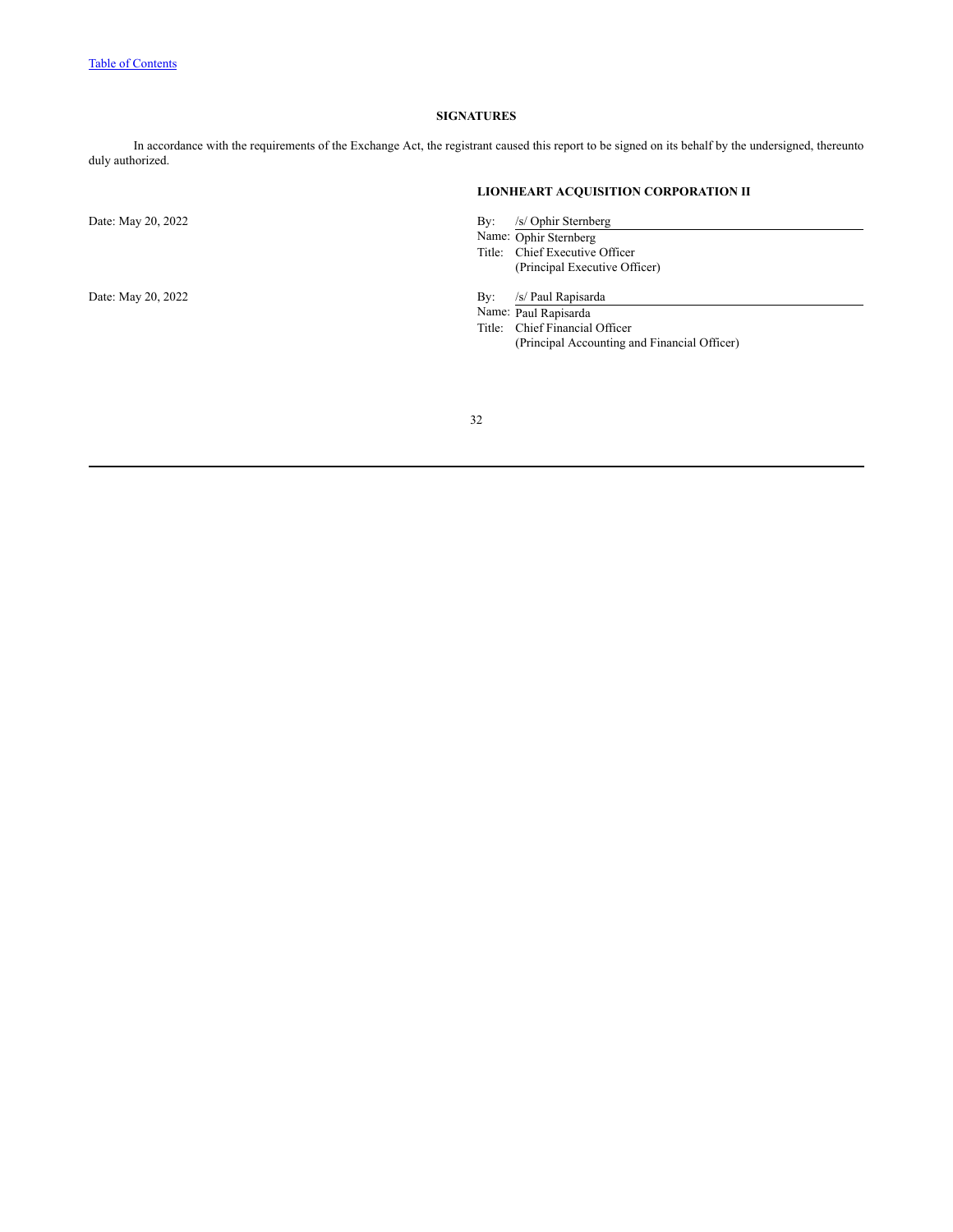## SIGNATURES

In accordance with the requirements of the Exchange Act, the registrant caused this report to be signed on its behalf by the undersigned, thereunto duly authorized.

**LIONHEART ACQUISITION CORPORATION II**

Date: May 20, 2022

By: /s/ Ophir Sternberg
Name: Ophir Sternberg
Title: Chief Executive Officer
(Principal Executive Officer)

Date: May 20, 2022

By: /s/ Paul Rapisarda
Name: Paul Rapisarda
Title: Chief Financial Officer
(Principal Accounting and Financial Officer)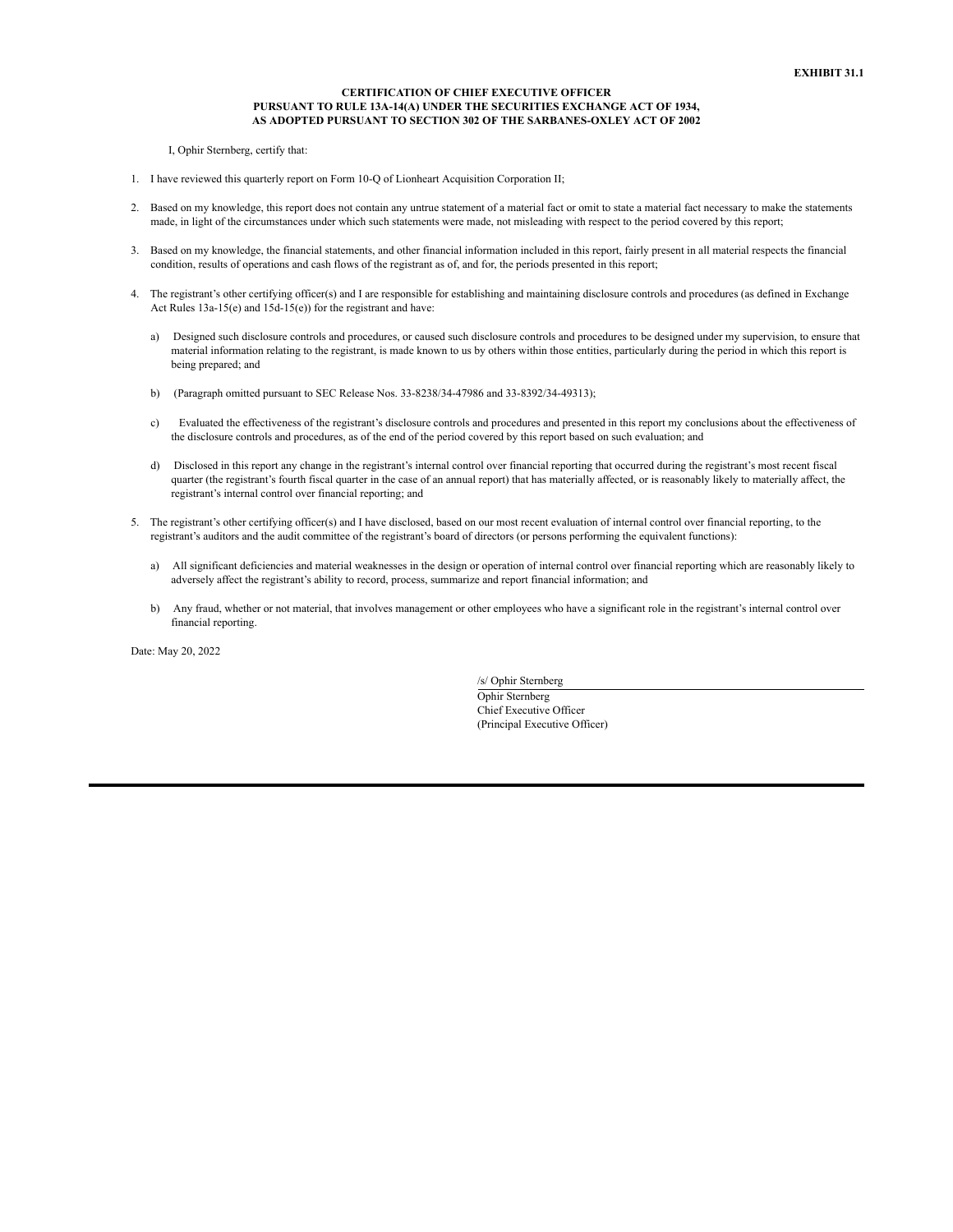**EXHIBIT 31.1**

**CERTIFICATION OF CHIEF EXECUTIVE OFFICER**
**PURSUANT TO RULE 13A-14(A) UNDER THE SECURITIES EXCHANGE ACT OF 1934,**
**AS ADOPTED PURSUANT TO SECTION 302 OF THE SARBANES-OXLEY ACT OF 2002**

I, Ophir Sternberg, certify that:

1. I have reviewed this quarterly report on Form 10-Q of Lionheart Acquisition Corporation II;

2. Based on my knowledge, this report does not contain any untrue statement of a material fact or omit to state a material fact necessary to make the statements made, in light of the circumstances under which such statements were made, not misleading with respect to the period covered by this report;

3. Based on my knowledge, the financial statements, and other financial information included in this report, fairly present in all material respects the financial condition, results of operations and cash flows of the registrant as of, and for, the periods presented in this report;

4. The registrant's other certifying officer(s) and I are responsible for establishing and maintaining disclosure controls and procedures (as defined in Exchange Act Rules 13a-15(e) and 15d-15(e)) for the registrant and have:

   a) Designed such disclosure controls and procedures, or caused such disclosure controls and procedures to be designed under my supervision, to ensure that material information relating to the registrant, is made known to us by others within those entities, particularly during the period in which this report is being prepared; and

   b) (Paragraph omitted pursuant to SEC Release Nos. 33-8238/34-47986 and 33-8392/34-49313);

   c) Evaluated the effectiveness of the registrant's disclosure controls and procedures and presented in this report my conclusions about the effectiveness of the disclosure controls and procedures, as of the end of the period covered by this report based on such evaluation; and

   d) Disclosed in this report any change in the registrant's internal control over financial reporting that occurred during the registrant's most recent fiscal quarter (the registrant's fourth fiscal quarter in the case of an annual report) that has materially affected, or is reasonably likely to materially affect, the registrant's internal control over financial reporting; and

5. The registrant's other certifying officer(s) and I have disclosed, based on our most recent evaluation of internal control over financial reporting, to the registrant's auditors and the audit committee of the registrant's board of directors (or persons performing the equivalent functions):

   a) All significant deficiencies and material weaknesses in the design or operation of internal control over financial reporting which are reasonably likely to adversely affect the registrant's ability to record, process, summarize and report financial information; and

   b) Any fraud, whether or not material, that involves management or other employees who have a significant role in the registrant's internal control over financial reporting.

Date: May 20, 2022

/s/ Ophir Sternberg
Ophir Sternberg
Chief Executive Officer
(Principal Executive Officer)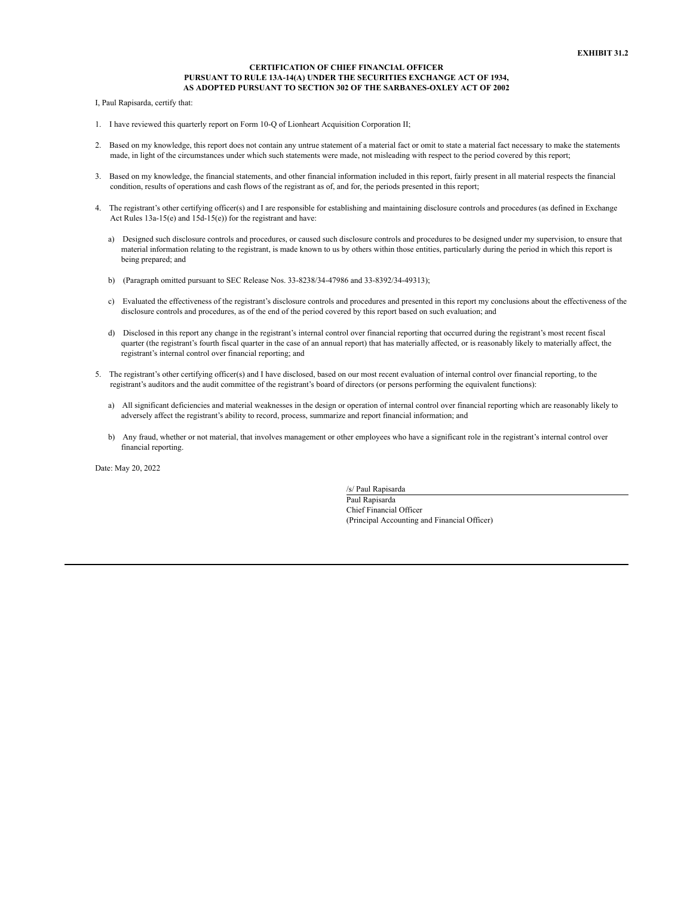**EXHIBIT 31.2**

**CERTIFICATION OF CHIEF FINANCIAL OFFICER**
**PURSUANT TO RULE 13A-14(A) UNDER THE SECURITIES EXCHANGE ACT OF 1934,**
**AS ADOPTED PURSUANT TO SECTION 302 OF THE SARBANES-OXLEY ACT OF 2002**

I, Paul Rapisarda, certify that:

1. I have reviewed this quarterly report on Form 10-Q of Lionheart Acquisition Corporation II;

2. Based on my knowledge, this report does not contain any untrue statement of a material fact or omit to state a material fact necessary to make the statements made, in light of the circumstances under which such statements were made, not misleading with respect to the period covered by this report;

3. Based on my knowledge, the financial statements, and other financial information included in this report, fairly present in all material respects the financial condition, results of operations and cash flows of the registrant as of, and for, the periods presented in this report;

4. The registrant's other certifying officer(s) and I are responsible for establishing and maintaining disclosure controls and procedures (as defined in Exchange Act Rules 13a-15(e) and 15d-15(e)) for the registrant and have:

   a) Designed such disclosure controls and procedures, or caused such disclosure controls and procedures to be designed under my supervision, to ensure that material information relating to the registrant, is made known to us by others within those entities, particularly during the period in which this report is being prepared; and

   b) (Paragraph omitted pursuant to SEC Release Nos. 33-8238/34-47986 and 33-8392/34-49313);

   c) Evaluated the effectiveness of the registrant's disclosure controls and procedures and presented in this report my conclusions about the effectiveness of the disclosure controls and procedures, as of the end of the period covered by this report based on such evaluation; and

   d) Disclosed in this report any change in the registrant's internal control over financial reporting that occurred during the registrant's most recent fiscal quarter (the registrant's fourth fiscal quarter in the case of an annual report) that has materially affected, or is reasonably likely to materially affect, the registrant's internal control over financial reporting; and

5. The registrant's other certifying officer(s) and I have disclosed, based on our most recent evaluation of internal control over financial reporting, to the registrant's auditors and the audit committee of the registrant's board of directors (or persons performing the equivalent functions):

   a) All significant deficiencies and material weaknesses in the design or operation of internal control over financial reporting which are reasonably likely to adversely affect the registrant's ability to record, process, summarize and report financial information; and

   b) Any fraud, whether or not material, that involves management or other employees who have a significant role in the registrant's internal control over financial reporting.

Date: May 20, 2022

/s/ Paul Rapisarda
Paul Rapisarda
Chief Financial Officer
(Principal Accounting and Financial Officer)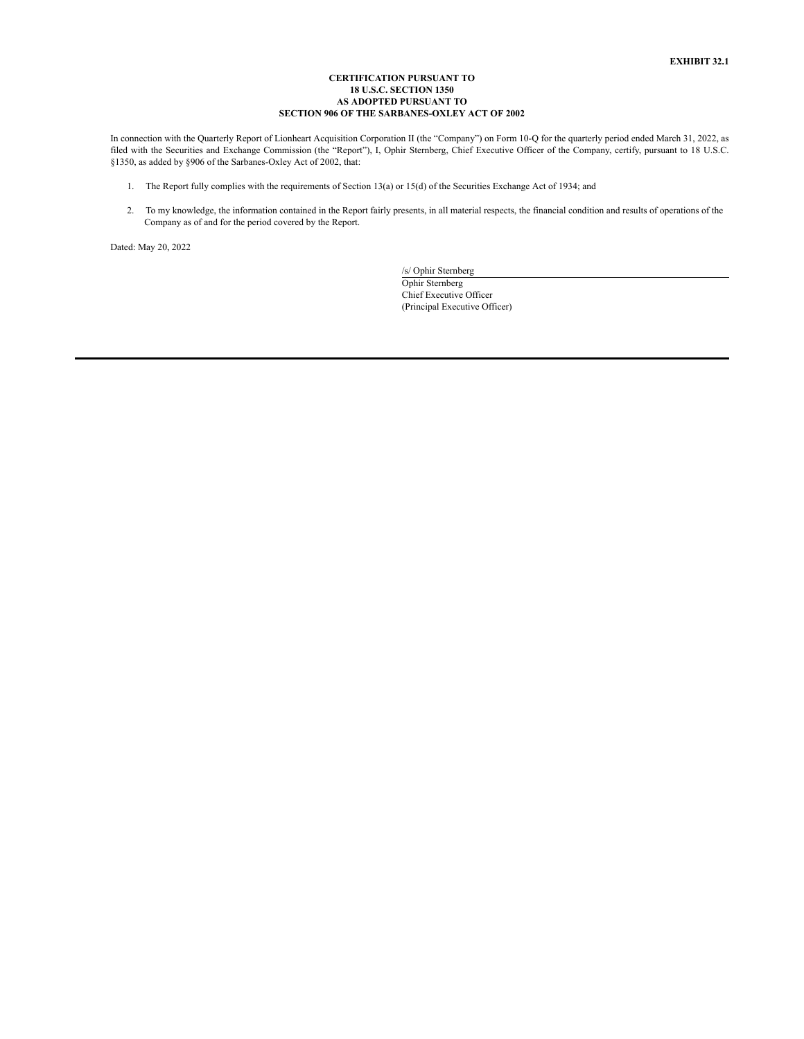**EXHIBIT 32.1**

**CERTIFICATION PURSUANT TO**
**18 U.S.C. SECTION 1350**
**AS ADOPTED PURSUANT TO**
**SECTION 906 OF THE SARBANES-OXLEY ACT OF 2002**

In connection with the Quarterly Report of Lionheart Acquisition Corporation II (the "Company") on Form 10-Q for the quarterly period ended March 31, 2022, as filed with the Securities and Exchange Commission (the "Report"), I, Ophir Sternberg, Chief Executive Officer of the Company, certify, pursuant to 18 U.S.C. §1350, as added by §906 of the Sarbanes-Oxley Act of 2002, that:

1. The Report fully complies with the requirements of Section 13(a) or 15(d) of the Securities Exchange Act of 1934; and

2. To my knowledge, the information contained in the Report fairly presents, in all material respects, the financial condition and results of operations of the Company as of and for the period covered by the Report.

Dated: May 20, 2022

/s/ Ophir Sternberg
Ophir Sternberg
Chief Executive Officer
(Principal Executive Officer)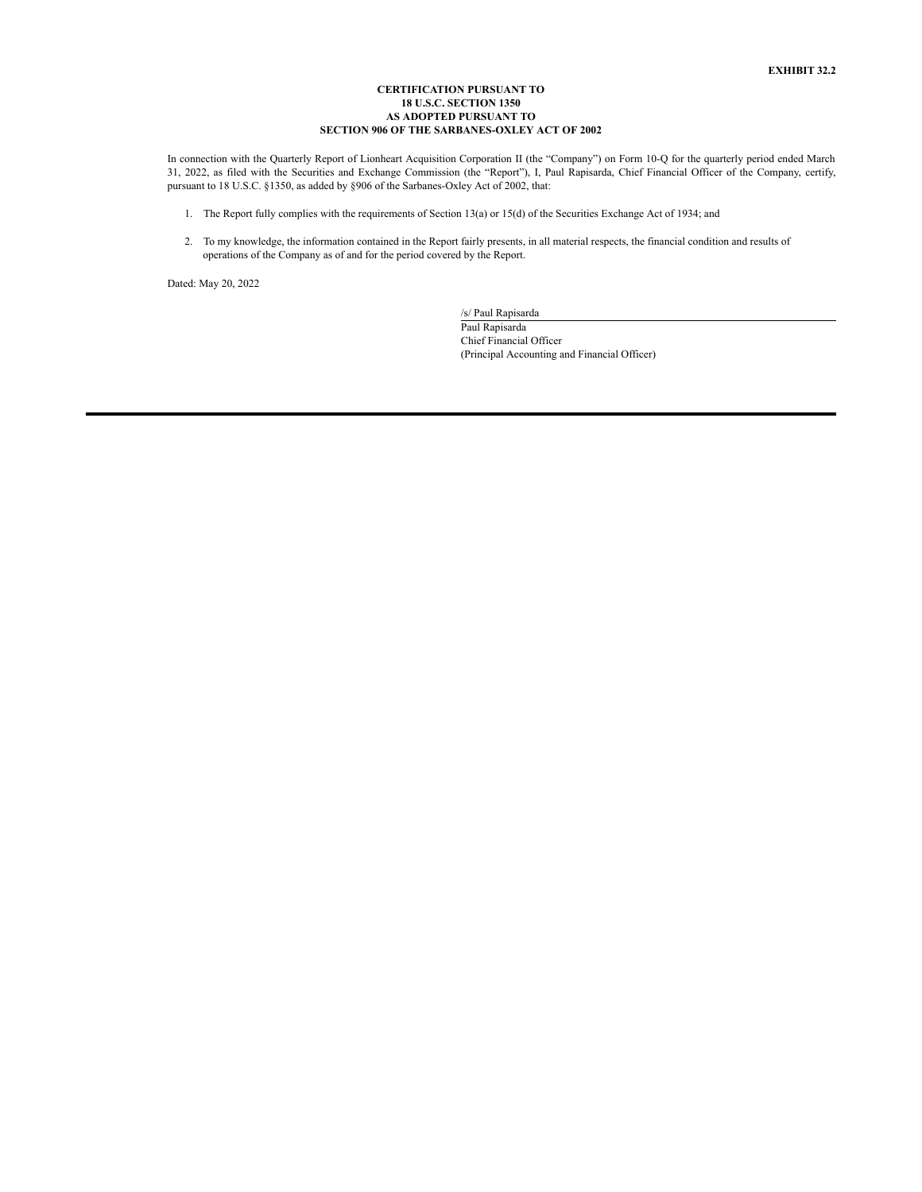**EXHIBIT 32.2**

**CERTIFICATION PURSUANT TO**
**18 U.S.C. SECTION 1350**
**AS ADOPTED PURSUANT TO**
**SECTION 906 OF THE SARBANES-OXLEY ACT OF 2002**

In connection with the Quarterly Report of Lionheart Acquisition Corporation II (the "Company") on Form 10-Q for the quarterly period ended March 31, 2022, as filed with the Securities and Exchange Commission (the "Report"), I, Paul Rapisarda, Chief Financial Officer of the Company, certify, pursuant to 18 U.S.C. §1350, as added by §906 of the Sarbanes-Oxley Act of 2002, that:

1. The Report fully complies with the requirements of Section 13(a) or 15(d) of the Securities Exchange Act of 1934; and
2. To my knowledge, the information contained in the Report fairly presents, in all material respects, the financial condition and results of operations of the Company as of and for the period covered by the Report.

Dated: May 20, 2022

/s/ Paul Rapisarda
Paul Rapisarda
Chief Financial Officer
(Principal Accounting and Financial Officer)